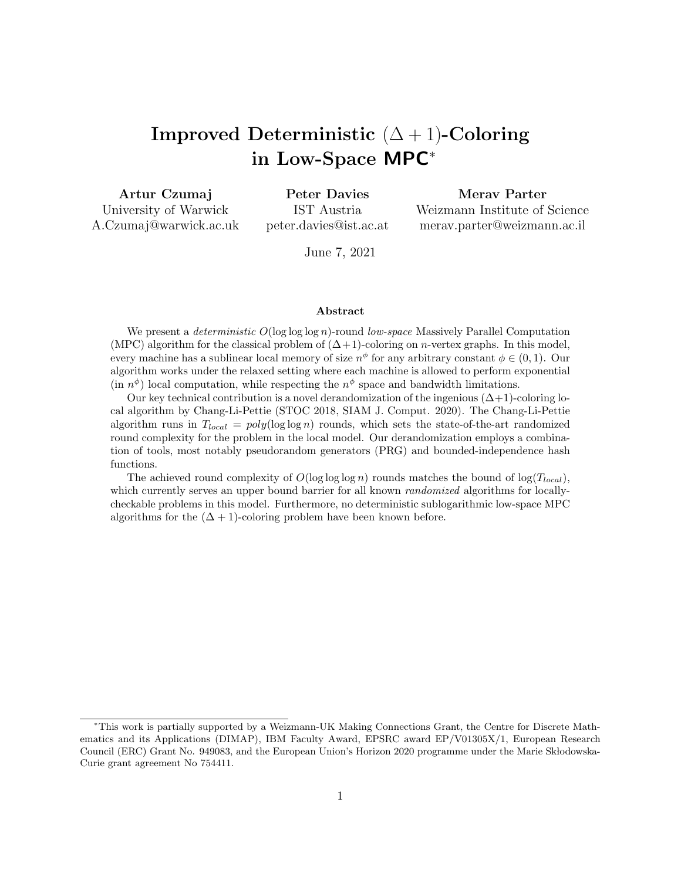# Improved Deterministic $(\Delta+1)$-Coloring in Low-Space MPC*

**Artur Czumaj**
University of Warwick
A.Czumaj@warwick.ac.uk

**Peter Davies**
IST Austria
peter.davies@ist.ac.at

**Merav Parter**
Weizmann Institute of Science
merav.parter@weizmann.ac.il

June 7, 2021

### Abstract

We present a *deterministic* $O(\log\log\log n)$-round *low-space* Massively Parallel Computation (MPC) algorithm for the classical problem of $(\Delta+1)$-coloring on $n$-vertex graphs. In this model, every machine has a sublinear local memory of size $n^{\phi}$ for any arbitrary constant $\phi \in (0,1)$. Our algorithm works under the relaxed setting where each machine is allowed to perform exponential (in $n^{\phi}$) local computation, while respecting the $n^{\phi}$ space and bandwidth limitations.

Our key technical contribution is a novel derandomization of the ingenious $(\Delta+1)$-coloring local algorithm by Chang-Li-Pettie (STOC 2018, SIAM J. Comput. 2020). The Chang-Li-Pettie algorithm runs in $T_{local} = poly(\log\log n)$ rounds, which sets the state-of-the-art randomized round complexity for the problem in the local model. Our derandomization employs a combination of tools, most notably pseudorandom generators (PRG) and bounded-independence hash functions.

The achieved round complexity of $O(\log\log\log n)$ rounds matches the bound of $\log(T_{local})$, which currently serves an upper bound barrier for all known *randomized* algorithms for locally-checkable problems in this model. Furthermore, no deterministic sublogarithmic low-space MPC algorithms for the $(\Delta+1)$-coloring problem have been known before.

*This work is partially supported by a Weizmann-UK Making Connections Grant, the Centre for Discrete Mathematics and its Applications (DIMAP), IBM Faculty Award, EPSRC award EP/V01305X/1, European Research Council (ERC) Grant No. 949083, and the European Union's Horizon 2020 programme under the Marie Skłodowska-Curie grant agreement No 754411.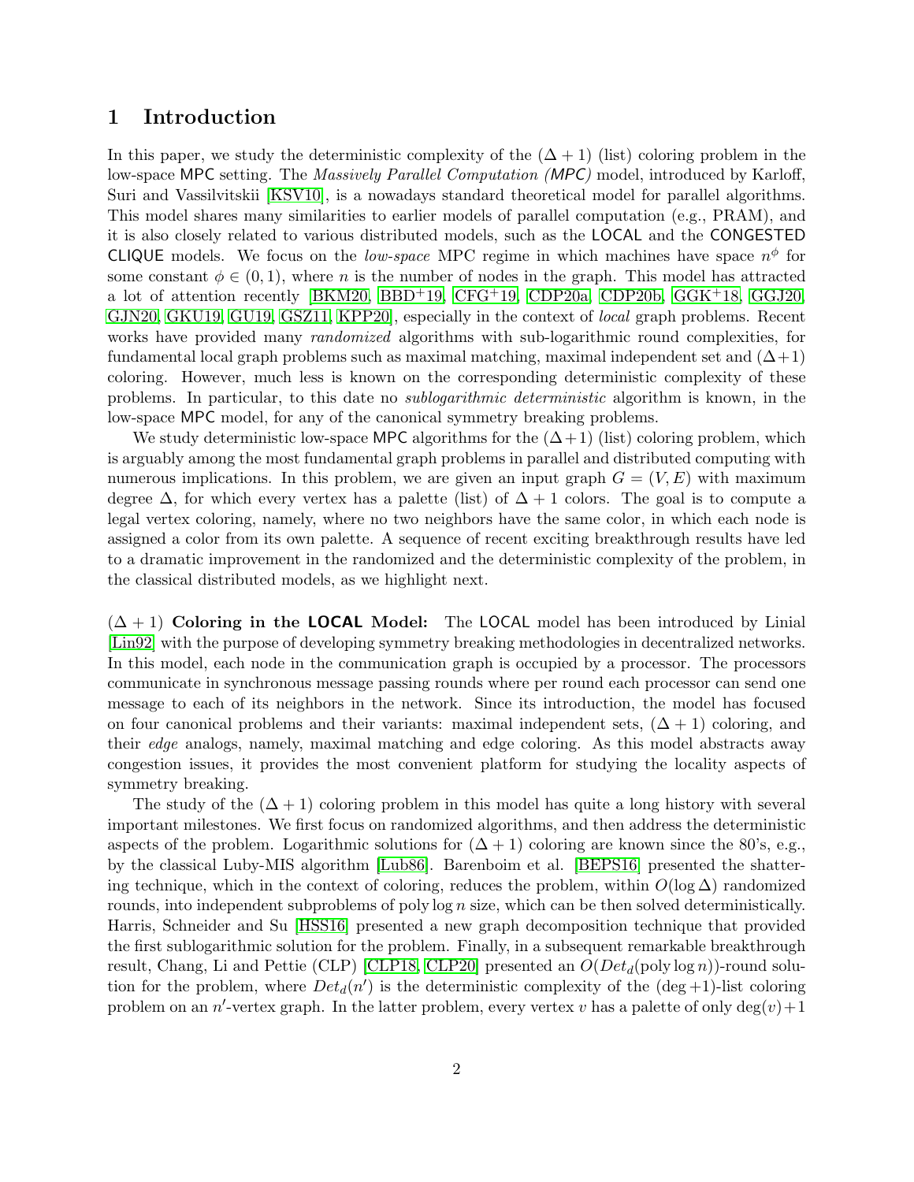# 1 Introduction

In this paper, we study the deterministic complexity of the $(\Delta + 1)$ (list) coloring problem in the low-space MPC setting. The *Massively Parallel Computation (MPC)* model, introduced by Karloff, Suri and Vassilvitskii [KSV10], is a nowadays standard theoretical model for parallel algorithms. This model shares many similarities to earlier models of parallel computation (e.g., PRAM), and it is also closely related to various distributed models, such as the LOCAL and the CONGESTED CLIQUE models. We focus on the *low-space* MPC regime in which machines have space $n^\phi$ for some constant $\phi \in (0, 1)$, where $n$ is the number of nodes in the graph. This model has attracted a lot of attention recently [BKM20, BBD+19, CFG+19, CDP20a, CDP20b, GGK+18, GGJ20, GJN20, GKU19, GU19, GSZ11, KPP20], especially in the context of *local* graph problems. Recent works have provided many *randomized* algorithms with sub-logarithmic round complexities, for fundamental local graph problems such as maximal matching, maximal independent set and $(\Delta+1)$ coloring. However, much less is known on the corresponding deterministic complexity of these problems. In particular, to this date no *sublogarithmic deterministic* algorithm is known, in the low-space MPC model, for any of the canonical symmetry breaking problems.

We study deterministic low-space MPC algorithms for the $(\Delta+1)$ (list) coloring problem, which is arguably among the most fundamental graph problems in parallel and distributed computing with numerous implications. In this problem, we are given an input graph $G = (V, E)$ with maximum degree $\Delta$, for which every vertex has a palette (list) of $\Delta + 1$ colors. The goal is to compute a legal vertex coloring, namely, where no two neighbors have the same color, in which each node is assigned a color from its own palette. A sequence of recent exciting breakthrough results have led to a dramatic improvement in the randomized and the deterministic complexity of the problem, in the classical distributed models, as we highlight next.

**$(\Delta + 1)$ Coloring in the LOCAL Model:** The LOCAL model has been introduced by Linial [Lin92] with the purpose of developing symmetry breaking methodologies in decentralized networks. In this model, each node in the communication graph is occupied by a processor. The processors communicate in synchronous message passing rounds where per round each processor can send one message to each of its neighbors in the network. Since its introduction, the model has focused on four canonical problems and their variants: maximal independent sets, $(\Delta + 1)$ coloring, and their *edge* analogs, namely, maximal matching and edge coloring. As this model abstracts away congestion issues, it provides the most convenient platform for studying the locality aspects of symmetry breaking.

The study of the $(\Delta + 1)$ coloring problem in this model has quite a long history with several important milestones. We first focus on randomized algorithms, and then address the deterministic aspects of the problem. Logarithmic solutions for $(\Delta + 1)$ coloring are known since the 80's, e.g., by the classical Luby-MIS algorithm [Lub86]. Barenboim et al. [BEPS16] presented the shattering technique, which in the context of coloring, reduces the problem, within $O(\log \Delta)$ randomized rounds, into independent subproblems of $\text{poly} \log n$ size, which can be then solved deterministically. Harris, Schneider and Su [HSS16] presented a new graph decomposition technique that provided the first sublogarithmic solution for the problem. Finally, in a subsequent remarkable breakthrough result, Chang, Li and Pettie (CLP) [CLP18, CLP20] presented an $O(Det_d(\text{poly} \log n))$-round solution for the problem, where $Det_d(n')$ is the deterministic complexity of the $(\deg +1)$-list coloring problem on an $n'$-vertex graph. In the latter problem, every vertex $v$ has a palette of only $\deg(v)+1$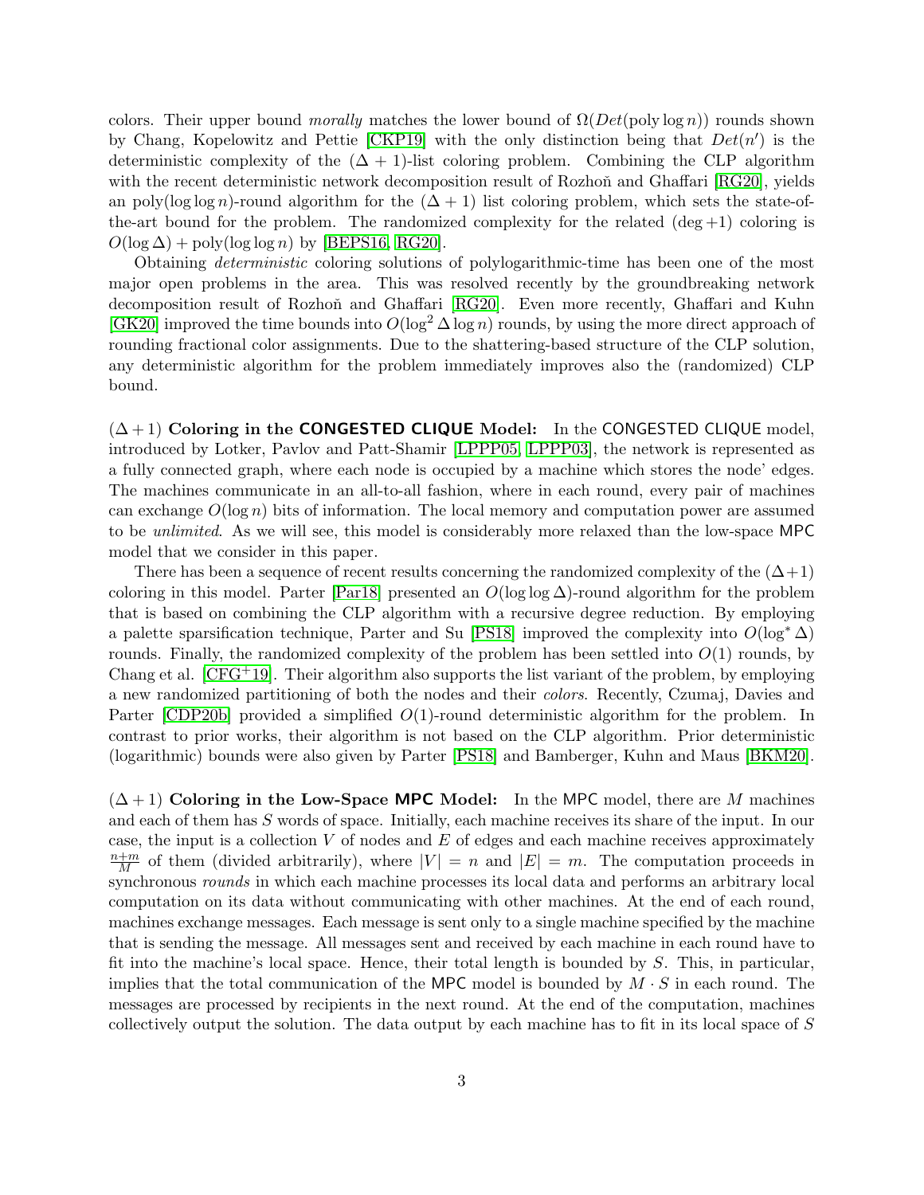colors. Their upper bound *morally* matches the lower bound of $\Omega(Det(\text{poly}\log n))$ rounds shown by Chang, Kopelowitz and Pettie [CKP19] with the only distinction being that $Det(n')$ is the deterministic complexity of the $(\Delta + 1)$-list coloring problem. Combining the CLP algorithm with the recent deterministic network decomposition result of Rozhoň and Ghaffari [RG20], yields an poly$(\log\log n)$-round algorithm for the $(\Delta + 1)$ list coloring problem, which sets the state-of-the-art bound for the problem. The randomized complexity for the related $(\deg + 1)$ coloring is $O(\log \Delta) + \text{poly}(\log\log n)$ by [BEPS16, RG20].

Obtaining *deterministic* coloring solutions of polylogarithmic-time has been one of the most major open problems in the area. This was resolved recently by the groundbreaking network decomposition result of Rozhoň and Ghaffari [RG20]. Even more recently, Ghaffari and Kuhn [GK20] improved the time bounds into $O(\log^2 \Delta \log n)$ rounds, by using the more direct approach of rounding fractional color assignments. Due to the shattering-based structure of the CLP solution, any deterministic algorithm for the problem immediately improves also the (randomized) CLP bound.

**$(\Delta+1)$ Coloring in the CONGESTED CLIQUE Model:** In the CONGESTED CLIQUE model, introduced by Lotker, Pavlov and Patt-Shamir [LPPP05, LPPP03], the network is represented as a fully connected graph, where each node is occupied by a machine which stores the node' edges. The machines communicate in an all-to-all fashion, where in each round, every pair of machines can exchange $O(\log n)$ bits of information. The local memory and computation power are assumed to be *unlimited*. As we will see, this model is considerably more relaxed than the low-space MPC model that we consider in this paper.

There has been a sequence of recent results concerning the randomized complexity of the $(\Delta+1)$ coloring in this model. Parter [Par18] presented an $O(\log\log \Delta)$-round algorithm for the problem that is based on combining the CLP algorithm with a recursive degree reduction. By employing a palette sparsification technique, Parter and Su [PS18] improved the complexity into $O(\log^* \Delta)$ rounds. Finally, the randomized complexity of the problem has been settled into $O(1)$ rounds, by Chang et al. [CFG+19]. Their algorithm also supports the list variant of the problem, by employing a new randomized partitioning of both the nodes and their *colors*. Recently, Czumaj, Davies and Parter [CDP20b] provided a simplified $O(1)$-round deterministic algorithm for the problem. In contrast to prior works, their algorithm is not based on the CLP algorithm. Prior deterministic (logarithmic) bounds were also given by Parter [PS18] and Bamberger, Kuhn and Maus [BKM20].

**$(\Delta+1)$ Coloring in the Low-Space MPC Model:** In the MPC model, there are $M$ machines and each of them has $S$ words of space. Initially, each machine receives its share of the input. In our case, the input is a collection $V$ of nodes and $E$ of edges and each machine receives approximately $\frac{n+m}{M}$ of them (divided arbitrarily), where $|V| = n$ and $|E| = m$. The computation proceeds in synchronous *rounds* in which each machine processes its local data and performs an arbitrary local computation on its data without communicating with other machines. At the end of each round, machines exchange messages. Each message is sent only to a single machine specified by the machine that is sending the message. All messages sent and received by each machine in each round have to fit into the machine's local space. Hence, their total length is bounded by $S$. This, in particular, implies that the total communication of the MPC model is bounded by $M \cdot S$ in each round. The messages are processed by recipients in the next round. At the end of the computation, machines collectively output the solution. The data output by each machine has to fit in its local space of $S$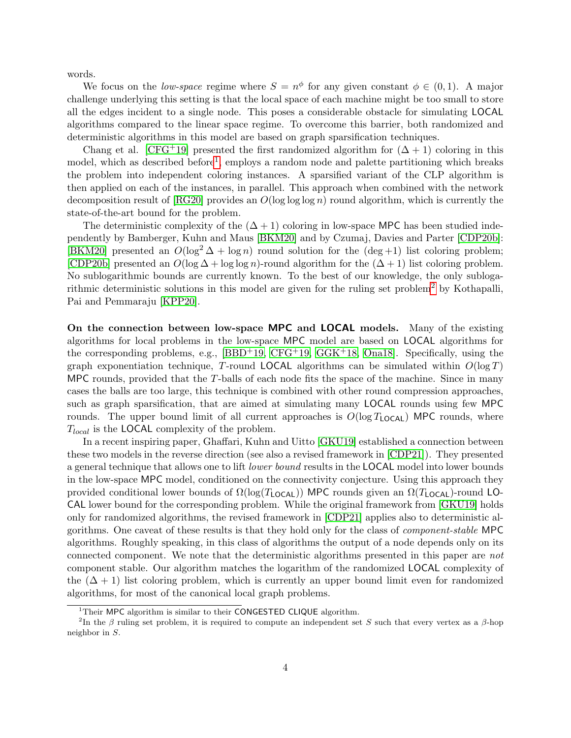words.

We focus on the *low-space* regime where $S = n^{\phi}$ for any given constant $\phi \in (0,1)$. A major challenge underlying this setting is that the local space of each machine might be too small to store all the edges incident to a single node. This poses a considerable obstacle for simulating LOCAL algorithms compared to the linear space regime. To overcome this barrier, both randomized and deterministic algorithms in this model are based on graph sparsification techniques.

Chang et al. [CFG+19] presented the first randomized algorithm for $(\Delta + 1)$ coloring in this model, which as described before[1], employs a random node and palette partitioning which breaks the problem into independent coloring instances. A sparsified variant of the CLP algorithm is then applied on each of the instances, in parallel. This approach when combined with the network decomposition result of [RG20] provides an $O(\log \log \log n)$ round algorithm, which is currently the state-of-the-art bound for the problem.

The deterministic complexity of the $(\Delta + 1)$ coloring in low-space MPC has been studied independently by Bamberger, Kuhn and Maus [BKM20] and by Czumaj, Davies and Parter [CDP20b]: [BKM20] presented an $O(\log^2 \Delta + \log n)$ round solution for the $(\deg + 1)$ list coloring problem; [CDP20b] presented an $O(\log \Delta + \log \log n)$-round algorithm for the $(\Delta + 1)$ list coloring problem. No sublogarithmic bounds are currently known. To the best of our knowledge, the only sublogarithmic deterministic solutions in this model are given for the ruling set problem[2] by Kothapalli, Pai and Pemmaraju [KPP20].

**On the connection between low-space MPC and LOCAL models.** Many of the existing algorithms for local problems in the low-space MPC model are based on LOCAL algorithms for the corresponding problems, e.g., [BBD+19, CFG+19, GGK+18, Ona18]. Specifically, using the graph exponentiation technique, $T$-round LOCAL algorithms can be simulated within $O(\log T)$ MPC rounds, provided that the $T$-balls of each node fits the space of the machine. Since in many cases the balls are too large, this technique is combined with other round compression approaches, such as graph sparsification, that are aimed at simulating many LOCAL rounds using few MPC rounds. The upper bound limit of all current approaches is $O(\log T_{\mathsf{LOCAL}})$ MPC rounds, where $T_{local}$ is the LOCAL complexity of the problem.

In a recent inspiring paper, Ghaffari, Kuhn and Uitto [GKU19] established a connection between these two models in the reverse direction (see also a revised framework in [CDP21]). They presented a general technique that allows one to lift *lower bound* results in the LOCAL model into lower bounds in the low-space MPC model, conditioned on the connectivity conjecture. Using this approach they provided conditional lower bounds of $\Omega(\log(T_{\mathsf{LOCAL}}))$ MPC rounds given an $\Omega(T_{\mathsf{LOCAL}})$-round LOCAL lower bound for the corresponding problem. While the original framework from [GKU19] holds only for randomized algorithms, the revised framework in [CDP21] applies also to deterministic algorithms. One caveat of these results is that they hold only for the class of *component-stable* MPC algorithms. Roughly speaking, in this class of algorithms the output of a node depends only on its connected component. We note that the deterministic algorithms presented in this paper are *not* component stable. Our algorithm matches the logarithm of the randomized LOCAL complexity of the $(\Delta + 1)$ list coloring problem, which is currently an upper bound limit even for randomized algorithms, for most of the canonical local graph problems.

[1] Their MPC algorithm is similar to their CONGESTED CLIQUE algorithm.

[2] In the $\beta$ ruling set problem, it is required to compute an independent set $S$ such that every vertex as a $\beta$-hop neighbor in $S$.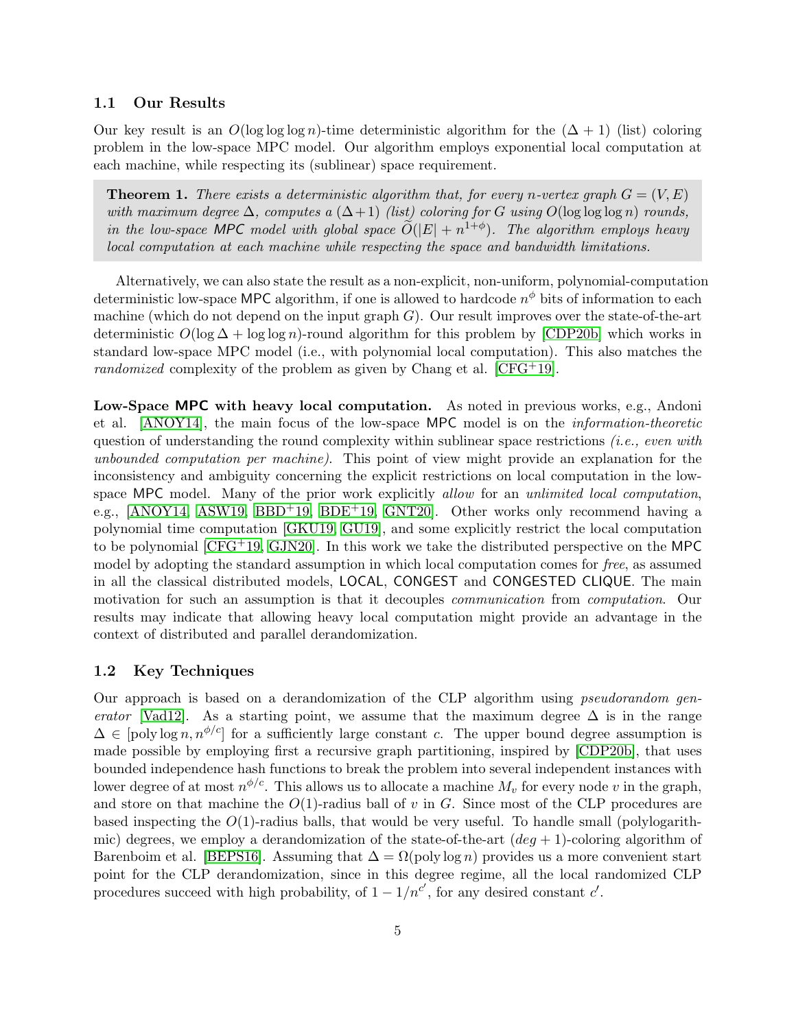### 1.1 Our Results

Our key result is an $O(\log \log \log n)$-time deterministic algorithm for the $(\Delta + 1)$ (list) coloring problem in the low-space MPC model. Our algorithm employs exponential local computation at each machine, while respecting its (sublinear) space requirement.

**Theorem 1.** *There exists a deterministic algorithm that, for every $n$-vertex graph $G = (V, E)$ with maximum degree $\Delta$, computes a $(\Delta+1)$ (list) coloring for $G$ using $O(\log \log \log n)$ rounds, in the low-space MPC model with global space $\widetilde{O}(|E| + n^{1+\phi})$. The algorithm employs heavy local computation at each machine while respecting the space and bandwidth limitations.*

Alternatively, we can also state the result as a non-explicit, non-uniform, polynomial-computation deterministic low-space MPC algorithm, if one is allowed to hardcode $n^{\phi}$ bits of information to each machine (which do not depend on the input graph $G$). Our result improves over the state-of-the-art deterministic $O(\log \Delta + \log \log n)$-round algorithm for this problem by [CDP20b] which works in standard low-space MPC model (i.e., with polynomial local computation). This also matches the *randomized* complexity of the problem as given by Chang et al. [CFG+19].

**Low-Space MPC with heavy local computation.** As noted in previous works, e.g., Andoni et al. [ANOY14], the main focus of the low-space MPC model is on the *information-theoretic* question of understanding the round complexity within sublinear space restrictions *(i.e., even with unbounded computation per machine)*. This point of view might provide an explanation for the inconsistency and ambiguity concerning the explicit restrictions on local computation in the low-space MPC model. Many of the prior work explicitly *allow* for an *unlimited local computation*, e.g., [ANOY14, ASW19, BBD+19, BDE+19, GNT20]. Other works only recommend having a polynomial time computation [GKU19, GU19], and some explicitly restrict the local computation to be polynomial [CFG+19, GJN20]. In this work we take the distributed perspective on the MPC model by adopting the standard assumption in which local computation comes for *free*, as assumed in all the classical distributed models, LOCAL, CONGEST and CONGESTED CLIQUE. The main motivation for such an assumption is that it decouples *communication* from *computation*. Our results may indicate that allowing heavy local computation might provide an advantage in the context of distributed and parallel derandomization.

### 1.2 Key Techniques

Our approach is based on a derandomization of the CLP algorithm using *pseudorandom generator* [Vad12]. As a starting point, we assume that the maximum degree $\Delta$ is in the range $\Delta \in [\text{poly} \log n, n^{\phi/c}]$ for a sufficiently large constant $c$. The upper bound degree assumption is made possible by employing first a recursive graph partitioning, inspired by [CDP20b], that uses bounded independence hash functions to break the problem into several independent instances with lower degree of at most $n^{\phi/c}$. This allows us to allocate a machine $M_v$ for every node $v$ in the graph, and store on that machine the $O(1)$-radius ball of $v$ in $G$. Since most of the CLP procedures are based inspecting the $O(1)$-radius balls, that would be very useful. To handle small (polylogarithmic) degrees, we employ a derandomization of the state-of-the-art $(deg + 1)$-coloring algorithm of Barenboim et al. [BEPS16]. Assuming that $\Delta = \Omega(\text{poly} \log n)$ provides us a more convenient start point for the CLP derandomization, since in this degree regime, all the local randomized CLP procedures succeed with high probability, of $1 - 1/n^{c'}$, for any desired constant $c'$.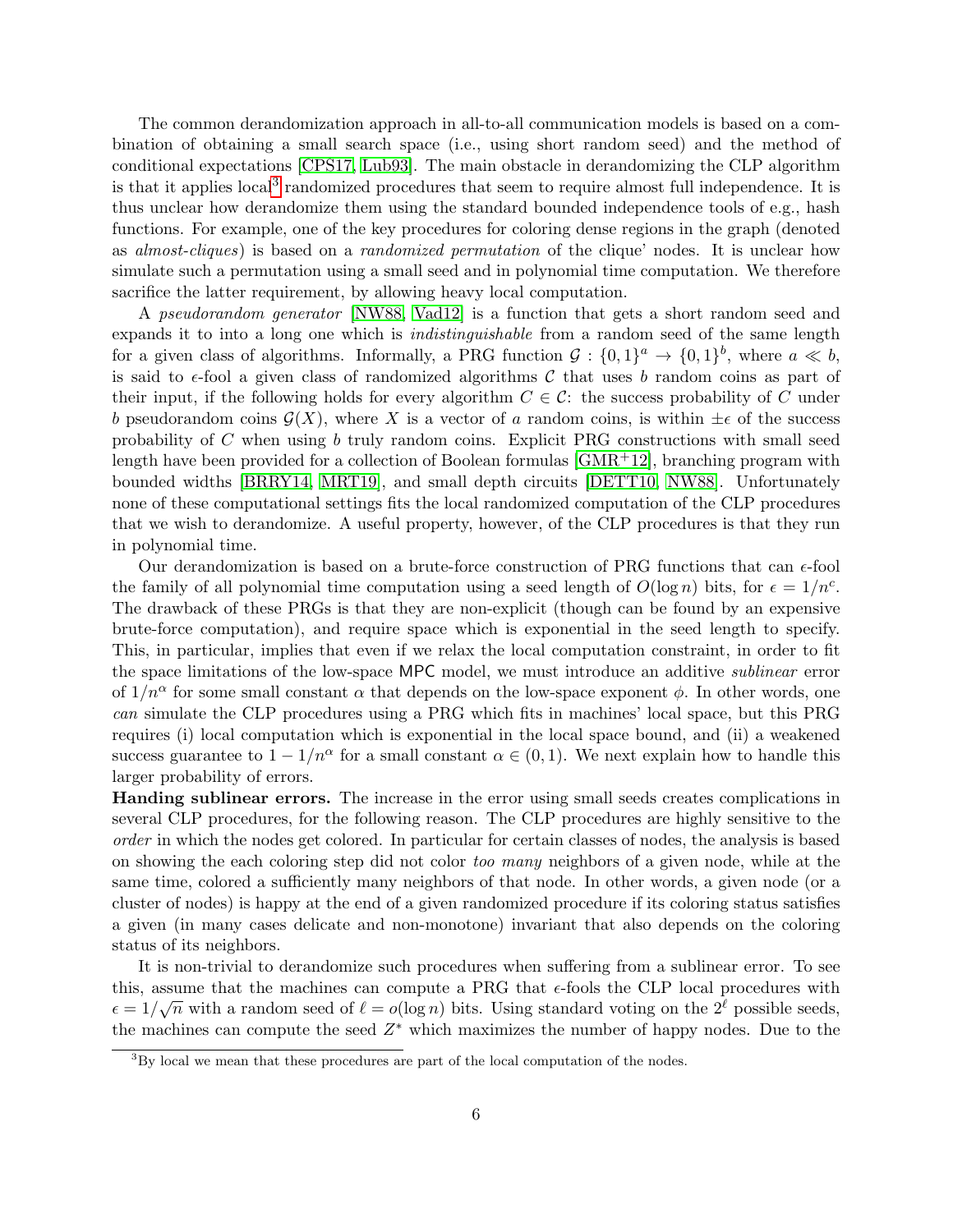The common derandomization approach in all-to-all communication models is based on a combination of obtaining a small search space (i.e., using short random seed) and the method of conditional expectations [CPS17, Lub93]. The main obstacle in derandomizing the CLP algorithm is that it applies local[3] randomized procedures that seem to require almost full independence. It is thus unclear how derandomize them using the standard bounded independence tools of e.g., hash functions. For example, one of the key procedures for coloring dense regions in the graph (denoted as *almost-cliques*) is based on a *randomized permutation* of the clique' nodes. It is unclear how simulate such a permutation using a small seed and in polynomial time computation. We therefore sacrifice the latter requirement, by allowing heavy local computation.

A *pseudorandom generator* [NW88, Vad12] is a function that gets a short random seed and expands it to into a long one which is *indistinguishable* from a random seed of the same length for a given class of algorithms. Informally, a PRG function $\mathcal{G} : \{0,1\}^a \to \{0,1\}^b$, where $a \ll b$, is said to $\epsilon$-fool a given class of randomized algorithms $\mathcal{C}$ that uses $b$ random coins as part of their input, if the following holds for every algorithm $C \in \mathcal{C}$: the success probability of $C$ under $b$ pseudorandom coins $\mathcal{G}(X)$, where $X$ is a vector of $a$ random coins, is within $\pm\epsilon$ of the success probability of $C$ when using $b$ truly random coins. Explicit PRG constructions with small seed length have been provided for a collection of Boolean formulas [GMR+12], branching program with bounded widths [BRRY14, MRT19], and small depth circuits [DETT10, NW88]. Unfortunately none of these computational settings fits the local randomized computation of the CLP procedures that we wish to derandomize. A useful property, however, of the CLP procedures is that they run in polynomial time.

Our derandomization is based on a brute-force construction of PRG functions that can $\epsilon$-fool the family of all polynomial time computation using a seed length of $O(\log n)$ bits, for $\epsilon = 1/n^c$. The drawback of these PRGs is that they are non-explicit (though can be found by an expensive brute-force computation), and require space which is exponential in the seed length to specify. This, in particular, implies that even if we relax the local computation constraint, in order to fit the space limitations of the low-space MPC model, we must introduce an additive *sublinear* error of $1/n^\alpha$ for some small constant $\alpha$ that depends on the low-space exponent $\phi$. In other words, one *can* simulate the CLP procedures using a PRG which fits in machines' local space, but this PRG requires (i) local computation which is exponential in the local space bound, and (ii) a weakened success guarantee to $1 - 1/n^\alpha$ for a small constant $\alpha \in (0,1)$. We next explain how to handle this larger probability of errors.

**Handing sublinear errors.** The increase in the error using small seeds creates complications in several CLP procedures, for the following reason. The CLP procedures are highly sensitive to the *order* in which the nodes get colored. In particular for certain classes of nodes, the analysis is based on showing the each coloring step did not color *too many* neighbors of a given node, while at the same time, colored a sufficiently many neighbors of that node. In other words, a given node (or a cluster of nodes) is happy at the end of a given randomized procedure if its coloring status satisfies a given (in many cases delicate and non-monotone) invariant that also depends on the coloring status of its neighbors.

It is non-trivial to derandomize such procedures when suffering from a sublinear error. To see this, assume that the machines can compute a PRG that $\epsilon$-fools the CLP local procedures with $\epsilon = 1/\sqrt{n}$ with a random seed of $\ell = o(\log n)$ bits. Using standard voting on the $2^\ell$ possible seeds, the machines can compute the seed $Z^*$ which maximizes the number of happy nodes. Due to the

[3] By local we mean that these procedures are part of the local computation of the nodes.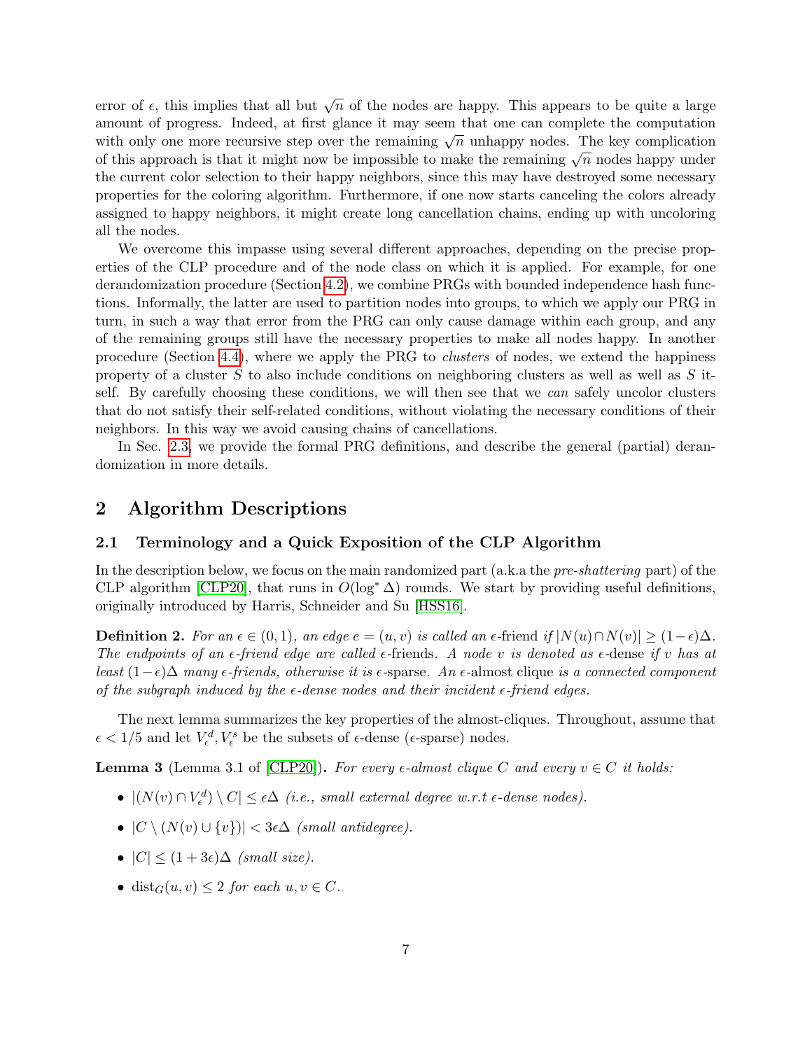error of $\epsilon$, this implies that all but $\sqrt{n}$ of the nodes are happy. This appears to be quite a large amount of progress. Indeed, at first glance it may seem that one can complete the computation with only one more recursive step over the remaining $\sqrt{n}$ unhappy nodes. The key complication of this approach is that it might now be impossible to make the remaining $\sqrt{n}$ nodes happy under the current color selection to their happy neighbors, since this may have destroyed some necessary properties for the coloring algorithm. Furthermore, if one now starts canceling the colors already assigned to happy neighbors, it might create long cancellation chains, ending up with uncoloring all the nodes.

We overcome this impasse using several different approaches, depending on the precise properties of the CLP procedure and of the node class on which it is applied. For example, for one derandomization procedure (Section 4.2), we combine PRGs with bounded independence hash functions. Informally, the latter are used to partition nodes into groups, to which we apply our PRG in turn, in such a way that error from the PRG can only cause damage within each group, and any of the remaining groups still have the necessary properties to make all nodes happy. In another procedure (Section 4.4), where we apply the PRG to *clusters* of nodes, we extend the happiness property of a cluster $S$ to also include conditions on neighboring clusters as well as well as $S$ itself. By carefully choosing these conditions, we will then see that we *can* safely uncolor clusters that do not satisfy their self-related conditions, without violating the necessary conditions of their neighbors. In this way we avoid causing chains of cancellations.

In Sec. 2.3, we provide the formal PRG definitions, and describe the general (partial) derandomization in more details.

# 2 Algorithm Descriptions

## 2.1 Terminology and a Quick Exposition of the CLP Algorithm

In the description below, we focus on the main randomized part (a.k.a the *pre-shattering* part) of the CLP algorithm [CLP20], that runs in $O(\log^* \Delta)$ rounds. We start by providing useful definitions, originally introduced by Harris, Schneider and Su [HSS16].

**Definition 2.** *For an $\epsilon \in (0, 1)$, an edge $e = (u, v)$ is called an $\epsilon$-*friend *if $|N(u) \cap N(v)| \geq (1-\epsilon)\Delta$. The endpoints of an $\epsilon$-friend edge are called $\epsilon$-*friends*. A node $v$ is denoted as $\epsilon$-*dense *if $v$ has at least $(1-\epsilon)\Delta$ many $\epsilon$-friends, otherwise it is $\epsilon$-*sparse*. An $\epsilon$-*almost clique *is a connected component of the subgraph induced by the $\epsilon$-dense nodes and their incident $\epsilon$-friend edges.*

The next lemma summarizes the key properties of the almost-cliques. Throughout, assume that $\epsilon < 1/5$ and let $V^d_\epsilon, V^s_\epsilon$ be the subsets of $\epsilon$-dense ($\epsilon$-sparse) nodes.

**Lemma 3** (Lemma 3.1 of [CLP20]). *For every $\epsilon$-almost clique $C$ and every $v \in C$ it holds:*

- $|(N(v) \cap V^d_\epsilon) \setminus C| \leq \epsilon\Delta$ *(i.e., small external degree w.r.t $\epsilon$-dense nodes).*
- $|C \setminus (N(v) \cup \{v\})| < 3\epsilon\Delta$ *(small antidegree).*
- $|C| \leq (1 + 3\epsilon)\Delta$ *(small size).*
- $\text{dist}_G(u, v) \leq 2$ *for each $u, v \in C$.*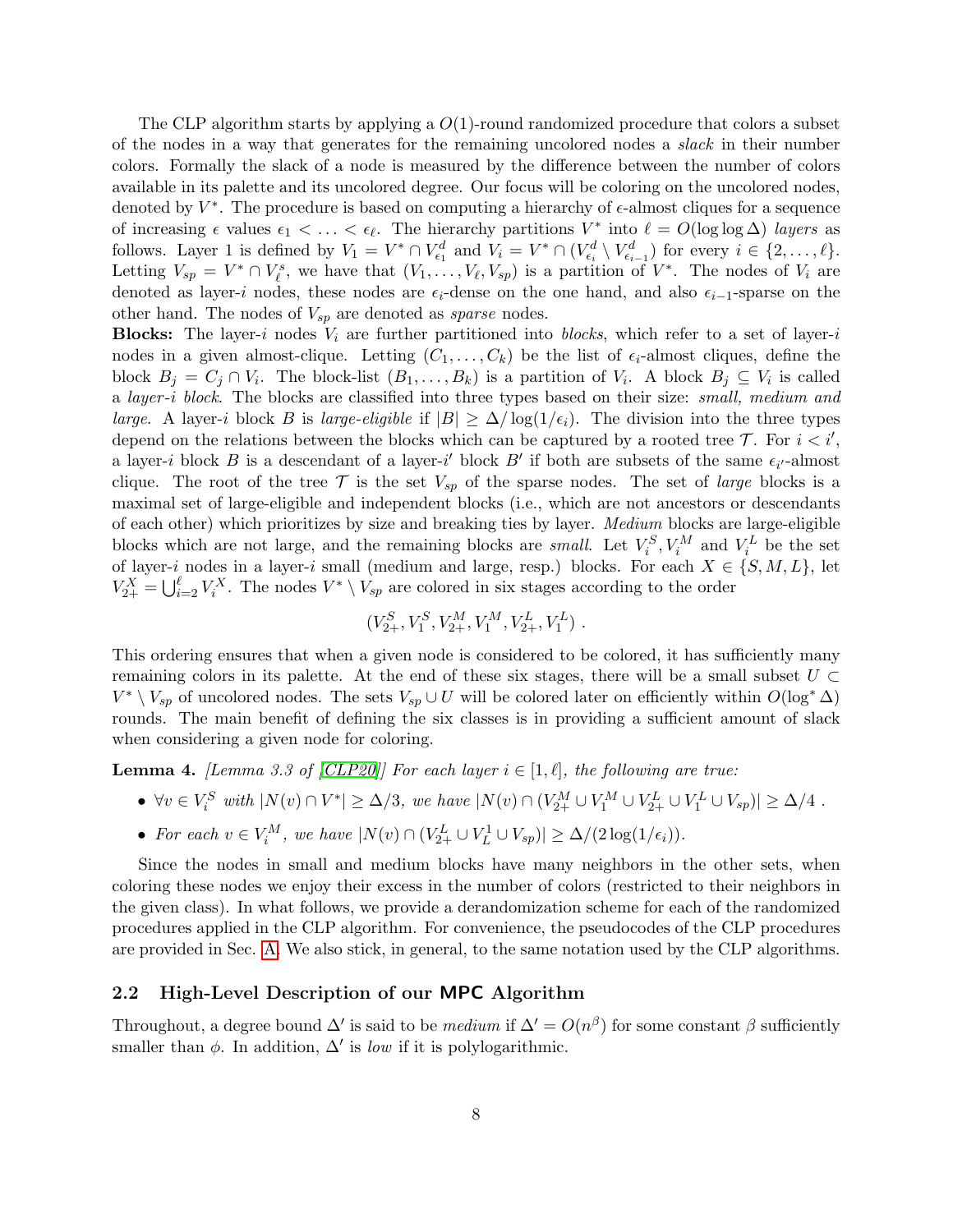The CLP algorithm starts by applying a $O(1)$-round randomized procedure that colors a subset of the nodes in a way that generates for the remaining uncolored nodes a *slack* in their number colors. Formally the slack of a node is measured by the difference between the number of colors available in its palette and its uncolored degree. Our focus will be coloring on the uncolored nodes, denoted by $V^*$. The procedure is based on computing a hierarchy of $\epsilon$-almost cliques for a sequence of increasing $\epsilon$ values $\epsilon_1 < \ldots < \epsilon_\ell$. The hierarchy partitions $V^*$ into $\ell = O(\log\log\Delta)$ *layers* as follows. Layer 1 is defined by $V_1 = V^* \cap V^d_{\epsilon_1}$ and $V_i = V^* \cap (V^d_{\epsilon_i} \setminus V^d_{\epsilon_{i-1}})$ for every $i \in \{2, \ldots, \ell\}$. Letting $V_{sp} = V^* \cap V^s_\ell$, we have that $(V_1, \ldots, V_\ell, V_{sp})$ is a partition of $V^*$. The nodes of $V_i$ are denoted as layer-$i$ nodes, these nodes are $\epsilon_i$-dense on the one hand, and also $\epsilon_{i-1}$-sparse on the other hand. The nodes of $V_{sp}$ are denoted as *sparse* nodes.

**Blocks:** The layer-$i$ nodes $V_i$ are further partitioned into *blocks*, which refer to a set of layer-$i$ nodes in a given almost-clique. Letting $(C_1, \ldots, C_k)$ be the list of $\epsilon_i$-almost cliques, define the block $B_j = C_j \cap V_i$. The block-list $(B_1, \ldots, B_k)$ is a partition of $V_i$. A block $B_j \subseteq V_i$ is called a *layer-$i$ block*. The blocks are classified into three types based on their size: *small, medium and large.* A layer-$i$ block $B$ is *large-eligible* if $|B| \geq \Delta/\log(1/\epsilon_i)$. The division into the three types depend on the relations between the blocks which can be captured by a rooted tree $\mathcal{T}$. For $i < i'$, a layer-$i$ block $B$ is a descendant of a layer-$i'$ block $B'$ if both are subsets of the same $\epsilon_{i'}$-almost clique. The root of the tree $\mathcal{T}$ is the set $V_{sp}$ of the sparse nodes. The set of *large* blocks is a maximal set of large-eligible and independent blocks (i.e., which are not ancestors or descendants of each other) which prioritizes by size and breaking ties by layer. *Medium* blocks are large-eligible blocks which are not large, and the remaining blocks are *small*. Let $V^S_i, V^M_i$ and $V^L_i$ be the set of layer-$i$ nodes in a layer-$i$ small (medium and large, resp.) blocks. For each $X \in \{S, M, L\}$, let $V^X_{2+} = \bigcup_{i=2}^{\ell} V^X_i$. The nodes $V^* \setminus V_{sp}$ are colored in six stages according to the order

$$(V^S_{2+}, V^S_1, V^M_{2+}, V^M_1, V^L_{2+}, V^L_1)\ .$$

This ordering ensures that when a given node is considered to be colored, it has sufficiently many remaining colors in its palette. At the end of these six stages, there will be a small subset $U \subset V^* \setminus V_{sp}$ of uncolored nodes. The sets $V_{sp} \cup U$ will be colored later on efficiently within $O(\log^* \Delta)$ rounds. The main benefit of defining the six classes is in providing a sufficient amount of slack when considering a given node for coloring.

**Lemma 4.** *[Lemma 3.3 of [CLP20]] For each layer $i \in [1, \ell]$, the following are true:*

- *$\forall v \in V^S_i$ with $|N(v) \cap V^*| \geq \Delta/3$, we have $|N(v) \cap (V^M_{2+} \cup V^M_1 \cup V^L_{2+} \cup V^L_1 \cup V_{sp})| \geq \Delta/4$ .*
- *For each $v \in V^M_i$, we have $|N(v) \cap (V^L_{2+} \cup V^1_L \cup V_{sp})| \geq \Delta/(2\log(1/\epsilon_i))$.*

Since the nodes in small and medium blocks have many neighbors in the other sets, when coloring these nodes we enjoy their excess in the number of colors (restricted to their neighbors in the given class). In what follows, we provide a derandomization scheme for each of the randomized procedures applied in the CLP algorithm. For convenience, the pseudocodes of the CLP procedures are provided in Sec. A. We also stick, in general, to the same notation used by the CLP algorithms.

## 2.2 High-Level Description of our MPC Algorithm

Throughout, a degree bound $\Delta'$ is said to be *medium* if $\Delta' = O(n^\beta)$ for some constant $\beta$ sufficiently smaller than $\phi$. In addition, $\Delta'$ is *low* if it is polylogarithmic.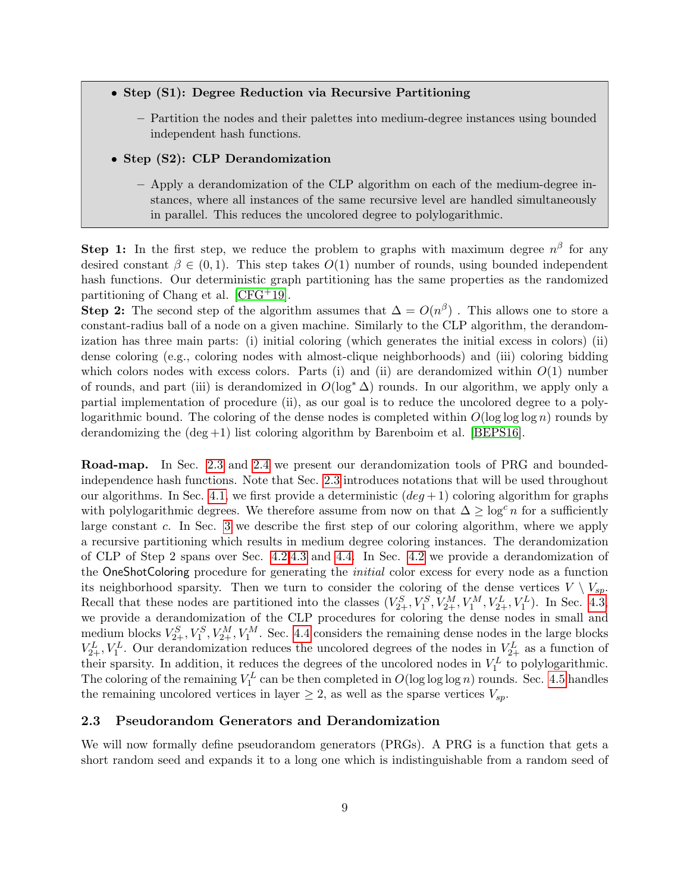- **Step (S1): Degree Reduction via Recursive Partitioning**
  - Partition the nodes and their palettes into medium-degree instances using bounded independent hash functions.
- **Step (S2): CLP Derandomization**
  - Apply a derandomization of the CLP algorithm on each of the medium-degree instances, where all instances of the same recursive level are handled simultaneously in parallel. This reduces the uncolored degree to polylogarithmic.

**Step 1:** In the first step, we reduce the problem to graphs with maximum degree $n^\beta$ for any desired constant $\beta \in (0,1)$. This step takes $O(1)$ number of rounds, using bounded independent hash functions. Our deterministic graph partitioning has the same properties as the randomized partitioning of Chang et al. [CFG+19].

**Step 2:** The second step of the algorithm assumes that $\Delta = O(n^\beta)$ . This allows one to store a constant-radius ball of a node on a given machine. Similarly to the CLP algorithm, the derandomization has three main parts: (i) initial coloring (which generates the initial excess in colors) (ii) dense coloring (e.g., coloring nodes with almost-clique neighborhoods) and (iii) coloring bidding which colors nodes with excess colors. Parts (i) and (ii) are derandomized within $O(1)$ number of rounds, and part (iii) is derandomized in $O(\log^* \Delta)$ rounds. In our algorithm, we apply only a partial implementation of procedure (ii), as our goal is to reduce the uncolored degree to a polylogarithmic bound. The coloring of the dense nodes is completed within $O(\log\log\log n)$ rounds by derandomizing the $(\deg+1)$ list coloring algorithm by Barenboim et al. [BEPS16].

**Road-map.** In Sec. 2.3 and 2.4 we present our derandomization tools of PRG and bounded-independence hash functions. Note that Sec. 2.3 introduces notations that will be used throughout our algorithms. In Sec. 4.1, we first provide a deterministic $(deg+1)$ coloring algorithm for graphs with polylogarithmic degrees. We therefore assume from now on that $\Delta \geq \log^c n$ for a sufficiently large constant $c$. In Sec. 3 we describe the first step of our coloring algorithm, where we apply a recursive partitioning which results in medium degree coloring instances. The derandomization of CLP of Step 2 spans over Sec. 4.2,4.3 and 4.4. In Sec. 4.2 we provide a derandomization of the OneShotColoring procedure for generating the *initial* color excess for every node as a function its neighborhood sparsity. Then we turn to consider the coloring of the dense vertices $V \setminus V_{sp}$. Recall that these nodes are partitioned into the classes $(V^S_{2+}, V^S_1, V^M_{2+}, V^M_1, V^L_{2+}, V^L_1)$. In Sec. 4.3, we provide a derandomization of the CLP procedures for coloring the dense nodes in small and medium blocks $V^S_{2+}, V^S_1, V^M_{2+}, V^M_1$. Sec. 4.4 considers the remaining dense nodes in the large blocks $V^L_{2+}, V^L_1$. Our derandomization reduces the uncolored degrees of the nodes in $V^L_{2+}$ as a function of their sparsity. In addition, it reduces the degrees of the uncolored nodes in $V^L_1$ to polylogarithmic. The coloring of the remaining $V^L_1$ can be then completed in $O(\log\log\log n)$ rounds. Sec. 4.5 handles the remaining uncolored vertices in layer $\geq 2$, as well as the sparse vertices $V_{sp}$.

### 2.3 Pseudorandom Generators and Derandomization

We will now formally define pseudorandom generators (PRGs). A PRG is a function that gets a short random seed and expands it to a long one which is indistinguishable from a random seed of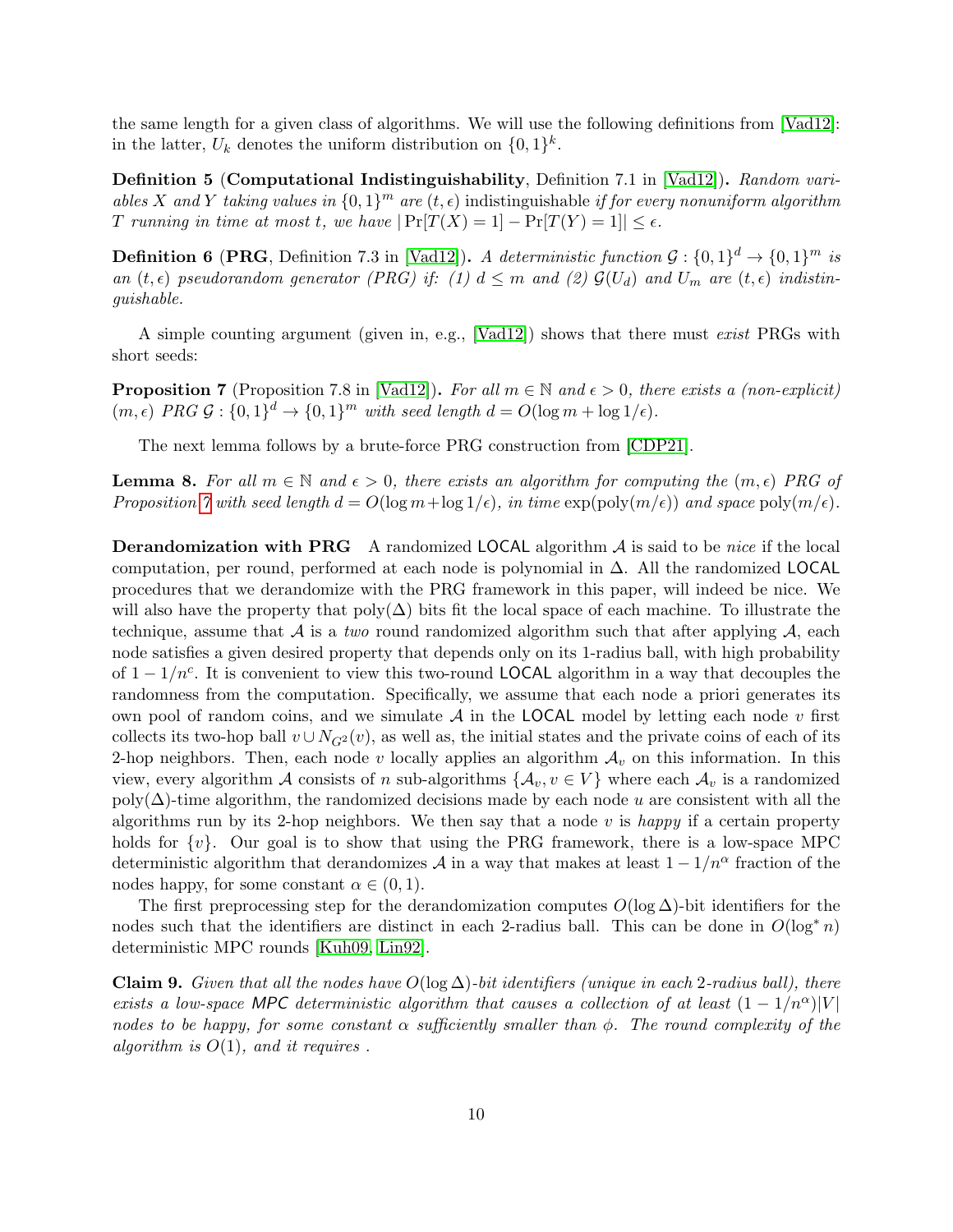the same length for a given class of algorithms. We will use the following definitions from [Vad12]: in the latter, $U_k$ denotes the uniform distribution on $\{0,1\}^k$.

**Definition 5** (**Computational Indistinguishability**, Definition 7.1 in [Vad12])**.** *Random variables $X$ and $Y$ taking values in $\{0,1\}^m$ are $(t,\epsilon)$* indistinguishable *if for every nonuniform algorithm $T$ running in time at most $t$, we have $|\Pr[T(X)=1]-\Pr[T(Y)=1]|\leq\epsilon$.*

**Definition 6** (**PRG**, Definition 7.3 in [Vad12])**.** *A deterministic function $\mathcal{G}:\{0,1\}^d\to\{0,1\}^m$ is an $(t,\epsilon)$ pseudorandom generator (PRG) if: (1) $d\leq m$ and (2) $\mathcal{G}(U_d)$ and $U_m$ are $(t,\epsilon)$ indistinguishable.*

A simple counting argument (given in, e.g., [Vad12]) shows that there must *exist* PRGs with short seeds:

**Proposition 7** (Proposition 7.8 in [Vad12])**.** *For all $m\in\mathbb{N}$ and $\epsilon>0$, there exists a (non-explicit) $(m,\epsilon)$ PRG $\mathcal{G}:\{0,1\}^d\to\{0,1\}^m$ with seed length $d=O(\log m+\log 1/\epsilon)$.*

The next lemma follows by a brute-force PRG construction from [CDP21].

**Lemma 8.** *For all $m\in\mathbb{N}$ and $\epsilon>0$, there exists an algorithm for computing the $(m,\epsilon)$ PRG of Proposition 7 with seed length $d=O(\log m+\log 1/\epsilon)$, in time $\exp(\text{poly}(m/\epsilon))$ and space $\text{poly}(m/\epsilon)$.*

**Derandomization with PRG** A randomized LOCAL algorithm $\mathcal{A}$ is said to be *nice* if the local computation, per round, performed at each node is polynomial in $\Delta$. All the randomized LOCAL procedures that we derandomize with the PRG framework in this paper, will indeed be nice. We will also have the property that $\text{poly}(\Delta)$ bits fit the local space of each machine. To illustrate the technique, assume that $\mathcal{A}$ is a *two* round randomized algorithm such that after applying $\mathcal{A}$, each node satisfies a given desired property that depends only on its 1-radius ball, with high probability of $1-1/n^c$. It is convenient to view this two-round LOCAL algorithm in a way that decouples the randomness from the computation. Specifically, we assume that each node a priori generates its own pool of random coins, and we simulate $\mathcal{A}$ in the LOCAL model by letting each node $v$ first collects its two-hop ball $v\cup N_{G^2}(v)$, as well as, the initial states and the private coins of each of its 2-hop neighbors. Then, each node $v$ locally applies an algorithm $\mathcal{A}_v$ on this information. In this view, every algorithm $\mathcal{A}$ consists of $n$ sub-algorithms $\{\mathcal{A}_v, v\in V\}$ where each $\mathcal{A}_v$ is a randomized $\text{poly}(\Delta)$-time algorithm, the randomized decisions made by each node $u$ are consistent with all the algorithms run by its 2-hop neighbors. We then say that a node $v$ is *happy* if a certain property holds for $\{v\}$. Our goal is to show that using the PRG framework, there is a low-space MPC deterministic algorithm that derandomizes $\mathcal{A}$ in a way that makes at least $1-1/n^{\alpha}$ fraction of the nodes happy, for some constant $\alpha\in(0,1)$.

The first preprocessing step for the derandomization computes $O(\log\Delta)$-bit identifiers for the nodes such that the identifiers are distinct in each 2-radius ball. This can be done in $O(\log^* n)$ deterministic MPC rounds [Kuh09, Lin92].

**Claim 9.** *Given that all the nodes have $O(\log\Delta)$-bit identifiers (unique in each 2-radius ball), there exists a low-space MPC deterministic algorithm that causes a collection of at least $(1-1/n^{\alpha})|V|$ nodes to be happy, for some constant $\alpha$ sufficiently smaller than $\phi$. The round complexity of the algorithm is $O(1)$, and it requires .*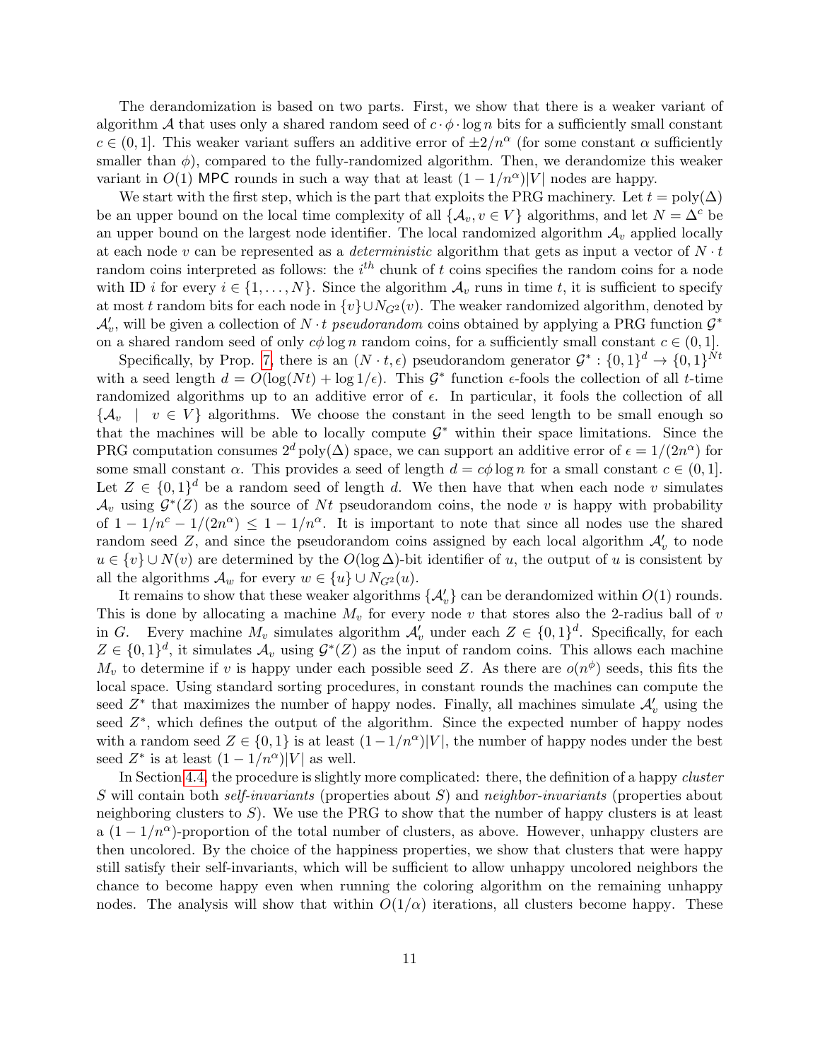The derandomization is based on two parts. First, we show that there is a weaker variant of algorithm $\mathcal{A}$ that uses only a shared random seed of $c \cdot \phi \cdot \log n$ bits for a sufficiently small constant $c \in (0,1]$. This weaker variant suffers an additive error of $\pm 2/n^{\alpha}$ (for some constant $\alpha$ sufficiently smaller than $\phi$), compared to the fully-randomized algorithm. Then, we derandomize this weaker variant in $O(1)$ MPC rounds in such a way that at least $(1-1/n^{\alpha})|V|$ nodes are happy.

We start with the first step, which is the part that exploits the PRG machinery. Let $t = \mathrm{poly}(\Delta)$ be an upper bound on the local time complexity of all $\{\mathcal{A}_v, v \in V\}$ algorithms, and let $N = \Delta^c$ be an upper bound on the largest node identifier. The local randomized algorithm $\mathcal{A}_v$ applied locally at each node $v$ can be represented as a *deterministic* algorithm that gets as input a vector of $N \cdot t$ random coins interpreted as follows: the $i^{th}$ chunk of $t$ coins specifies the random coins for a node with ID $i$ for every $i \in \{1, \ldots, N\}$. Since the algorithm $\mathcal{A}_v$ runs in time $t$, it is sufficient to specify at most $t$ random bits for each node in $\{v\} \cup N_{G^2}(v)$. The weaker randomized algorithm, denoted by $\mathcal{A}'_v$, will be given a collection of $N \cdot t$ *pseudorandom* coins obtained by applying a PRG function $\mathcal{G}^*$ on a shared random seed of only $c\phi \log n$ random coins, for a sufficiently small constant $c \in (0,1]$.

Specifically, by Prop. 7, there is an $(N \cdot t, \epsilon)$ pseudorandom generator $\mathcal{G}^* : \{0,1\}^d \to \{0,1\}^{Nt}$ with a seed length $d = O(\log(Nt) + \log 1/\epsilon)$. This $\mathcal{G}^*$ function $\epsilon$-fools the collection of all $t$-time randomized algorithms up to an additive error of $\epsilon$. In particular, it fools the collection of all $\{\mathcal{A}_v \mid v \in V\}$ algorithms. We choose the constant in the seed length to be small enough so that the machines will be able to locally compute $\mathcal{G}^*$ within their space limitations. Since the PRG computation consumes $2^d \,\mathrm{poly}(\Delta)$ space, we can support an additive error of $\epsilon = 1/(2n^{\alpha})$ for some small constant $\alpha$. This provides a seed of length $d = c\phi \log n$ for a small constant $c \in (0,1]$. Let $Z \in \{0,1\}^d$ be a random seed of length $d$. We then have that when each node $v$ simulates $\mathcal{A}_v$ using $\mathcal{G}^*(Z)$ as the source of $Nt$ pseudorandom coins, the node $v$ is happy with probability of $1 - 1/n^c - 1/(2n^{\alpha}) \leq 1 - 1/n^{\alpha}$. It is important to note that since all nodes use the shared random seed $Z$, and since the pseudorandom coins assigned by each local algorithm $\mathcal{A}'_v$ to node $u \in \{v\} \cup N(v)$ are determined by the $O(\log \Delta)$-bit identifier of $u$, the output of $u$ is consistent by all the algorithms $\mathcal{A}_w$ for every $w \in \{u\} \cup N_{G^2}(u)$.

It remains to show that these weaker algorithms $\{\mathcal{A}'_v\}$ can be derandomized within $O(1)$ rounds. This is done by allocating a machine $M_v$ for every node $v$ that stores also the 2-radius ball of $v$ in $G$. Every machine $M_v$ simulates algorithm $\mathcal{A}'_v$ under each $Z \in \{0,1\}^d$. Specifically, for each $Z \in \{0,1\}^d$, it simulates $\mathcal{A}_v$ using $\mathcal{G}^*(Z)$ as the input of random coins. This allows each machine $M_v$ to determine if $v$ is happy under each possible seed $Z$. As there are $o(n^{\phi})$ seeds, this fits the local space. Using standard sorting procedures, in constant rounds the machines can compute the seed $Z^*$ that maximizes the number of happy nodes. Finally, all machines simulate $\mathcal{A}'_v$ using the seed $Z^*$, which defines the output of the algorithm. Since the expected number of happy nodes with a random seed $Z \in \{0,1\}$ is at least $(1-1/n^{\alpha})|V|$, the number of happy nodes under the best seed $Z^*$ is at least $(1-1/n^{\alpha})|V|$ as well.

In Section 4.4, the procedure is slightly more complicated: there, the definition of a happy *cluster* $S$ will contain both *self-invariants* (properties about $S$) and *neighbor-invariants* (properties about neighboring clusters to $S$). We use the PRG to show that the number of happy clusters is at least a $(1-1/n^{\alpha})$-proportion of the total number of clusters, as above. However, unhappy clusters are then uncolored. By the choice of the happiness properties, we show that clusters that were happy still satisfy their self-invariants, which will be sufficient to allow unhappy uncolored neighbors the chance to become happy even when running the coloring algorithm on the remaining unhappy nodes. The analysis will show that within $O(1/\alpha)$ iterations, all clusters become happy. These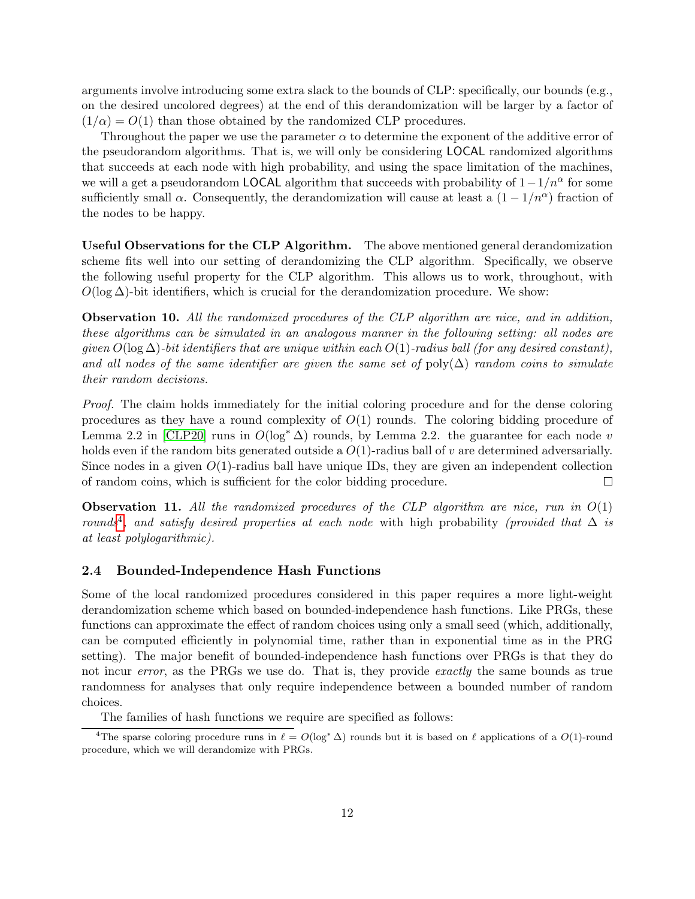arguments involve introducing some extra slack to the bounds of CLP: specifically, our bounds (e.g., on the desired uncolored degrees) at the end of this derandomization will be larger by a factor of $(1/\alpha) = O(1)$ than those obtained by the randomized CLP procedures.

Throughout the paper we use the parameter $\alpha$ to determine the exponent of the additive error of the pseudorandom algorithms. That is, we will only be considering LOCAL randomized algorithms that succeeds at each node with high probability, and using the space limitation of the machines, we will a get a pseudorandom LOCAL algorithm that succeeds with probability of $1 - 1/n^{\alpha}$ for some sufficiently small $\alpha$. Consequently, the derandomization will cause at least a $(1 - 1/n^{\alpha})$ fraction of the nodes to be happy.

**Useful Observations for the CLP Algorithm.** The above mentioned general derandomization scheme fits well into our setting of derandomizing the CLP algorithm. Specifically, we observe the following useful property for the CLP algorithm. This allows us to work, throughout, with $O(\log \Delta)$-bit identifiers, which is crucial for the derandomization procedure. We show:

**Observation 10.** *All the randomized procedures of the CLP algorithm are nice, and in addition, these algorithms can be simulated in an analogous manner in the following setting: all nodes are given $O(\log \Delta)$-bit identifiers that are unique within each $O(1)$-radius ball (for any desired constant), and all nodes of the same identifier are given the same set of $\text{poly}(\Delta)$ random coins to simulate their random decisions.*

*Proof.* The claim holds immediately for the initial coloring procedure and for the dense coloring procedures as they have a round complexity of $O(1)$ rounds. The coloring bidding procedure of Lemma 2.2 in [CLP20] runs in $O(\log^* \Delta)$ rounds, by Lemma 2.2. the guarantee for each node $v$ holds even if the random bits generated outside a $O(1)$-radius ball of $v$ are determined adversarially. Since nodes in a given $O(1)$-radius ball have unique IDs, they are given an independent collection of random coins, which is sufficient for the color bidding procedure. $\square$

**Observation 11.** *All the randomized procedures of the CLP algorithm are nice, run in $O(1)$ rounds*[4]*, and satisfy desired properties at each node* with high probability *(provided that $\Delta$ is at least polylogarithmic).*

### 2.4 Bounded-Independence Hash Functions

Some of the local randomized procedures considered in this paper requires a more light-weight derandomization scheme which based on bounded-independence hash functions. Like PRGs, these functions can approximate the effect of random choices using only a small seed (which, additionally, can be computed efficiently in polynomial time, rather than in exponential time as in the PRG setting). The major benefit of bounded-independence hash functions over PRGs is that they do not incur *error*, as the PRGs we use do. That is, they provide *exactly* the same bounds as true randomness for analyses that only require independence between a bounded number of random choices.

The families of hash functions we require are specified as follows:

[4]The sparse coloring procedure runs in $\ell = O(\log^* \Delta)$ rounds but it is based on $\ell$ applications of a $O(1)$-round procedure, which we will derandomize with PRGs.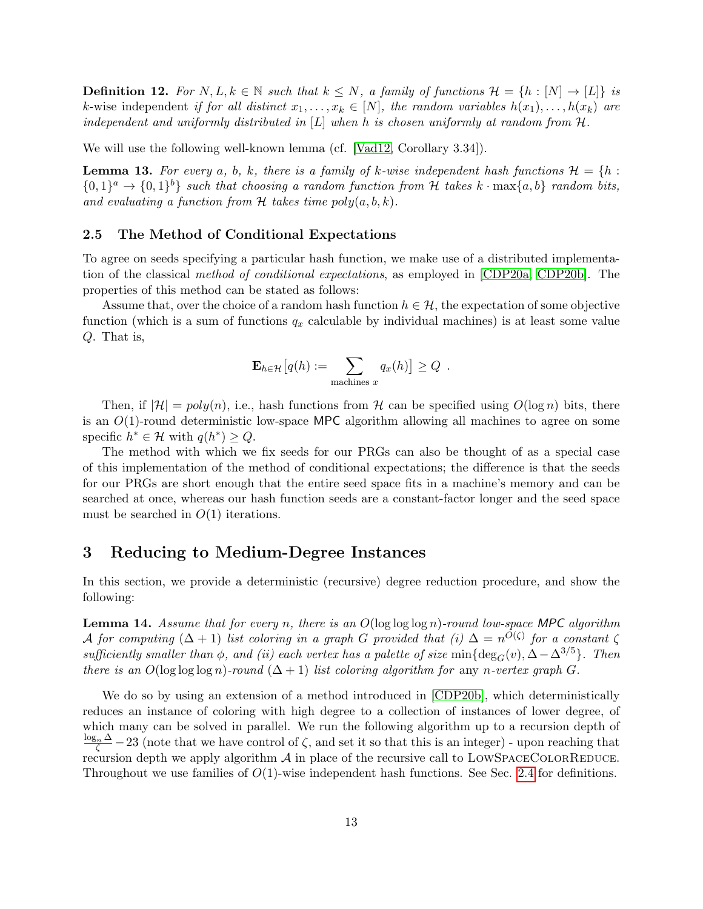**Definition 12.** *For $N, L, k \in \mathbb{N}$ such that $k \leq N$, a family of functions $\mathcal{H} = \{h : [N] \to [L]\}$ is* $k$-wise independent *if for all distinct $x_1, \dots, x_k \in [N]$, the random variables $h(x_1), \dots, h(x_k)$ are independent and uniformly distributed in $[L]$ when $h$ is chosen uniformly at random from $\mathcal{H}$.*

We will use the following well-known lemma (cf. [Vad12, Corollary 3.34]).

**Lemma 13.** *For every $a$, $b$, $k$, there is a family of $k$-wise independent hash functions $\mathcal{H} = \{h : \{0,1\}^a \to \{0,1\}^b\}$ such that choosing a random function from $\mathcal{H}$ takes $k \cdot \max\{a, b\}$ random bits, and evaluating a function from $\mathcal{H}$ takes time $poly(a, b, k)$.*

### 2.5 The Method of Conditional Expectations

To agree on seeds specifying a particular hash function, we make use of a distributed implementation of the classical *method of conditional expectations*, as employed in [CDP20a, CDP20b]. The properties of this method can be stated as follows:

Assume that, over the choice of a random hash function $h \in \mathcal{H}$, the expectation of some objective function (which is a sum of functions $q_x$ calculable by individual machines) is at least some value $Q$. That is,

$$\mathbf{E}_{h \in \mathcal{H}}\big[q(h) := \sum_{\text{machines } x} q_x(h)\big] \geq Q \enspace .$$

Then, if $|\mathcal{H}| = poly(n)$, i.e., hash functions from $\mathcal{H}$ can be specified using $O(\log n)$ bits, there is an $O(1)$-round deterministic low-space MPC algorithm allowing all machines to agree on some specific $h^* \in \mathcal{H}$ with $q(h^*) \geq Q$.

The method with which we fix seeds for our PRGs can also be thought of as a special case of this implementation of the method of conditional expectations; the difference is that the seeds for our PRGs are short enough that the entire seed space fits in a machine's memory and can be searched at once, whereas our hash function seeds are a constant-factor longer and the seed space must be searched in $O(1)$ iterations.

## 3 Reducing to Medium-Degree Instances

In this section, we provide a deterministic (recursive) degree reduction procedure, and show the following:

**Lemma 14.** *Assume that for every $n$, there is an $O(\log\log\log n)$-round low-space MPC algorithm $\mathcal{A}$ for computing $(\Delta + 1)$ list coloring in a graph $G$ provided that (i) $\Delta = n^{O(\zeta)}$ for a constant $\zeta$ sufficiently smaller than $\phi$, and (ii) each vertex has a palette of size $\min\{\deg_G(v), \Delta - \Delta^{3/5}\}$. Then there is an $O(\log\log\log n)$-round $(\Delta + 1)$ list coloring algorithm for* any *$n$-vertex graph $G$.*

We do so by using an extension of a method introduced in [CDP20b], which deterministically reduces an instance of coloring with high degree to a collection of instances of lower degree, of which many can be solved in parallel. We run the following algorithm up to a recursion depth of $\frac{\log_n \Delta}{\zeta} - 23$ (note that we have control of $\zeta$, and set it so that this is an integer) - upon reaching that recursion depth we apply algorithm $\mathcal{A}$ in place of the recursive call to LowSpaceColorReduce. Throughout we use families of $O(1)$-wise independent hash functions. See Sec. 2.4 for definitions.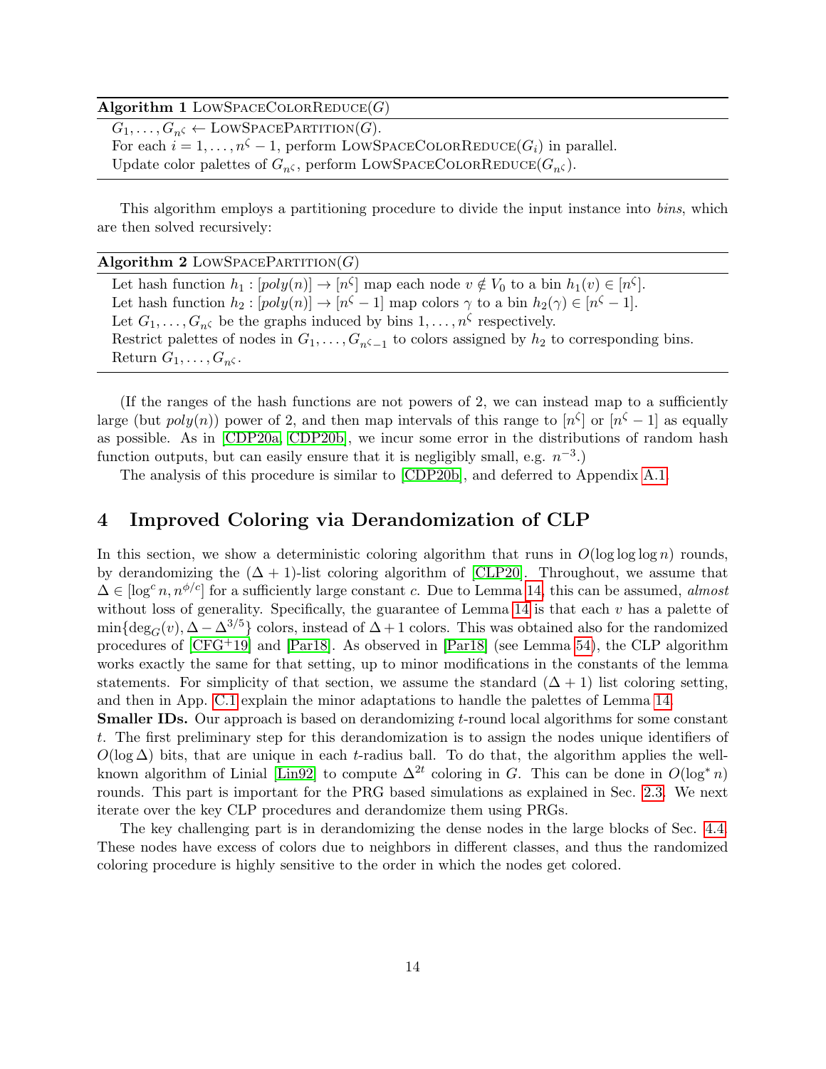**Algorithm 1** LowSpaceColorReduce($G$)

$G_1, \ldots, G_{n^\zeta} \leftarrow$ LowSpacePartition($G$).
For each $i = 1, \ldots, n^\zeta - 1$, perform LowSpaceColorReduce($G_i$) in parallel.
Update color palettes of $G_{n^\zeta}$, perform LowSpaceColorReduce($G_{n^\zeta}$).

This algorithm employs a partitioning procedure to divide the input instance into *bins*, which are then solved recursively:

**Algorithm 2** LowSpacePartition($G$)

Let hash function $h_1 : [poly(n)] \to [n^\zeta]$ map each node $v \notin V_0$ to a bin $h_1(v) \in [n^\zeta]$.
Let hash function $h_2 : [poly(n)] \to [n^\zeta - 1]$ map colors $\gamma$ to a bin $h_2(\gamma) \in [n^\zeta - 1]$.
Let $G_1, \ldots, G_{n^\zeta}$ be the graphs induced by bins $1, \ldots, n^\zeta$ respectively.
Restrict palettes of nodes in $G_1, \ldots, G_{n^\zeta - 1}$ to colors assigned by $h_2$ to corresponding bins.
Return $G_1, \ldots, G_{n^\zeta}$.

(If the ranges of the hash functions are not powers of 2, we can instead map to a sufficiently large (but $poly(n)$) power of 2, and then map intervals of this range to $[n^\zeta]$ or $[n^\zeta - 1]$ as equally as possible. As in [CDP20a, CDP20b], we incur some error in the distributions of random hash function outputs, but can easily ensure that it is negligibly small, e.g. $n^{-3}$.)

The analysis of this procedure is similar to [CDP20b], and deferred to Appendix A.1.

# 4 Improved Coloring via Derandomization of CLP

In this section, we show a deterministic coloring algorithm that runs in $O(\log\log\log n)$ rounds, by derandomizing the $(\Delta+1)$-list coloring algorithm of [CLP20]. Throughout, we assume that $\Delta \in [\log^c n, n^{\phi/c}]$ for a sufficiently large constant $c$. Due to Lemma 14, this can be assumed, *almost* without loss of generality. Specifically, the guarantee of Lemma 14 is that each $v$ has a palette of $\min\{\deg_G(v), \Delta - \Delta^{3/5}\}$ colors, instead of $\Delta + 1$ colors. This was obtained also for the randomized procedures of [CFG$^+$19] and [Par18]. As observed in [Par18] (see Lemma 54), the CLP algorithm works exactly the same for that setting, up to minor modifications in the constants of the lemma statements. For simplicity of that section, we assume the standard $(\Delta+1)$ list coloring setting, and then in App. C.1 explain the minor adaptations to handle the palettes of Lemma 14.

**Smaller IDs.** Our approach is based on derandomizing $t$-round local algorithms for some constant $t$. The first preliminary step for this derandomization is to assign the nodes unique identifiers of $O(\log\Delta)$ bits, that are unique in each $t$-radius ball. To do that, the algorithm applies the well-known algorithm of Linial [Lin92] to compute $\Delta^{2t}$ coloring in $G$. This can be done in $O(\log^* n)$ rounds. This part is important for the PRG based simulations as explained in Sec. 2.3. We next iterate over the key CLP procedures and derandomize them using PRGs.

The key challenging part is in derandomizing the dense nodes in the large blocks of Sec. 4.4. These nodes have excess of colors due to neighbors in different classes, and thus the randomized coloring procedure is highly sensitive to the order in which the nodes get colored.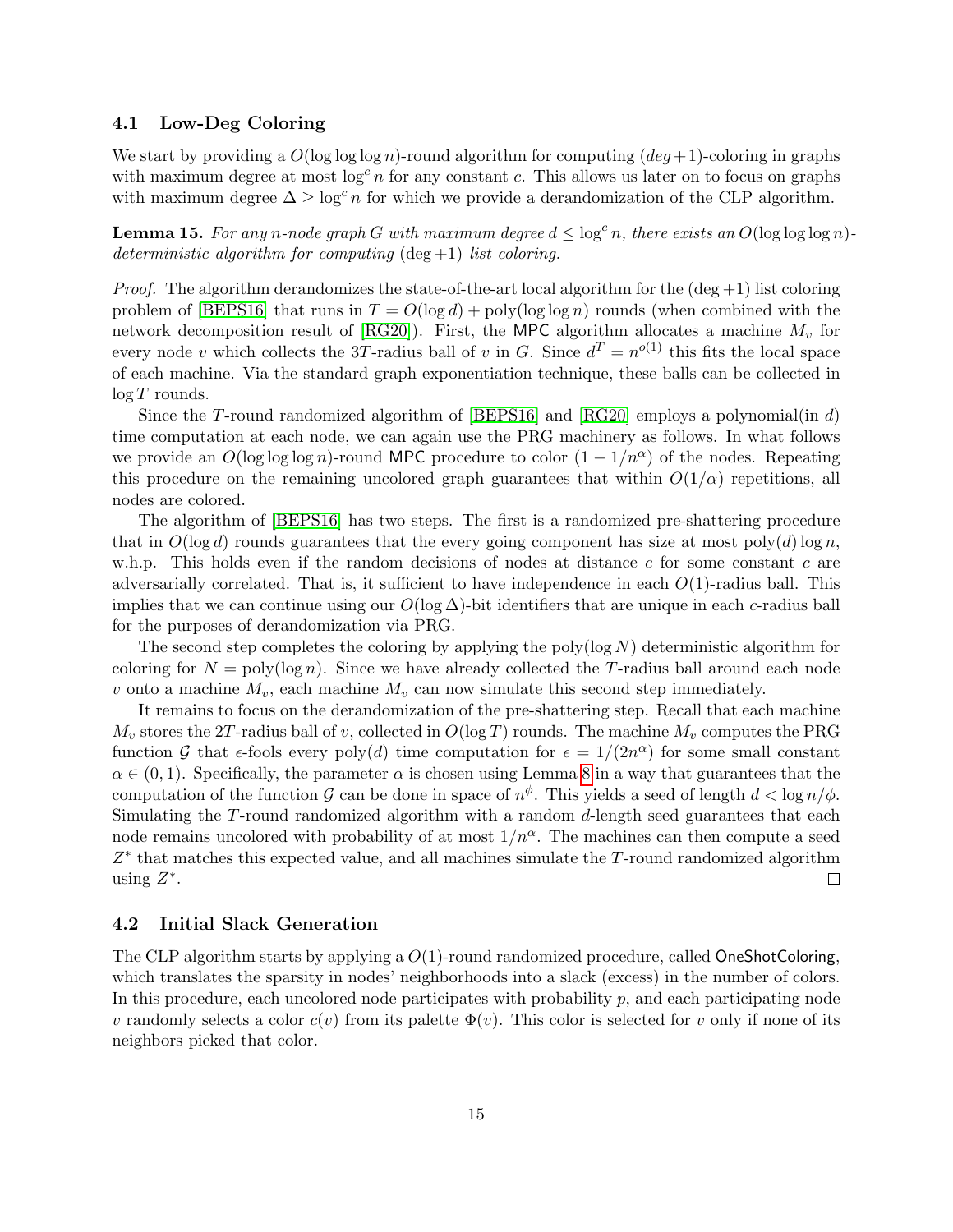### 4.1 Low-Deg Coloring

We start by providing a $O(\log\log\log n)$-round algorithm for computing $(deg+1)$-coloring in graphs with maximum degree at most $\log^c n$ for any constant $c$. This allows us later on to focus on graphs with maximum degree $\Delta \geq \log^c n$ for which we provide a derandomization of the CLP algorithm.

**Lemma 15.** *For any $n$-node graph $G$ with maximum degree $d \leq \log^c n$, there exists an $O(\log\log\log n)$-deterministic algorithm for computing $(\deg+1)$ list coloring.*

*Proof.* The algorithm derandomizes the state-of-the-art local algorithm for the $(\deg+1)$ list coloring problem of [BEPS16] that runs in $T = O(\log d) + \text{poly}(\log\log n)$ rounds (when combined with the network decomposition result of [RG20]). First, the MPC algorithm allocates a machine $M_v$ for every node $v$ which collects the $3T$-radius ball of $v$ in $G$. Since $d^T = n^{o(1)}$ this fits the local space of each machine. Via the standard graph exponentiation technique, these balls can be collected in $\log T$ rounds.

Since the $T$-round randomized algorithm of [BEPS16] and [RG20] employs a polynomial(in $d$) time computation at each node, we can again use the PRG machinery as follows. In what follows we provide an $O(\log\log\log n)$-round MPC procedure to color $(1-1/n^\alpha)$ of the nodes. Repeating this procedure on the remaining uncolored graph guarantees that within $O(1/\alpha)$ repetitions, all nodes are colored.

The algorithm of [BEPS16] has two steps. The first is a randomized pre-shattering procedure that in $O(\log d)$ rounds guarantees that the every going component has size at most $\text{poly}(d)\log n$, w.h.p. This holds even if the random decisions of nodes at distance $c$ for some constant $c$ are adversarially correlated. That is, it sufficient to have independence in each $O(1)$-radius ball. This implies that we can continue using our $O(\log \Delta)$-bit identifiers that are unique in each $c$-radius ball for the purposes of derandomization via PRG.

The second step completes the coloring by applying the $\text{poly}(\log N)$ deterministic algorithm for coloring for $N = \text{poly}(\log n)$. Since we have already collected the $T$-radius ball around each node $v$ onto a machine $M_v$, each machine $M_v$ can now simulate this second step immediately.

It remains to focus on the derandomization of the pre-shattering step. Recall that each machine $M_v$ stores the $2T$-radius ball of $v$, collected in $O(\log T)$ rounds. The machine $M_v$ computes the PRG function $\mathcal{G}$ that $\epsilon$-fools every $\text{poly}(d)$ time computation for $\epsilon = 1/(2n^\alpha)$ for some small constant $\alpha \in (0,1)$. Specifically, the parameter $\alpha$ is chosen using Lemma 8 in a way that guarantees that the computation of the function $\mathcal{G}$ can be done in space of $n^\phi$. This yields a seed of length $d < \log n/\phi$. Simulating the $T$-round randomized algorithm with a random $d$-length seed guarantees that each node remains uncolored with probability of at most $1/n^\alpha$. The machines can then compute a seed $Z^*$ that matches this expected value, and all machines simulate the $T$-round randomized algorithm using $Z^*$. $\square$

### 4.2 Initial Slack Generation

The CLP algorithm starts by applying a $O(1)$-round randomized procedure, called OneShotColoring, which translates the sparsity in nodes' neighborhoods into a slack (excess) in the number of colors. In this procedure, each uncolored node participates with probability $p$, and each participating node $v$ randomly selects a color $c(v)$ from its palette $\Phi(v)$. This color is selected for $v$ only if none of its neighbors picked that color.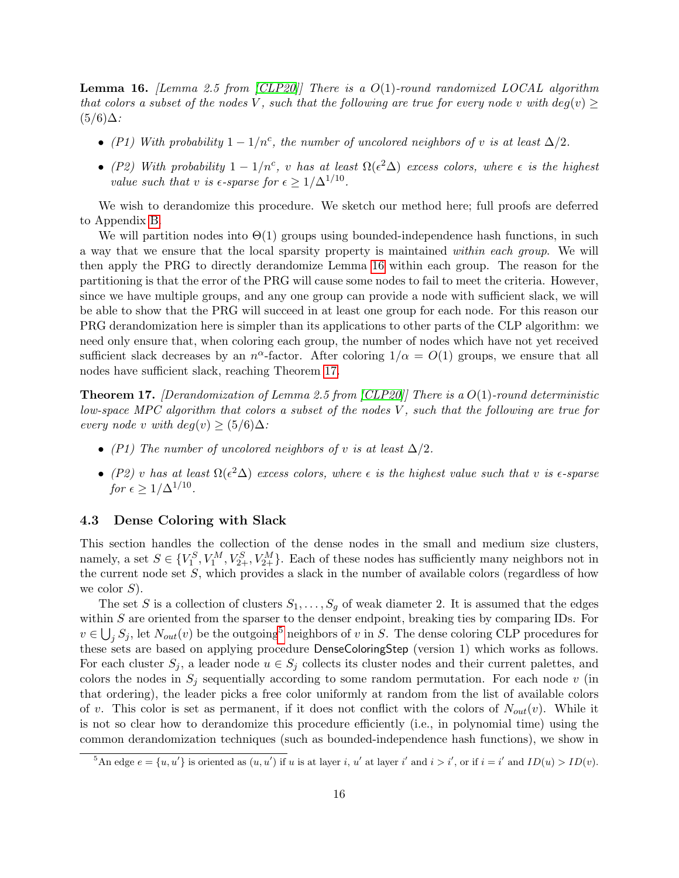**Lemma 16.** *[Lemma 2.5 from [CLP20]] There is a $O(1)$-round randomized LOCAL algorithm that colors a subset of the nodes $V$, such that the following are true for every node $v$ with $deg(v) \geq (5/6)\Delta$:*

- *(P1) With probability $1 - 1/n^c$, the number of uncolored neighbors of $v$ is at least $\Delta/2$.*
- *(P2) With probability $1 - 1/n^c$, $v$ has at least $\Omega(\epsilon^2\Delta)$ excess colors, where $\epsilon$ is the highest value such that $v$ is $\epsilon$-sparse for $\epsilon \geq 1/\Delta^{1/10}$.*

We wish to derandomize this procedure. We sketch our method here; full proofs are deferred to Appendix B.

We will partition nodes into $\Theta(1)$ groups using bounded-independence hash functions, in such a way that we ensure that the local sparsity property is maintained *within each group*. We will then apply the PRG to directly derandomize Lemma 16 within each group. The reason for the partitioning is that the error of the PRG will cause some nodes to fail to meet the criteria. However, since we have multiple groups, and any one group can provide a node with sufficient slack, we will be able to show that the PRG will succeed in at least one group for each node. For this reason our PRG derandomization here is simpler than its applications to other parts of the CLP algorithm: we need only ensure that, when coloring each group, the number of nodes which have not yet received sufficient slack decreases by an $n^\alpha$-factor. After coloring $1/\alpha = O(1)$ groups, we ensure that all nodes have sufficient slack, reaching Theorem 17.

**Theorem 17.** *[Derandomization of Lemma 2.5 from [CLP20]] There is a $O(1)$-round deterministic low-space MPC algorithm that colors a subset of the nodes $V$, such that the following are true for every node $v$ with $deg(v) \geq (5/6)\Delta$:*

- *(P1) The number of uncolored neighbors of $v$ is at least $\Delta/2$.*
- *(P2) $v$ has at least $\Omega(\epsilon^2\Delta)$ excess colors, where $\epsilon$ is the highest value such that $v$ is $\epsilon$-sparse for $\epsilon \geq 1/\Delta^{1/10}$.*

### 4.3 Dense Coloring with Slack

This section handles the collection of the dense nodes in the small and medium size clusters, namely, a set $S \in \{V_1^S, V_1^M, V_{2+}^S, V_{2+}^M\}$. Each of these nodes has sufficiently many neighbors not in the current node set $S$, which provides a slack in the number of available colors (regardless of how we color $S$).

The set $S$ is a collection of clusters $S_1, \ldots, S_g$ of weak diameter 2. It is assumed that the edges within $S$ are oriented from the sparser to the denser endpoint, breaking ties by comparing IDs. For $v \in \bigcup_j S_j$, let $N_{out}(v)$ be the outgoing[5] neighbors of $v$ in $S$. The dense coloring CLP procedures for these sets are based on applying procedure DenseColoringStep (version 1) which works as follows. For each cluster $S_j$, a leader node $u \in S_j$ collects its cluster nodes and their current palettes, and colors the nodes in $S_j$ sequentially according to some random permutation. For each node $v$ (in that ordering), the leader picks a free color uniformly at random from the list of available colors of $v$. This color is set as permanent, if it does not conflict with the colors of $N_{out}(v)$. While it is not so clear how to derandomize this procedure efficiently (i.e., in polynomial time) using the common derandomization techniques (such as bounded-independence hash functions), we show in

[5] An edge $e = \{u, u'\}$ is oriented as $(u, u')$ if $u$ is at layer $i$, $u'$ at layer $i'$ and $i > i'$, or if $i = i'$ and $ID(u) > ID(v)$.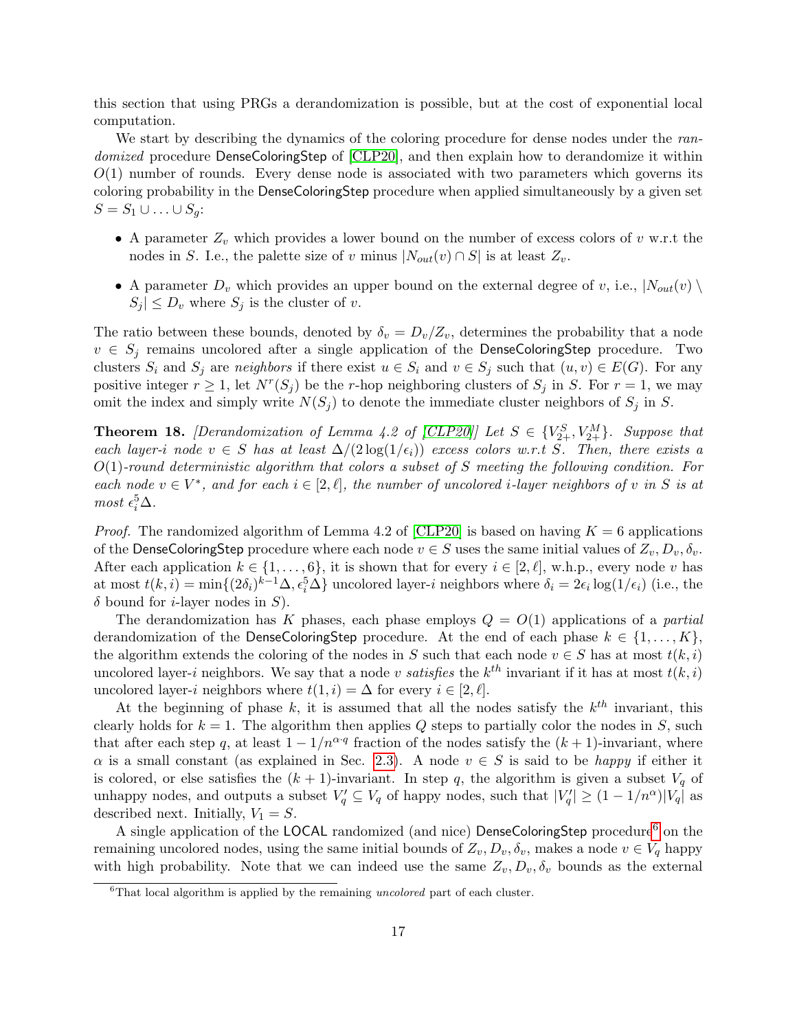this section that using PRGs a derandomization is possible, but at the cost of exponential local computation.

We start by describing the dynamics of the coloring procedure for dense nodes under the *randomized* procedure DenseColoringStep of [CLP20], and then explain how to derandomize it within $O(1)$ number of rounds. Every dense node is associated with two parameters which governs its coloring probability in the DenseColoringStep procedure when applied simultaneously by a given set $S = S_1 \cup \ldots \cup S_g$:

- A parameter $Z_v$ which provides a lower bound on the number of excess colors of $v$ w.r.t the nodes in $S$. I.e., the palette size of $v$ minus $|N_{out}(v) \cap S|$ is at least $Z_v$.
- A parameter $D_v$ which provides an upper bound on the external degree of $v$, i.e., $|N_{out}(v) \setminus S_j| \leq D_v$ where $S_j$ is the cluster of $v$.

The ratio between these bounds, denoted by $\delta_v = D_v/Z_v$, determines the probability that a node $v \in S_j$ remains uncolored after a single application of the DenseColoringStep procedure. Two clusters $S_i$ and $S_j$ are *neighbors* if there exist $u \in S_i$ and $v \in S_j$ such that $(u, v) \in E(G)$. For any positive integer $r \geq 1$, let $N^r(S_j)$ be the $r$-hop neighboring clusters of $S_j$ in $S$. For $r = 1$, we may omit the index and simply write $N(S_j)$ to denote the immediate cluster neighbors of $S_j$ in $S$.

**Theorem 18.** *[Derandomization of Lemma 4.2 of [CLP20]] Let $S \in \{V^S_{2+}, V^M_{2+}\}$. Suppose that each layer-$i$ node $v \in S$ has at least $\Delta/(2\log(1/\epsilon_i))$ excess colors w.r.t $S$. Then, there exists a $O(1)$-round deterministic algorithm that colors a subset of $S$ meeting the following condition. For each node $v \in V^*$, and for each $i \in [2, \ell]$, the number of uncolored $i$-layer neighbors of $v$ in $S$ is at most $\epsilon_i^5\Delta$.*

*Proof.* The randomized algorithm of Lemma 4.2 of [CLP20] is based on having $K = 6$ applications of the DenseColoringStep procedure where each node $v \in S$ uses the same initial values of $Z_v, D_v, \delta_v$. After each application $k \in \{1, \ldots, 6\}$, it is shown that for every $i \in [2, \ell]$, w.h.p., every node $v$ has at most $t(k, i) = \min\{(2\delta_i)^{k-1}\Delta, \epsilon_i^5\Delta\}$ uncolored layer-$i$ neighbors where $\delta_i = 2\epsilon_i \log(1/\epsilon_i)$ (i.e., the $\delta$ bound for $i$-layer nodes in $S$).

The derandomization has $K$ phases, each phase employs $Q = O(1)$ applications of a *partial* derandomization of the DenseColoringStep procedure. At the end of each phase $k \in \{1, \ldots, K\}$, the algorithm extends the coloring of the nodes in $S$ such that each node $v \in S$ has at most $t(k, i)$ uncolored layer-$i$ neighbors. We say that a node $v$ *satisfies* the $k^{th}$ invariant if it has at most $t(k, i)$ uncolored layer-$i$ neighbors where $t(1, i) = \Delta$ for every $i \in [2, \ell]$.

At the beginning of phase $k$, it is assumed that all the nodes satisfy the $k^{th}$ invariant, this clearly holds for $k = 1$. The algorithm then applies $Q$ steps to partially color the nodes in $S$, such that after each step $q$, at least $1 - 1/n^{\alpha \cdot q}$ fraction of the nodes satisfy the $(k + 1)$-invariant, where $\alpha$ is a small constant (as explained in Sec. 2.3). A node $v \in S$ is said to be *happy* if either it is colored, or else satisfies the $(k + 1)$-invariant. In step $q$, the algorithm is given a subset $V_q$ of unhappy nodes, and outputs a subset $V'_q \subseteq V_q$ of happy nodes, such that $|V'_q| \geq (1 - 1/n^{\alpha})|V_q|$ as described next. Initially, $V_1 = S$.

A single application of the LOCAL randomized (and nice) DenseColoringStep procedure[6] on the remaining uncolored nodes, using the same initial bounds of $Z_v, D_v, \delta_v$, makes a node $v \in V_q$ happy with high probability. Note that we can indeed use the same $Z_v, D_v, \delta_v$ bounds as the external

[6] That local algorithm is applied by the remaining *uncolored* part of each cluster.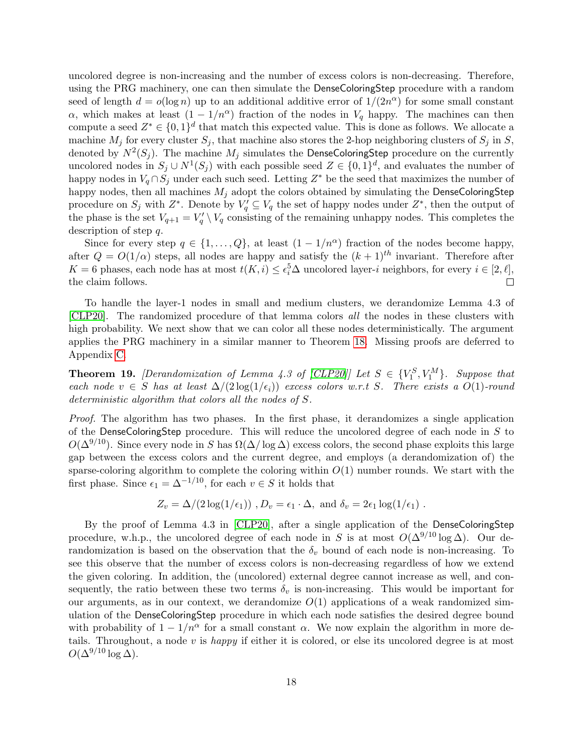uncolored degree is non-increasing and the number of excess colors is non-decreasing. Therefore, using the PRG machinery, one can then simulate the DenseColoringStep procedure with a random seed of length $d = o(\log n)$ up to an additional additive error of $1/(2n^{\alpha})$ for some small constant $\alpha$, which makes at least $(1 - 1/n^{\alpha})$ fraction of the nodes in $V_q$ happy. The machines can then compute a seed $Z^* \in \{0,1\}^d$ that match this expected value. This is done as follows. We allocate a machine $M_j$ for every cluster $S_j$, that machine also stores the 2-hop neighboring clusters of $S_j$ in $S$, denoted by $N^2(S_j)$. The machine $M_j$ simulates the DenseColoringStep procedure on the currently uncolored nodes in $S_j \cup N^1(S_j)$ with each possible seed $Z \in \{0,1\}^d$, and evaluates the number of happy nodes in $V_q \cap S_j$ under each such seed. Letting $Z^*$ be the seed that maximizes the number of happy nodes, then all machines $M_j$ adopt the colors obtained by simulating the DenseColoringStep procedure on $S_j$ with $Z^*$. Denote by $V'_q \subseteq V_q$ the set of happy nodes under $Z^*$, then the output of the phase is the set $V_{q+1} = V'_q \setminus V_q$ consisting of the remaining unhappy nodes. This completes the description of step $q$.

Since for every step $q \in \{1, \ldots, Q\}$, at least $(1 - 1/n^{\alpha})$ fraction of the nodes become happy, after $Q = O(1/\alpha)$ steps, all nodes are happy and satisfy the $(k+1)^{th}$ invariant. Therefore after $K = 6$ phases, each node has at most $t(K, i) \leq \epsilon_i^5 \Delta$ uncolored layer-$i$ neighbors, for every $i \in [2, \ell]$, the claim follows. □

To handle the layer-1 nodes in small and medium clusters, we derandomize Lemma 4.3 of [CLP20]. The randomized procedure of that lemma colors *all* the nodes in these clusters with high probability. We next show that we can color all these nodes deterministically. The argument applies the PRG machinery in a similar manner to Theorem 18. Missing proofs are deferred to Appendix C.

**Theorem 19.** *[Derandomization of Lemma 4.3 of [CLP20]] Let $S \in \{V_1^S, V_1^M\}$. Suppose that each node $v \in S$ has at least $\Delta/(2\log(1/\epsilon_i))$ excess colors w.r.t $S$. There exists a $O(1)$-round deterministic algorithm that colors all the nodes of $S$.*

*Proof.* The algorithm has two phases. In the first phase, it derandomizes a single application of the DenseColoringStep procedure. This will reduce the uncolored degree of each node in $S$ to $O(\Delta^{9/10})$. Since every node in $S$ has $\Omega(\Delta/\log\Delta)$ excess colors, the second phase exploits this large gap between the excess colors and the current degree, and employs (a derandomization of) the sparse-coloring algorithm to complete the coloring within $O(1)$ number rounds. We start with the first phase. Since $\epsilon_1 = \Delta^{-1/10}$, for each $v \in S$ it holds that

$$Z_v = \Delta/(2\log(1/\epsilon_1)) \ , D_v = \epsilon_1 \cdot \Delta, \text{ and } \delta_v = 2\epsilon_1 \log(1/\epsilon_1) \ .$$

By the proof of Lemma 4.3 in [CLP20], after a single application of the DenseColoringStep procedure, w.h.p., the uncolored degree of each node in $S$ is at most $O(\Delta^{9/10}\log\Delta)$. Our derandomization is based on the observation that the $\delta_v$ bound of each node is non-increasing. To see this observe that the number of excess colors is non-decreasing regardless of how we extend the given coloring. In addition, the (uncolored) external degree cannot increase as well, and consequently, the ratio between these two terms $\delta_v$ is non-increasing. This would be important for our arguments, as in our context, we derandomize $O(1)$ applications of a weak randomized simulation of the DenseColoringStep procedure in which each node satisfies the desired degree bound with probability of $1 - 1/n^{\alpha}$ for a small constant $\alpha$. We now explain the algorithm in more details. Throughout, a node $v$ is *happy* if either it is colored, or else its uncolored degree is at most $O(\Delta^{9/10}\log\Delta)$.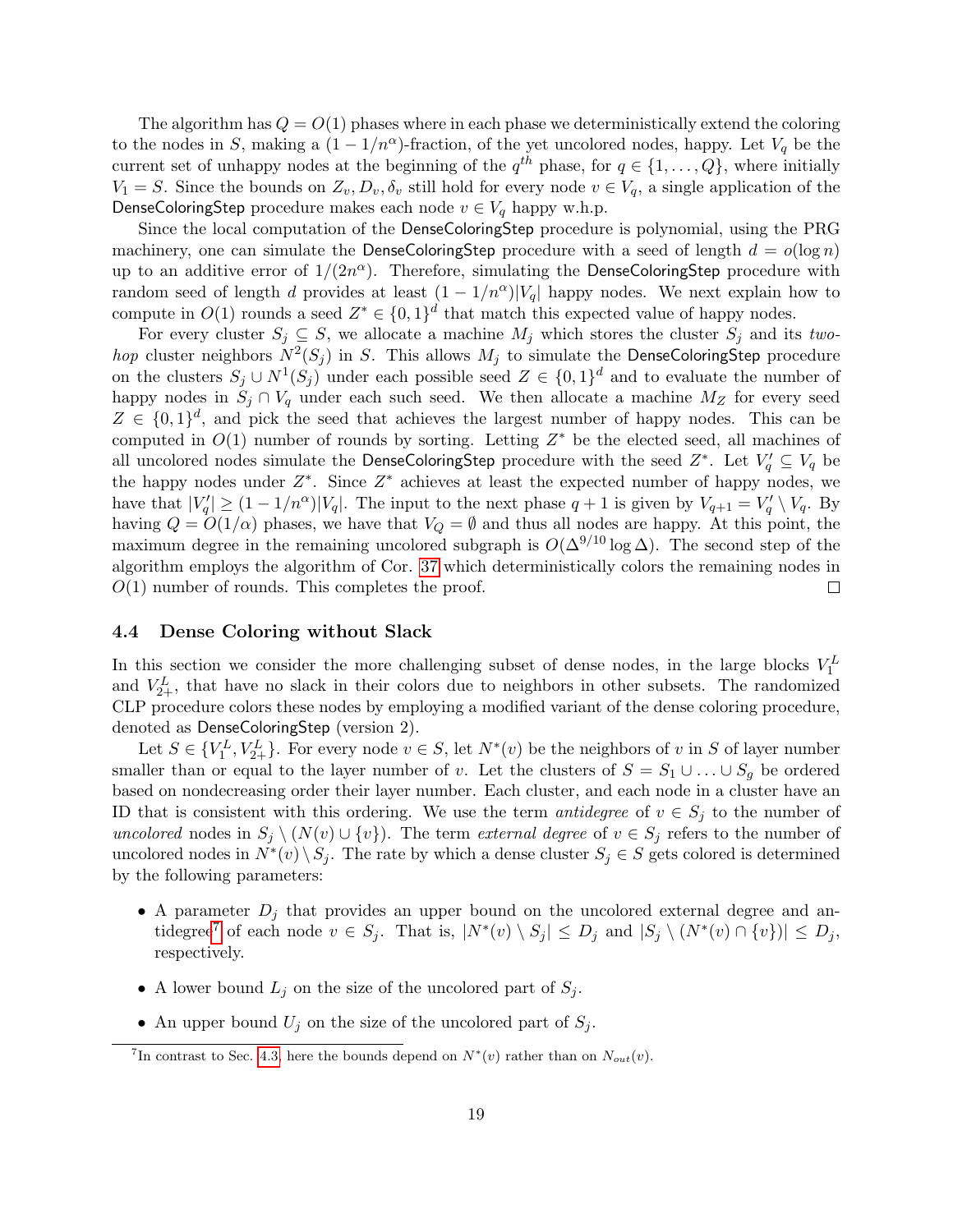The algorithm has $Q = O(1)$ phases where in each phase we deterministically extend the coloring to the nodes in $S$, making a $(1 - 1/n^{\alpha})$-fraction, of the yet uncolored nodes, happy. Let $V_q$ be the current set of unhappy nodes at the beginning of the $q^{th}$ phase, for $q \in \{1, \ldots, Q\}$, where initially $V_1 = S$. Since the bounds on $Z_v, D_v, \delta_v$ still hold for every node $v \in V_q$, a single application of the DenseColoringStep procedure makes each node $v \in V_q$ happy w.h.p.

Since the local computation of the DenseColoringStep procedure is polynomial, using the PRG machinery, one can simulate the DenseColoringStep procedure with a seed of length $d = o(\log n)$ up to an additive error of $1/(2n^{\alpha})$. Therefore, simulating the DenseColoringStep procedure with random seed of length $d$ provides at least $(1 - 1/n^{\alpha})|V_q|$ happy nodes. We next explain how to compute in $O(1)$ rounds a seed $Z^* \in \{0, 1\}^d$ that match this expected value of happy nodes.

For every cluster $S_j \subseteq S$, we allocate a machine $M_j$ which stores the cluster $S_j$ and its *two-hop* cluster neighbors $N^2(S_j)$ in $S$. This allows $M_j$ to simulate the DenseColoringStep procedure on the clusters $S_j \cup N^1(S_j)$ under each possible seed $Z \in \{0, 1\}^d$ and to evaluate the number of happy nodes in $S_j \cap V_q$ under each such seed. We then allocate a machine $M_Z$ for every seed $Z \in \{0, 1\}^d$, and pick the seed that achieves the largest number of happy nodes. This can be computed in $O(1)$ number of rounds by sorting. Letting $Z^*$ be the elected seed, all machines of all uncolored nodes simulate the DenseColoringStep procedure with the seed $Z^*$. Let $V'_q \subseteq V_q$ be the happy nodes under $Z^*$. Since $Z^*$ achieves at least the expected number of happy nodes, we have that $|V'_q| \geq (1 - 1/n^{\alpha})|V_q|$. The input to the next phase $q + 1$ is given by $V_{q+1} = V'_q \setminus V_q$. By having $Q = O(1/\alpha)$ phases, we have that $V_Q = \emptyset$ and thus all nodes are happy. At this point, the maximum degree in the remaining uncolored subgraph is $O(\Delta^{9/10} \log \Delta)$. The second step of the algorithm employs the algorithm of Cor. 37 which deterministically colors the remaining nodes in $O(1)$ number of rounds. This completes the proof. □

### 4.4 Dense Coloring without Slack

In this section we consider the more challenging subset of dense nodes, in the large blocks $V_1^L$ and $V_{2+}^L$, that have no slack in their colors due to neighbors in other subsets. The randomized CLP procedure colors these nodes by employing a modified variant of the dense coloring procedure, denoted as DenseColoringStep (version 2).

Let $S \in \{V_1^L, V_{2+}^L\}$. For every node $v \in S$, let $N^*(v)$ be the neighbors of $v$ in $S$ of layer number smaller than or equal to the layer number of $v$. Let the clusters of $S = S_1 \cup \ldots \cup S_g$ be ordered based on nondecreasing order their layer number. Each cluster, and each node in a cluster have an ID that is consistent with this ordering. We use the term *antidegree* of $v \in S_j$ to the number of *uncolored* nodes in $S_j \setminus (N(v) \cup \{v\})$. The term *external degree* of $v \in S_j$ refers to the number of uncolored nodes in $N^*(v) \setminus S_j$. The rate by which a dense cluster $S_j \in S$ gets colored is determined by the following parameters:

- A parameter $D_j$ that provides an upper bound on the uncolored external degree and antidegree[7] of each node $v \in S_j$. That is, $|N^*(v) \setminus S_j| \leq D_j$ and $|S_j \setminus (N^*(v) \cap \{v\})| \leq D_j$, respectively.
- A lower bound $L_j$ on the size of the uncolored part of $S_j$.
- An upper bound $U_j$ on the size of the uncolored part of $S_j$.

[7]In contrast to Sec. 4.3, here the bounds depend on $N^*(v)$ rather than on $N_{out}(v)$.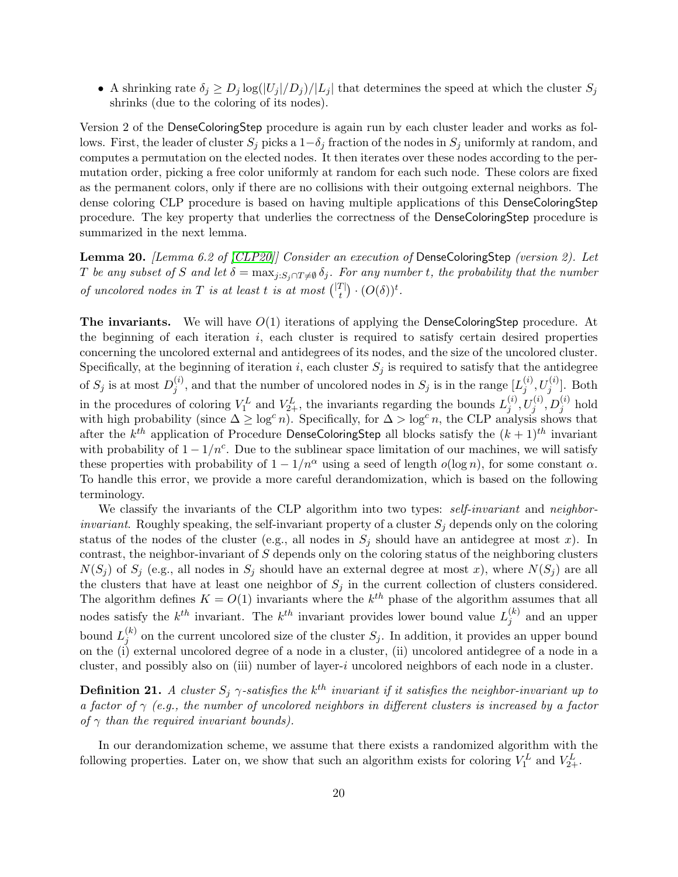- A shrinking rate $\delta_j \geq D_j \log(|U_j|/D_j)/|L_j|$ that determines the speed at which the cluster $S_j$ shrinks (due to the coloring of its nodes).

Version 2 of the DenseColoringStep procedure is again run by each cluster leader and works as follows. First, the leader of cluster $S_j$ picks a $1-\delta_j$ fraction of the nodes in $S_j$ uniformly at random, and computes a permutation on the elected nodes. It then iterates over these nodes according to the permutation order, picking a free color uniformly at random for each such node. These colors are fixed as the permanent colors, only if there are no collisions with their outgoing external neighbors. The dense coloring CLP procedure is based on having multiple applications of this DenseColoringStep procedure. The key property that underlies the correctness of the DenseColoringStep procedure is summarized in the next lemma.

**Lemma 20.** *[Lemma 6.2 of [CLP20]] Consider an execution of* DenseColoringStep *(version 2). Let $T$ be any subset of $S$ and let $\delta = \max_{j:S_j \cap T \neq \emptyset} \delta_j$. For any number $t$, the probability that the number of uncolored nodes in $T$ is at least $t$ is at most $\binom{|T|}{t} \cdot (O(\delta))^t$.*

**The invariants.** We will have $O(1)$ iterations of applying the DenseColoringStep procedure. At the beginning of each iteration $i$, each cluster is required to satisfy certain desired properties concerning the uncolored external and antidegrees of its nodes, and the size of the uncolored cluster. Specifically, at the beginning of iteration $i$, each cluster $S_j$ is required to satisfy that the antidegree of $S_j$ is at most $D_j^{(i)}$, and that the number of uncolored nodes in $S_j$ is in the range $[L_j^{(i)}, U_j^{(i)}]$. Both in the procedures of coloring $V_1^L$ and $V_{2+}^L$, the invariants regarding the bounds $L_j^{(i)}, U_j^{(i)}, D_j^{(i)}$ hold with high probability (since $\Delta \geq \log^c n$). Specifically, for $\Delta > \log^c n$, the CLP analysis shows that after the $k^{th}$ application of Procedure DenseColoringStep all blocks satisfy the $(k+1)^{th}$ invariant with probability of $1 - 1/n^c$. Due to the sublinear space limitation of our machines, we will satisfy these properties with probability of $1 - 1/n^{\alpha}$ using a seed of length $o(\log n)$, for some constant $\alpha$. To handle this error, we provide a more careful derandomization, which is based on the following terminology.

We classify the invariants of the CLP algorithm into two types: *self-invariant* and *neighbor-invariant*. Roughly speaking, the self-invariant property of a cluster $S_j$ depends only on the coloring status of the nodes of the cluster (e.g., all nodes in $S_j$ should have an antidegree at most $x$). In contrast, the neighbor-invariant of $S$ depends only on the coloring status of the neighboring clusters $N(S_j)$ of $S_j$ (e.g., all nodes in $S_j$ should have an external degree at most $x$), where $N(S_j)$ are all the clusters that have at least one neighbor of $S_j$ in the current collection of clusters considered. The algorithm defines $K = O(1)$ invariants where the $k^{th}$ phase of the algorithm assumes that all nodes satisfy the $k^{th}$ invariant. The $k^{th}$ invariant provides lower bound value $L_j^{(k)}$ and an upper bound $L_j^{(k)}$ on the current uncolored size of the cluster $S_j$. In addition, it provides an upper bound on the (i) external uncolored degree of a node in a cluster, (ii) uncolored antidegree of a node in a cluster, and possibly also on (iii) number of layer-$i$ uncolored neighbors of each node in a cluster.

**Definition 21.** *A cluster $S_j$ $\gamma$-satisfies the $k^{th}$ invariant if it satisfies the neighbor-invariant up to a factor of $\gamma$ (e.g., the number of uncolored neighbors in different clusters is increased by a factor of $\gamma$ than the required invariant bounds).*

In our derandomization scheme, we assume that there exists a randomized algorithm with the following properties. Later on, we show that such an algorithm exists for coloring $V_1^L$ and $V_{2+}^L$.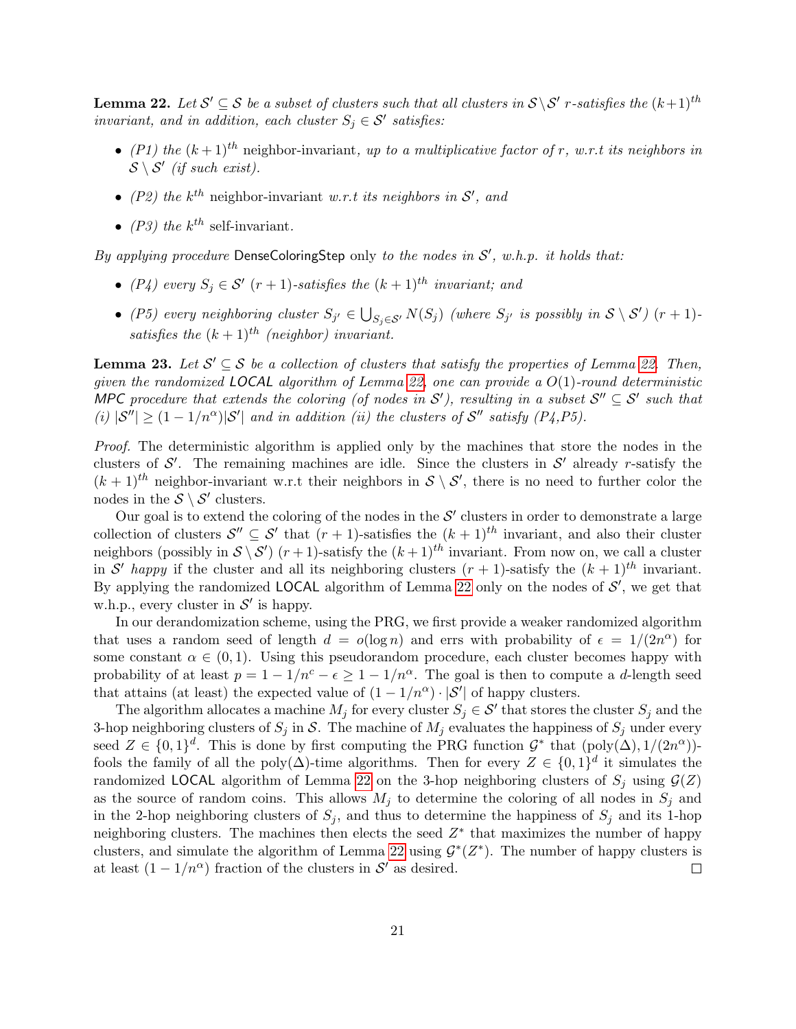**Lemma 22.** *Let $\mathcal{S}' \subseteq \mathcal{S}$ be a subset of clusters such that all clusters in $\mathcal{S} \setminus \mathcal{S}'$ $r$-satisfies the $(k+1)^{th}$ invariant, and in addition, each cluster $S_j \in \mathcal{S}'$ satisfies:*

- *(P1) the $(k+1)^{th}$* neighbor-invariant*, up to a multiplicative factor of $r$, w.r.t its neighbors in $\mathcal{S} \setminus \mathcal{S}'$ (if such exist).*
- *(P2) the $k^{th}$* neighbor-invariant *w.r.t its neighbors in $\mathcal{S}'$, and*
- *(P3) the $k^{th}$* self-invariant.

*By applying procedure* DenseColoringStep only *to the nodes in $\mathcal{S}'$, w.h.p. it holds that:*

- *(P4) every $S_j \in \mathcal{S}'$ $(r+1)$-satisfies the $(k+1)^{th}$ invariant; and*
- *(P5) every neighboring cluster $S_{j'} \in \bigcup_{S_j \in \mathcal{S}'} N(S_j)$ (where $S_{j'}$ is possibly in $\mathcal{S} \setminus \mathcal{S}'$) $(r+1)$-satisfies the $(k+1)^{th}$ (neighbor) invariant.*

**Lemma 23.** *Let $\mathcal{S}' \subseteq \mathcal{S}$ be a collection of clusters that satisfy the properties of Lemma 22. Then, given the randomized* LOCAL *algorithm of Lemma 22, one can provide a $O(1)$-round deterministic* MPC *procedure that extends the coloring (of nodes in $\mathcal{S}'$), resulting in a subset $\mathcal{S}'' \subseteq \mathcal{S}'$ such that (i) $|\mathcal{S}''| \geq (1 - 1/n^{\alpha})|\mathcal{S}'|$ and in addition (ii) the clusters of $\mathcal{S}''$ satisfy (P4,P5).*

*Proof.* The deterministic algorithm is applied only by the machines that store the nodes in the clusters of $\mathcal{S}'$. The remaining machines are idle. Since the clusters in $\mathcal{S}'$ already $r$-satisfy the $(k+1)^{th}$ neighbor-invariant w.r.t their neighbors in $\mathcal{S} \setminus \mathcal{S}'$, there is no need to further color the nodes in the $\mathcal{S} \setminus \mathcal{S}'$ clusters.

Our goal is to extend the coloring of the nodes in the $\mathcal{S}'$ clusters in order to demonstrate a large collection of clusters $\mathcal{S}'' \subseteq \mathcal{S}'$ that $(r+1)$-satisfies the $(k+1)^{th}$ invariant, and also their cluster neighbors (possibly in $\mathcal{S} \setminus \mathcal{S}'$) $(r+1)$-satisfy the $(k+1)^{th}$ invariant. From now on, we call a cluster in $\mathcal{S}'$ *happy* if the cluster and all its neighboring clusters $(r+1)$-satisfy the $(k+1)^{th}$ invariant. By applying the randomized LOCAL algorithm of Lemma 22 only on the nodes of $\mathcal{S}'$, we get that w.h.p., every cluster in $\mathcal{S}'$ is happy.

In our derandomization scheme, using the PRG, we first provide a weaker randomized algorithm that uses a random seed of length $d = o(\log n)$ and errs with probability of $\epsilon = 1/(2n^{\alpha})$ for some constant $\alpha \in (0,1)$. Using this pseudorandom procedure, each cluster becomes happy with probability of at least $p = 1 - 1/n^c - \epsilon \geq 1 - 1/n^{\alpha}$. The goal is then to compute a $d$-length seed that attains (at least) the expected value of $(1 - 1/n^{\alpha}) \cdot |\mathcal{S}'|$ of happy clusters.

The algorithm allocates a machine $M_j$ for every cluster $S_j \in \mathcal{S}'$ that stores the cluster $S_j$ and the 3-hop neighboring clusters of $S_j$ in $\mathcal{S}$. The machine of $M_j$ evaluates the happiness of $S_j$ under every seed $Z \in \{0,1\}^d$. This is done by first computing the PRG function $\mathcal{G}^*$ that $(\text{poly}(\Delta), 1/(2n^{\alpha}))$-fools the family of all the $\text{poly}(\Delta)$-time algorithms. Then for every $Z \in \{0,1\}^d$ it simulates the randomized LOCAL algorithm of Lemma 22 on the 3-hop neighboring clusters of $S_j$ using $\mathcal{G}(Z)$ as the source of random coins. This allows $M_j$ to determine the coloring of all nodes in $S_j$ and in the 2-hop neighboring clusters of $S_j$, and thus to determine the happiness of $S_j$ and its 1-hop neighboring clusters. The machines then elects the seed $Z^*$ that maximizes the number of happy clusters, and simulate the algorithm of Lemma 22 using $\mathcal{G}^*(Z^*)$. The number of happy clusters is at least $(1 - 1/n^{\alpha})$ fraction of the clusters in $\mathcal{S}'$ as desired. $\square$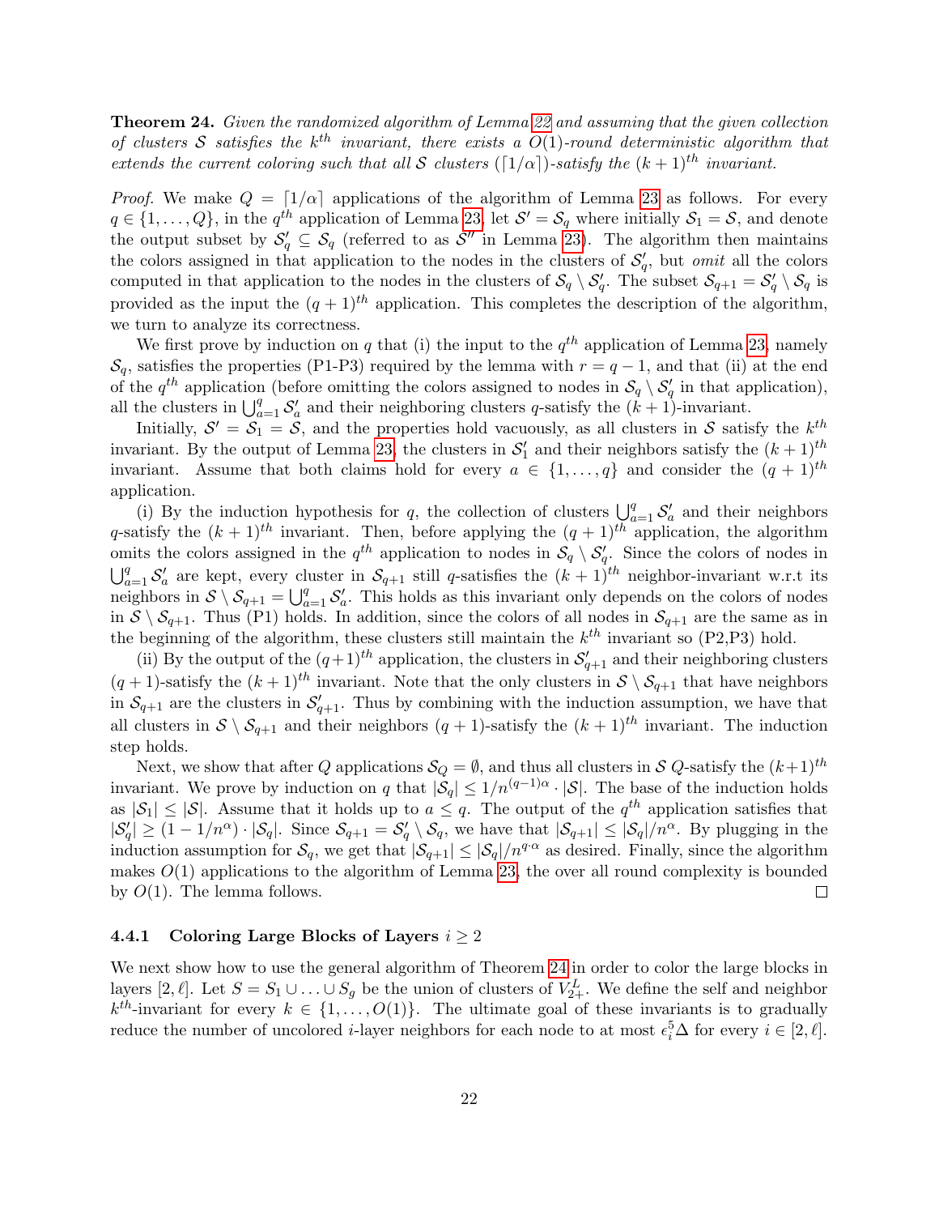**Theorem 24.** *Given the randomized algorithm of Lemma 22 and assuming that the given collection of clusters $\mathcal{S}$ satisfies the $k^{th}$ invariant, there exists a $O(1)$-round deterministic algorithm that extends the current coloring such that all $\mathcal{S}$ clusters ($\lceil 1/\alpha \rceil$)-satisfy the $(k+1)^{th}$ invariant.*

*Proof.* We make $Q = \lceil 1/\alpha \rceil$ applications of the algorithm of Lemma 23 as follows. For every $q \in \{1, \ldots, Q\}$, in the $q^{th}$ application of Lemma 23, let $\mathcal{S}' = \mathcal{S}_q$ where initially $\mathcal{S}_1 = \mathcal{S}$, and denote the output subset by $\mathcal{S}'_q \subseteq \mathcal{S}_q$ (referred to as $\mathcal{S}''$ in Lemma 23). The algorithm then maintains the colors assigned in that application to the nodes in the clusters of $\mathcal{S}'_q$, but *omit* all the colors computed in that application to the nodes in the clusters of $\mathcal{S}_q \setminus \mathcal{S}'_q$. The subset $\mathcal{S}_{q+1} = \mathcal{S}'_q \setminus \mathcal{S}_q$ is provided as the input the $(q+1)^{th}$ application. This completes the description of the algorithm, we turn to analyze its correctness.

We first prove by induction on $q$ that (i) the input to the $q^{th}$ application of Lemma 23, namely $\mathcal{S}_q$, satisfies the properties (P1-P3) required by the lemma with $r = q-1$, and that (ii) at the end of the $q^{th}$ application (before omitting the colors assigned to nodes in $\mathcal{S}_q \setminus \mathcal{S}'_q$ in that application), all the clusters in $\bigcup_{a=1}^{q} \mathcal{S}'_a$ and their neighboring clusters $q$-satisfy the $(k+1)$-invariant.

Initially, $\mathcal{S}' = \mathcal{S}_1 = \mathcal{S}$, and the properties hold vacuously, as all clusters in $\mathcal{S}$ satisfy the $k^{th}$ invariant. By the output of Lemma 23, the clusters in $\mathcal{S}'_1$ and their neighbors satisfy the $(k+1)^{th}$ invariant. Assume that both claims hold for every $a \in \{1, \ldots, q\}$ and consider the $(q+1)^{th}$ application.

(i) By the induction hypothesis for $q$, the collection of clusters $\bigcup_{a=1}^{q} \mathcal{S}'_a$ and their neighbors $q$-satisfy the $(k+1)^{th}$ invariant. Then, before applying the $(q+1)^{th}$ application, the algorithm omits the colors assigned in the $q^{th}$ application to nodes in $\mathcal{S}_q \setminus \mathcal{S}'_q$. Since the colors of nodes in $\bigcup_{a=1}^{q} \mathcal{S}'_a$ are kept, every cluster in $\mathcal{S}_{q+1}$ still $q$-satisfies the $(k+1)^{th}$ neighbor-invariant w.r.t its neighbors in $\mathcal{S} \setminus \mathcal{S}_{q+1} = \bigcup_{a=1}^{q} \mathcal{S}'_a$. This holds as this invariant only depends on the colors of nodes in $\mathcal{S} \setminus \mathcal{S}_{q+1}$. Thus (P1) holds. In addition, since the colors of all nodes in $\mathcal{S}_{q+1}$ are the same as in the beginning of the algorithm, these clusters still maintain the $k^{th}$ invariant so (P2,P3) hold.

(ii) By the output of the $(q+1)^{th}$ application, the clusters in $\mathcal{S}'_{q+1}$ and their neighboring clusters $(q+1)$-satisfy the $(k+1)^{th}$ invariant. Note that the only clusters in $\mathcal{S} \setminus \mathcal{S}_{q+1}$ that have neighbors in $\mathcal{S}_{q+1}$ are the clusters in $\mathcal{S}'_{q+1}$. Thus by combining with the induction assumption, we have that all clusters in $\mathcal{S} \setminus \mathcal{S}_{q+1}$ and their neighbors $(q+1)$-satisfy the $(k+1)^{th}$ invariant. The induction step holds.

Next, we show that after $Q$ applications $\mathcal{S}_Q = \emptyset$, and thus all clusters in $\mathcal{S}$ $Q$-satisfy the $(k+1)^{th}$ invariant. We prove by induction on $q$ that $|\mathcal{S}_q| \leq 1/n^{(q-1)\alpha} \cdot |\mathcal{S}|$. The base of the induction holds as $|\mathcal{S}_1| \leq |\mathcal{S}|$. Assume that it holds up to $a \leq q$. The output of the $q^{th}$ application satisfies that $|\mathcal{S}'_q| \geq (1 - 1/n^{\alpha}) \cdot |\mathcal{S}_q|$. Since $\mathcal{S}_{q+1} = \mathcal{S}'_q \setminus \mathcal{S}_q$, we have that $|\mathcal{S}_{q+1}| \leq |\mathcal{S}_q|/n^{\alpha}$. By plugging in the induction assumption for $\mathcal{S}_q$, we get that $|\mathcal{S}_{q+1}| \leq |\mathcal{S}_q|/n^{q \cdot \alpha}$ as desired. Finally, since the algorithm makes $O(1)$ applications to the algorithm of Lemma 23, the over all round complexity is bounded by $O(1)$. The lemma follows. $\square$

### 4.4.1 Coloring Large Blocks of Layers $i \geq 2$

We next show how to use the general algorithm of Theorem 24 in order to color the large blocks in layers $[2, \ell]$. Let $S = S_1 \cup \ldots \cup S_g$ be the union of clusters of $V^L_{2+}$. We define the self and neighbor $k^{th}$-invariant for every $k \in \{1, \ldots, O(1)\}$. The ultimate goal of these invariants is to gradually reduce the number of uncolored $i$-layer neighbors for each node to at most $\epsilon_i^5 \Delta$ for every $i \in [2, \ell]$.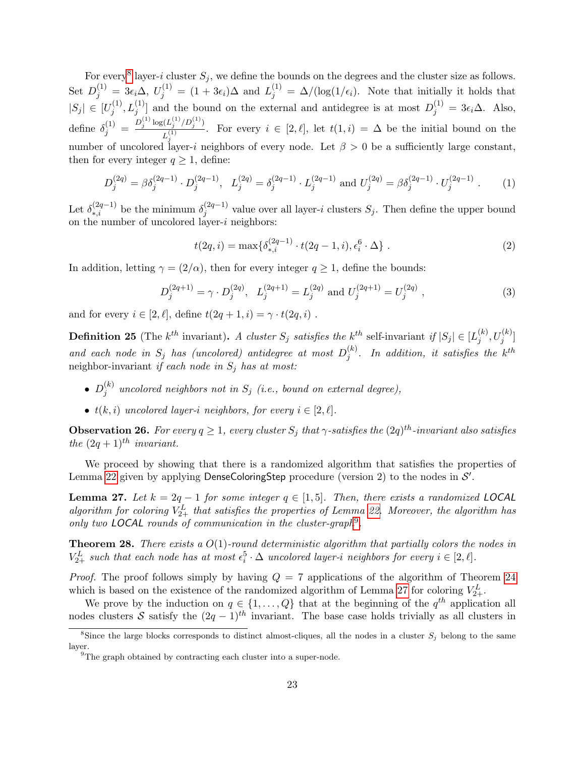For every[8] layer-$i$ cluster $S_j$, we define the bounds on the degrees and the cluster size as follows. Set $D_j^{(1)} = 3\epsilon_i\Delta$, $U_j^{(1)} = (1+3\epsilon_i)\Delta$ and $L_j^{(1)} = \Delta/(\log(1/\epsilon_i)$. Note that initially it holds that $|S_j| \in [U_j^{(1)}, L_j^{(1)}]$ and the bound on the external and antidegree is at most $D_j^{(1)} = 3\epsilon_i\Delta$. Also, define $\delta_j^{(1)} = \frac{D_j^{(1)} \log(L_j^{(1)}/D_j^{(1)})}{L_j^{(1)}}$. For every $i \in [2,\ell]$, let $t(1,i) = \Delta$ be the initial bound on the number of uncolored layer-$i$ neighbors of every node. Let $\beta > 0$ be a sufficiently large constant, then for every integer $q \geq 1$, define:

$$D_j^{(2q)} = \beta\delta_j^{(2q-1)} \cdot D_j^{(2q-1)}, \quad L_j^{(2q)} = \delta_j^{(2q-1)} \cdot L_j^{(2q-1)} \text{ and } U_j^{(2q)} = \beta\delta_j^{(2q-1)} \cdot U_j^{(2q-1)} \ . \tag{1}$$

Let $\delta_{*,i}^{(2q-1)}$ be the minimum $\delta_j^{(2q-1)}$ value over all layer-$i$ clusters $S_j$. Then define the upper bound on the number of uncolored layer-$i$ neighbors:

$$t(2q,i) = \max\{\delta_{*,i}^{(2q-1)} \cdot t(2q-1,i), \epsilon_i^6 \cdot \Delta\} \ . \tag{2}$$

In addition, letting $\gamma = (2/\alpha)$, then for every integer $q \geq 1$, define the bounds:

$$D_j^{(2q+1)} = \gamma \cdot D_j^{(2q)}, \quad L_j^{(2q+1)} = L_j^{(2q)} \text{ and } U_j^{(2q+1)} = U_j^{(2q)} \ , \tag{3}$$

and for every $i \in [2,\ell]$, define $t(2q+1,i) = \gamma \cdot t(2q,i)$ .

**Definition 25** (The $k^{th}$ invariant)**.** *A cluster $S_j$ satisfies the $k^{th}$* self-invariant *if $|S_j| \in [L_j^{(k)}, U_j^{(k)}]$ and each node in $S_j$ has (uncolored) antidegree at most $D_j^{(k)}$. In addition, it satisfies the $k^{th}$* neighbor-invariant *if each node in $S_j$ has at most:*

- *$D_j^{(k)}$ uncolored neighbors not in $S_j$ (i.e., bound on external degree),*
- *$t(k,i)$ uncolored layer-$i$ neighbors, for every $i \in [2,\ell]$.*

**Observation 26.** *For every $q \geq 1$, every cluster $S_j$ that $\gamma$-satisfies the $(2q)^{th}$-invariant also satisfies the $(2q+1)^{th}$ invariant.*

We proceed by showing that there is a randomized algorithm that satisfies the properties of Lemma 22 given by applying DenseColoringStep procedure (version 2) to the nodes in $\mathcal{S}'$.

**Lemma 27.** *Let $k = 2q-1$ for some integer $q \in [1,5]$. Then, there exists a randomized LOCAL algorithm for coloring $V_{2+}^L$ that satisfies the properties of Lemma 22. Moreover, the algorithm has only two LOCAL rounds of communication in the cluster-graph[9].*

**Theorem 28.** *There exists a $O(1)$-round deterministic algorithm that partially colors the nodes in $V_{2+}^L$ such that each node has at most $\epsilon_i^5 \cdot \Delta$ uncolored layer-$i$ neighbors for every $i \in [2,\ell]$.*

*Proof.* The proof follows simply by having $Q = 7$ applications of the algorithm of Theorem 24 which is based on the existence of the randomized algorithm of Lemma 27 for coloring $V_{2+}^L$.

We prove by the induction on $q \in \{1,\ldots,Q\}$ that at the beginning of the $q^{th}$ application all nodes clusters $\mathcal{S}$ satisfy the $(2q-1)^{th}$ invariant. The base case holds trivially as all clusters in

[8] Since the large blocks corresponds to distinct almost-cliques, all the nodes in a cluster $S_j$ belong to the same layer.

[9] The graph obtained by contracting each cluster into a super-node.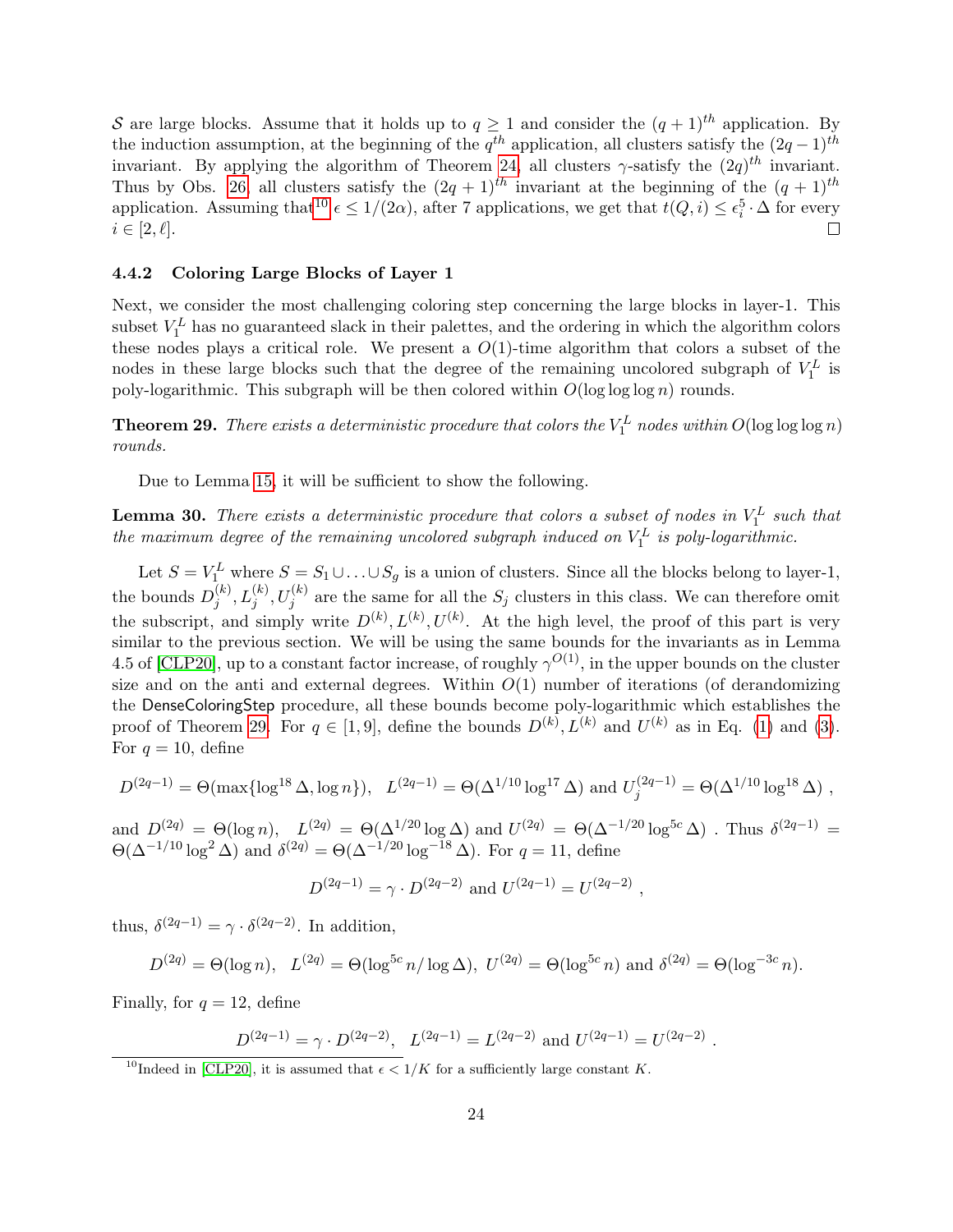$\mathcal{S}$ are large blocks. Assume that it holds up to $q \geq 1$ and consider the $(q+1)^{th}$ application. By the induction assumption, at the beginning of the $q^{th}$ application, all clusters satisfy the $(2q-1)^{th}$ invariant. By applying the algorithm of Theorem 24, all clusters $\gamma$-satisfy the $(2q)^{th}$ invariant. Thus by Obs. 26, all clusters satisfy the $(2q+1)^{th}$ invariant at the beginning of the $(q+1)^{th}$ application. Assuming that[10] $\epsilon \leq 1/(2\alpha)$, after 7 applications, we get that $t(Q,i) \leq \epsilon_i^5 \cdot \Delta$ for every $i \in [2, \ell]$. □

### 4.4.2 Coloring Large Blocks of Layer 1

Next, we consider the most challenging coloring step concerning the large blocks in layer-1. This subset $V_1^L$ has no guaranteed slack in their palettes, and the ordering in which the algorithm colors these nodes plays a critical role. We present a $O(1)$-time algorithm that colors a subset of the nodes in these large blocks such that the degree of the remaining uncolored subgraph of $V_1^L$ is poly-logarithmic. This subgraph will be then colored within $O(\log\log\log n)$ rounds.

**Theorem 29.** *There exists a deterministic procedure that colors the $V_1^L$ nodes within $O(\log\log\log n)$ rounds.*

Due to Lemma 15, it will be sufficient to show the following.

**Lemma 30.** *There exists a deterministic procedure that colors a subset of nodes in $V_1^L$ such that the maximum degree of the remaining uncolored subgraph induced on $V_1^L$ is poly-logarithmic.*

Let $S = V_1^L$ where $S = S_1 \cup \ldots \cup S_g$ is a union of clusters. Since all the blocks belong to layer-1, the bounds $D_j^{(k)}, L_j^{(k)}, U_j^{(k)}$ are the same for all the $S_j$ clusters in this class. We can therefore omit the subscript, and simply write $D^{(k)}, L^{(k)}, U^{(k)}$. At the high level, the proof of this part is very similar to the previous section. We will be using the same bounds for the invariants as in Lemma 4.5 of [CLP20], up to a constant factor increase, of roughly $\gamma^{O(1)}$, in the upper bounds on the cluster size and on the anti and external degrees. Within $O(1)$ number of iterations (of derandomizing the DenseColoringStep procedure, all these bounds become poly-logarithmic which establishes the proof of Theorem 29. For $q \in [1,9]$, define the bounds $D^{(k)}, L^{(k)}$ and $U^{(k)}$ as in Eq. (1) and (3). For $q = 10$, define

$$D^{(2q-1)} = \Theta(\max\{\log^{18}\Delta, \log n\}), \quad L^{(2q-1)} = \Theta(\Delta^{1/10}\log^{17}\Delta) \text{ and } U_j^{(2q-1)} = \Theta(\Delta^{1/10}\log^{18}\Delta)\ ,$$

and $D^{(2q)} = \Theta(\log n)$, $L^{(2q)} = \Theta(\Delta^{1/20}\log\Delta)$ and $U^{(2q)} = \Theta(\Delta^{-1/20}\log^{5c}\Delta)$ . Thus $\delta^{(2q-1)} = \Theta(\Delta^{-1/10}\log^2\Delta)$ and $\delta^{(2q)} = \Theta(\Delta^{-1/20}\log^{-18}\Delta)$. For $q = 11$, define

$$D^{(2q-1)} = \gamma \cdot D^{(2q-2)} \text{ and } U^{(2q-1)} = U^{(2q-2)}\ ,$$

thus, $\delta^{(2q-1)} = \gamma \cdot \delta^{(2q-2)}$. In addition,

$$D^{(2q)} = \Theta(\log n), \quad L^{(2q)} = \Theta(\log^{5c} n/\log\Delta), \ U^{(2q)} = \Theta(\log^{5c} n) \text{ and } \delta^{(2q)} = \Theta(\log^{-3c} n).$$

Finally, for $q = 12$, define

$$D^{(2q-1)} = \gamma \cdot D^{(2q-2)}, \quad L^{(2q-1)} = L^{(2q-2)} \text{ and } U^{(2q-1)} = U^{(2q-2)}\ .$$

[10] Indeed in [CLP20], it is assumed that $\epsilon < 1/K$ for a sufficiently large constant $K$.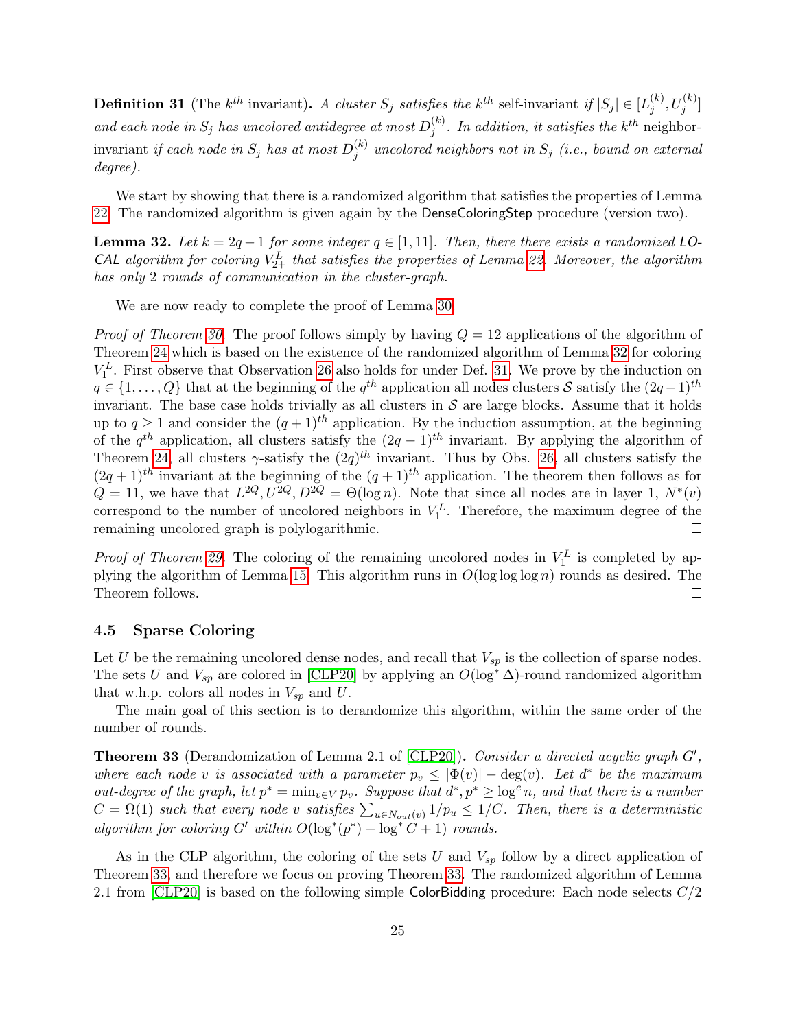**Definition 31** (The $k^{th}$ invariant)**.** *A cluster $S_j$ satisfies the $k^{th}$* self-invariant *if $|S_j| \in [L_j^{(k)}, U_j^{(k)}]$ and each node in $S_j$ has uncolored antidegree at most $D_j^{(k)}$. In addition, it satisfies the $k^{th}$* neighbor-invariant *if each node in $S_j$ has at most $D_j^{(k)}$ uncolored neighbors not in $S_j$ (i.e., bound on external degree).*

We start by showing that there is a randomized algorithm that satisfies the properties of Lemma 22. The randomized algorithm is given again by the DenseColoringStep procedure (version two).

**Lemma 32.** *Let $k = 2q-1$ for some integer $q \in [1, 11]$. Then, there there exists a randomized LOCAL algorithm for coloring $V_{2+}^L$ that satisfies the properties of Lemma 22. Moreover, the algorithm has only 2 rounds of communication in the cluster-graph.*

We are now ready to complete the proof of Lemma 30.

*Proof of Theorem 30.* The proof follows simply by having $Q = 12$ applications of the algorithm of Theorem 24 which is based on the existence of the randomized algorithm of Lemma 32 for coloring $V_1^L$. First observe that Observation 26 also holds for under Def. 31. We prove by the induction on $q \in \{1, \ldots, Q\}$ that at the beginning of the $q^{th}$ application all nodes clusters $\mathcal{S}$ satisfy the $(2q-1)^{th}$ invariant. The base case holds trivially as all clusters in $\mathcal{S}$ are large blocks. Assume that it holds up to $q \geq 1$ and consider the $(q+1)^{th}$ application. By the induction assumption, at the beginning of the $q^{th}$ application, all clusters satisfy the $(2q-1)^{th}$ invariant. By applying the algorithm of Theorem 24 all clusters $\gamma$-satisfy the $(2q)^{th}$ invariant. Thus by Obs. 26, all clusters satisfy the $(2q+1)^{th}$ invariant at the beginning of the $(q+1)^{th}$ application. The theorem then follows as for $Q = 11$, we have that $L^{2Q}, U^{2Q}, D^{2Q} = \Theta(\log n)$. Note that since all nodes are in layer 1, $N^*(v)$ correspond to the number of uncolored neighbors in $V_1^L$. Therefore, the maximum degree of the remaining uncolored graph is polylogarithmic. $\square$

*Proof of Theorem 29.* The coloring of the remaining uncolored nodes in $V_1^L$ is completed by applying the algorithm of Lemma 15. This algorithm runs in $O(\log\log\log n)$ rounds as desired. The Theorem follows. $\square$

### 4.5 Sparse Coloring

Let $U$ be the remaining uncolored dense nodes, and recall that $V_{sp}$ is the collection of sparse nodes. The sets $U$ and $V_{sp}$ are colored in [CLP20] by applying an $O(\log^* \Delta)$-round randomized algorithm that w.h.p. colors all nodes in $V_{sp}$ and $U$.

The main goal of this section is to derandomize this algorithm, within the same order of the number of rounds.

**Theorem 33** (Derandomization of Lemma 2.1 of [CLP20])**.** *Consider a directed acyclic graph $G'$, where each node $v$ is associated with a parameter $p_v \leq |\Phi(v)| - \deg(v)$. Let $d^*$ be the maximum out-degree of the graph, let $p^* = \min_{v \in V} p_v$. Suppose that $d^*, p^* \geq \log^c n$, and that there is a number $C = \Omega(1)$ such that every node $v$ satisfies $\sum_{u \in N_{out}(v)} 1/p_u \leq 1/C$. Then, there is a deterministic algorithm for coloring $G'$ within $O(\log^*(p^*) - \log^* C + 1)$ rounds.*

As in the CLP algorithm, the coloring of the sets $U$ and $V_{sp}$ follow by a direct application of Theorem 33, and therefore we focus on proving Theorem 33. The randomized algorithm of Lemma 2.1 from [CLP20] is based on the following simple ColorBidding procedure: Each node selects $C/2$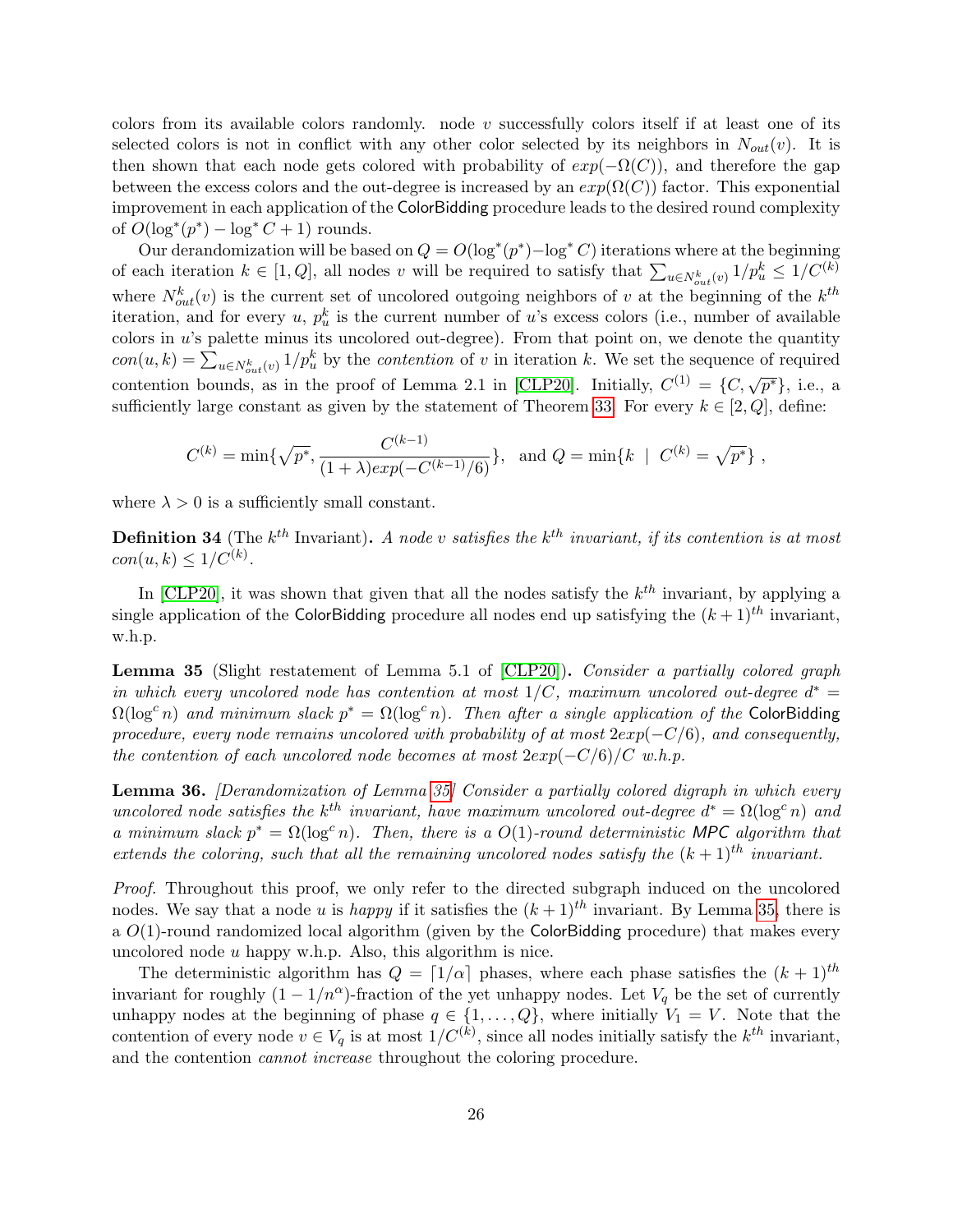colors from its available colors randomly. node $v$ successfully colors itself if at least one of its selected colors is not in conflict with any other color selected by its neighbors in $N_{out}(v)$. It is then shown that each node gets colored with probability of $exp(-\Omega(C))$, and therefore the gap between the excess colors and the out-degree is increased by an $exp(\Omega(C))$ factor. This exponential improvement in each application of the ColorBidding procedure leads to the desired round complexity of $O(\log^*(p^*) - \log^* C + 1)$ rounds.

Our derandomization will be based on $Q = O(\log^*(p^*) - \log^* C)$ iterations where at the beginning of each iteration $k \in [1, Q]$, all nodes $v$ will be required to satisfy that $\sum_{u \in N^k_{out}(v)} 1/p^k_u \leq 1/C^{(k)}$ where $N^k_{out}(v)$ is the current set of uncolored outgoing neighbors of $v$ at the beginning of the $k^{th}$ iteration, and for every $u$, $p^k_u$ is the current number of $u$'s excess colors (i.e., number of available colors in $u$'s palette minus its uncolored out-degree). From that point on, we denote the quantity $con(u,k) = \sum_{u \in N^k_{out}(v)} 1/p^k_u$ by the *contention* of $v$ in iteration $k$. We set the sequence of required contention bounds, as in the proof of Lemma 2.1 in [CLP20]. Initially, $C^{(1)} = \{C, \sqrt{p^*}\}$, i.e., a sufficiently large constant as given by the statement of Theorem 33. For every $k \in [2, Q]$, define:

$$C^{(k)} = \min\{\sqrt{p^*}, \frac{C^{(k-1)}}{(1+\lambda)exp(-C^{(k-1)}/6)}\}, \text{ and } Q = \min\{k \mid C^{(k)} = \sqrt{p^*}\} ,$$

where $\lambda > 0$ is a sufficiently small constant.

**Definition 34** (The $k^{th}$ Invariant)**.** *A node $v$ satisfies the $k^{th}$ invariant, if its contention is at most $con(u,k) \leq 1/C^{(k)}$.*

In [CLP20], it was shown that given that all the nodes satisfy the $k^{th}$ invariant, by applying a single application of the ColorBidding procedure all nodes end up satisfying the $(k+1)^{th}$ invariant, w.h.p.

**Lemma 35** (Slight restatement of Lemma 5.1 of [CLP20])**.** *Consider a partially colored graph in which every uncolored node has contention at most $1/C$, maximum uncolored out-degree $d^* = \Omega(\log^c n)$ and minimum slack $p^* = \Omega(\log^c n)$. Then after a single application of the ColorBidding procedure, every node remains uncolored with probability of at most $2exp(-C/6)$, and consequently, the contention of each uncolored node becomes at most $2exp(-C/6)/C$ w.h.p.*

**Lemma 36.** *[Derandomization of Lemma 35] Consider a partially colored digraph in which every uncolored node satisfies the $k^{th}$ invariant, have maximum uncolored out-degree $d^* = \Omega(\log^c n)$ and a minimum slack $p^* = \Omega(\log^c n)$. Then, there is a $O(1)$-round deterministic MPC algorithm that extends the coloring, such that all the remaining uncolored nodes satisfy the $(k+1)^{th}$ invariant.*

*Proof.* Throughout this proof, we only refer to the directed subgraph induced on the uncolored nodes. We say that a node $u$ is *happy* if it satisfies the $(k+1)^{th}$ invariant. By Lemma 35, there is a $O(1)$-round randomized local algorithm (given by the ColorBidding procedure) that makes every uncolored node $u$ happy w.h.p. Also, this algorithm is nice.

The deterministic algorithm has $Q = \lceil 1/\alpha \rceil$ phases, where each phase satisfies the $(k+1)^{th}$ invariant for roughly $(1 - 1/n^{\alpha})$-fraction of the yet unhappy nodes. Let $V_q$ be the set of currently unhappy nodes at the beginning of phase $q \in \{1, \ldots, Q\}$, where initially $V_1 = V$. Note that the contention of every node $v \in V_q$ is at most $1/C^{(k)}$, since all nodes initially satisfy the $k^{th}$ invariant, and the contention *cannot increase* throughout the coloring procedure.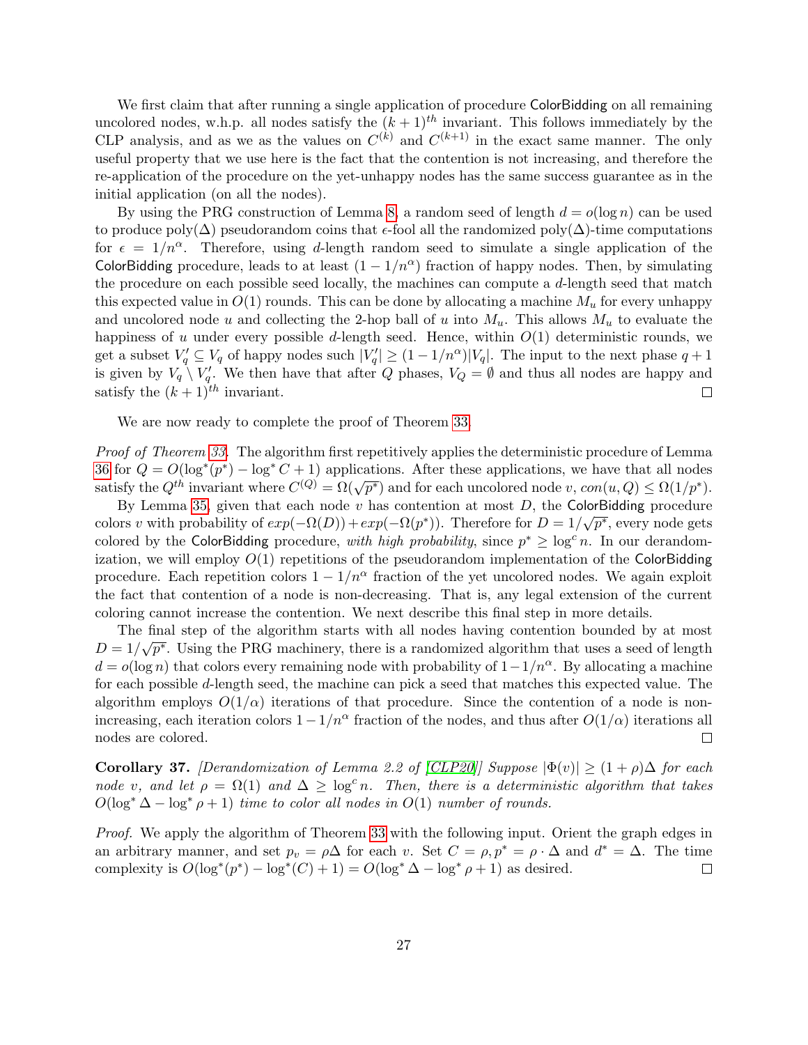We first claim that after running a single application of procedure ColorBidding on all remaining uncolored nodes, w.h.p. all nodes satisfy the $(k+1)^{th}$ invariant. This follows immediately by the CLP analysis, and as we as the values on $C^{(k)}$ and $C^{(k+1)}$ in the exact same manner. The only useful property that we use here is the fact that the contention is not increasing, and therefore the re-application of the procedure on the yet-unhappy nodes has the same success guarantee as in the initial application (on all the nodes).

By using the PRG construction of Lemma 8, a random seed of length $d = o(\log n)$ can be used to produce poly$(\Delta)$ pseudorandom coins that $\epsilon$-fool all the randomized poly$(\Delta)$-time computations for $\epsilon = 1/n^{\alpha}$. Therefore, using $d$-length random seed to simulate a single application of the ColorBidding procedure, leads to at least $(1 - 1/n^{\alpha})$ fraction of happy nodes. Then, by simulating the procedure on each possible seed locally, the machines can compute a $d$-length seed that match this expected value in $O(1)$ rounds. This can be done by allocating a machine $M_u$ for every unhappy and uncolored node $u$ and collecting the 2-hop ball of $u$ into $M_u$. This allows $M_u$ to evaluate the happiness of $u$ under every possible $d$-length seed. Hence, within $O(1)$ deterministic rounds, we get a subset $V'_q \subseteq V_q$ of happy nodes such $|V'_q| \geq (1 - 1/n^{\alpha})|V_q|$. The input to the next phase $q+1$ is given by $V_q \setminus V'_q$. We then have that after $Q$ phases, $V_Q = \emptyset$ and thus all nodes are happy and satisfy the $(k+1)^{th}$ invariant. ◻

We are now ready to complete the proof of Theorem 33.

*Proof of Theorem 33.* The algorithm first repetitively applies the deterministic procedure of Lemma 36 for $Q = O(\log^*(p^*) - \log^* C + 1)$ applications. After these applications, we have that all nodes satisfy the $Q^{th}$ invariant where $C^{(Q)} = \Omega(\sqrt{p^*})$ and for each uncolored node $v$, $con(u, Q) \leq \Omega(1/p^*)$.

By Lemma 35, given that each node $v$ has contention at most $D$, the ColorBidding procedure colors $v$ with probability of $exp(-\Omega(D)) + exp(-\Omega(p^*))$. Therefore for $D = 1/\sqrt{p^*}$, every node gets colored by the ColorBidding procedure, *with high probability*, since $p^* \geq \log^c n$. In our derandomization, we will employ $O(1)$ repetitions of the pseudorandom implementation of the ColorBidding procedure. Each repetition colors $1 - 1/n^{\alpha}$ fraction of the yet uncolored nodes. We again exploit the fact that contention of a node is non-decreasing. That is, any legal extension of the current coloring cannot increase the contention. We next describe this final step in more details.

The final step of the algorithm starts with all nodes having contention bounded by at most $D = 1/\sqrt{p^*}$. Using the PRG machinery, there is a randomized algorithm that uses a seed of length $d = o(\log n)$ that colors every remaining node with probability of $1 - 1/n^{\alpha}$. By allocating a machine for each possible $d$-length seed, the machine can pick a seed that matches this expected value. The algorithm employs $O(1/\alpha)$ iterations of that procedure. Since the contention of a node is non-increasing, each iteration colors $1 - 1/n^{\alpha}$ fraction of the nodes, and thus after $O(1/\alpha)$ iterations all nodes are colored. ◻

**Corollary 37.** *[Derandomization of Lemma 2.2 of [CLP20]] Suppose $|\Phi(v)| \geq (1+\rho)\Delta$ for each node $v$, and let $\rho = \Omega(1)$ and $\Delta \geq \log^c n$. Then, there is a deterministic algorithm that takes $O(\log^* \Delta - \log^* \rho + 1)$ time to color all nodes in $O(1)$ number of rounds.*

*Proof.* We apply the algorithm of Theorem 33 with the following input. Orient the graph edges in an arbitrary manner, and set $p_v = \rho\Delta$ for each $v$. Set $C = \rho, p^* = \rho \cdot \Delta$ and $d^* = \Delta$. The time complexity is $O(\log^*(p^*) - \log^*(C) + 1) = O(\log^* \Delta - \log^* \rho + 1)$ as desired. ◻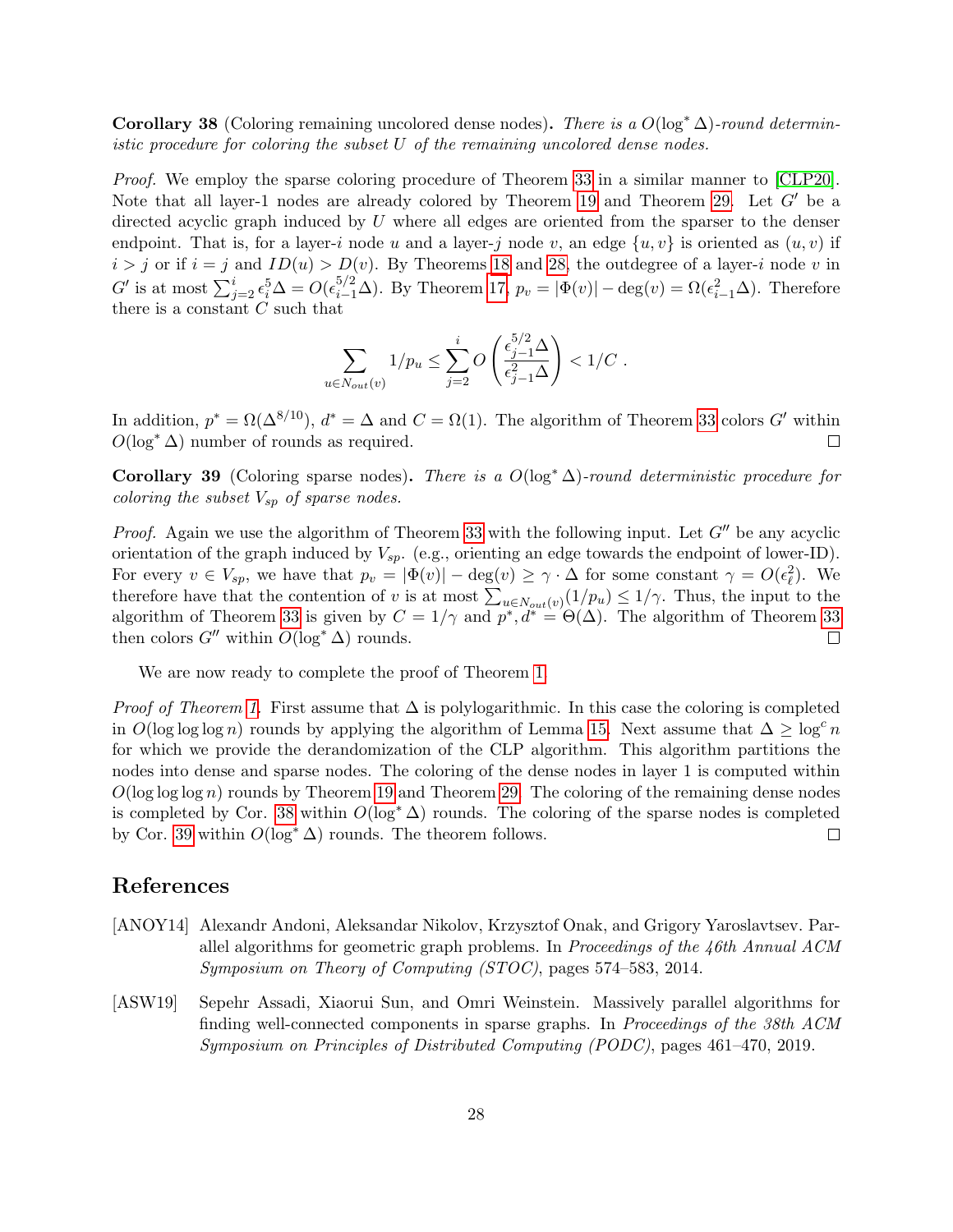**Corollary 38** (Coloring remaining uncolored dense nodes). *There is a $O(\log^* \Delta)$-round deterministic procedure for coloring the subset $U$ of the remaining uncolored dense nodes.*

*Proof.* We employ the sparse coloring procedure of Theorem 33 in a similar manner to [CLP20]. Note that all layer-1 nodes are already colored by Theorem 19 and Theorem 29. Let $G'$ be a directed acyclic graph induced by $U$ where all edges are oriented from the sparser to the denser endpoint. That is, for a layer-$i$ node $u$ and a layer-$j$ node $v$, an edge $\{u, v\}$ is oriented as $(u, v)$ if $i > j$ or if $i = j$ and $ID(u) > D(v)$. By Theorems 18 and 28, the outdegree of a layer-$i$ node $v$ in $G'$ is at most $\sum_{j=2}^{i} \epsilon_i^5 \Delta = O(\epsilon_{i-1}^{5/2}\Delta)$. By Theorem 17, $p_v = |\Phi(v)| - \deg(v) = \Omega(\epsilon_{i-1}^2 \Delta)$. Therefore there is a constant $C$ such that

$$\sum_{u \in N_{out}(v)} 1/p_u \leq \sum_{j=2}^{i} O\left(\frac{\epsilon_{j-1}^{5/2}\Delta}{\epsilon_{j-1}^{2}\Delta}\right) < 1/C \ .$$

In addition, $p^* = \Omega(\Delta^{8/10})$, $d^* = \Delta$ and $C = \Omega(1)$. The algorithm of Theorem 33 colors $G'$ within $O(\log^* \Delta)$ number of rounds as required. $\square$

**Corollary 39** (Coloring sparse nodes). *There is a $O(\log^* \Delta)$-round deterministic procedure for coloring the subset $V_{sp}$ of sparse nodes.*

*Proof.* Again we use the algorithm of Theorem 33 with the following input. Let $G''$ be any acyclic orientation of the graph induced by $V_{sp}$. (e.g., orienting an edge towards the endpoint of lower-ID). For every $v \in V_{sp}$, we have that $p_v = |\Phi(v)| - \deg(v) \geq \gamma \cdot \Delta$ for some constant $\gamma = O(\epsilon_\ell^2)$. We therefore have that the contention of $v$ is at most $\sum_{u \in N_{out}(v)} (1/p_u) \leq 1/\gamma$. Thus, the input to the algorithm of Theorem 33 is given by $C = 1/\gamma$ and $p^*, d^* = \Theta(\Delta)$. The algorithm of Theorem 33 then colors $G''$ within $O(\log^* \Delta)$ rounds. $\square$

We are now ready to complete the proof of Theorem 1.

*Proof of Theorem 1.* First assume that $\Delta$ is polylogarithmic. In this case the coloring is completed in $O(\log \log \log n)$ rounds by applying the algorithm of Lemma 15. Next assume that $\Delta \geq \log^c n$ for which we provide the derandomization of the CLP algorithm. This algorithm partitions the nodes into dense and sparse nodes. The coloring of the dense nodes in layer 1 is computed within $O(\log \log \log n)$ rounds by Theorem 19 and Theorem 29. The coloring of the remaining dense nodes is completed by Cor. 38 within $O(\log^* \Delta)$ rounds. The coloring of the sparse nodes is completed by Cor. 39 within $O(\log^* \Delta)$ rounds. The theorem follows. $\square$

# References

[ANOY14] Alexandr Andoni, Aleksandar Nikolov, Krzysztof Onak, and Grigory Yaroslavtsev. Parallel algorithms for geometric graph problems. In *Proceedings of the 46th Annual ACM Symposium on Theory of Computing (STOC)*, pages 574–583, 2014.

[ASW19] Sepehr Assadi, Xiaorui Sun, and Omri Weinstein. Massively parallel algorithms for finding well-connected components in sparse graphs. In *Proceedings of the 38th ACM Symposium on Principles of Distributed Computing (PODC)*, pages 461–470, 2019.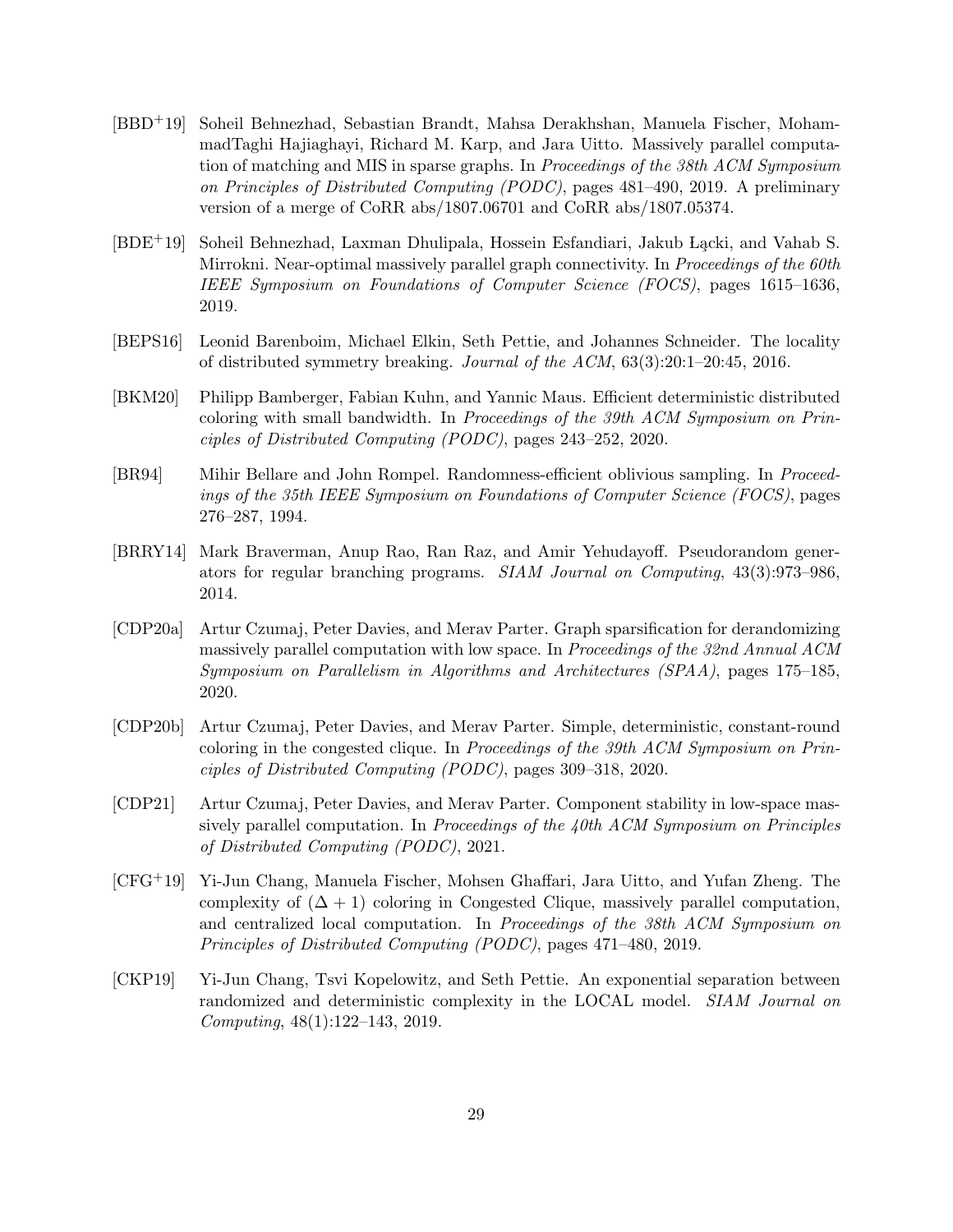[BBD+19] Soheil Behnezhad, Sebastian Brandt, Mahsa Derakhshan, Manuela Fischer, MohammadTaghi Hajiaghayi, Richard M. Karp, and Jara Uitto. Massively parallel computation of matching and MIS in sparse graphs. In *Proceedings of the 38th ACM Symposium on Principles of Distributed Computing (PODC)*, pages 481–490, 2019. A preliminary version of a merge of CoRR abs/1807.06701 and CoRR abs/1807.05374.

[BDE+19] Soheil Behnezhad, Laxman Dhulipala, Hossein Esfandiari, Jakub Łącki, and Vahab S. Mirrokni. Near-optimal massively parallel graph connectivity. In *Proceedings of the 60th IEEE Symposium on Foundations of Computer Science (FOCS)*, pages 1615–1636, 2019.

[BEPS16] Leonid Barenboim, Michael Elkin, Seth Pettie, and Johannes Schneider. The locality of distributed symmetry breaking. *Journal of the ACM*, 63(3):20:1–20:45, 2016.

[BKM20] Philipp Bamberger, Fabian Kuhn, and Yannic Maus. Efficient deterministic distributed coloring with small bandwidth. In *Proceedings of the 39th ACM Symposium on Principles of Distributed Computing (PODC)*, pages 243–252, 2020.

[BR94] Mihir Bellare and John Rompel. Randomness-efficient oblivious sampling. In *Proceedings of the 35th IEEE Symposium on Foundations of Computer Science (FOCS)*, pages 276–287, 1994.

[BRRY14] Mark Braverman, Anup Rao, Ran Raz, and Amir Yehudayoff. Pseudorandom generators for regular branching programs. *SIAM Journal on Computing*, 43(3):973–986, 2014.

[CDP20a] Artur Czumaj, Peter Davies, and Merav Parter. Graph sparsification for derandomizing massively parallel computation with low space. In *Proceedings of the 32nd Annual ACM Symposium on Parallelism in Algorithms and Architectures (SPAA)*, pages 175–185, 2020.

[CDP20b] Artur Czumaj, Peter Davies, and Merav Parter. Simple, deterministic, constant-round coloring in the congested clique. In *Proceedings of the 39th ACM Symposium on Principles of Distributed Computing (PODC)*, pages 309–318, 2020.

[CDP21] Artur Czumaj, Peter Davies, and Merav Parter. Component stability in low-space massively parallel computation. In *Proceedings of the 40th ACM Symposium on Principles of Distributed Computing (PODC)*, 2021.

[CFG+19] Yi-Jun Chang, Manuela Fischer, Mohsen Ghaffari, Jara Uitto, and Yufan Zheng. The complexity of $(\Delta + 1)$ coloring in Congested Clique, massively parallel computation, and centralized local computation. In *Proceedings of the 38th ACM Symposium on Principles of Distributed Computing (PODC)*, pages 471–480, 2019.

[CKP19] Yi-Jun Chang, Tsvi Kopelowitz, and Seth Pettie. An exponential separation between randomized and deterministic complexity in the LOCAL model. *SIAM Journal on Computing*, 48(1):122–143, 2019.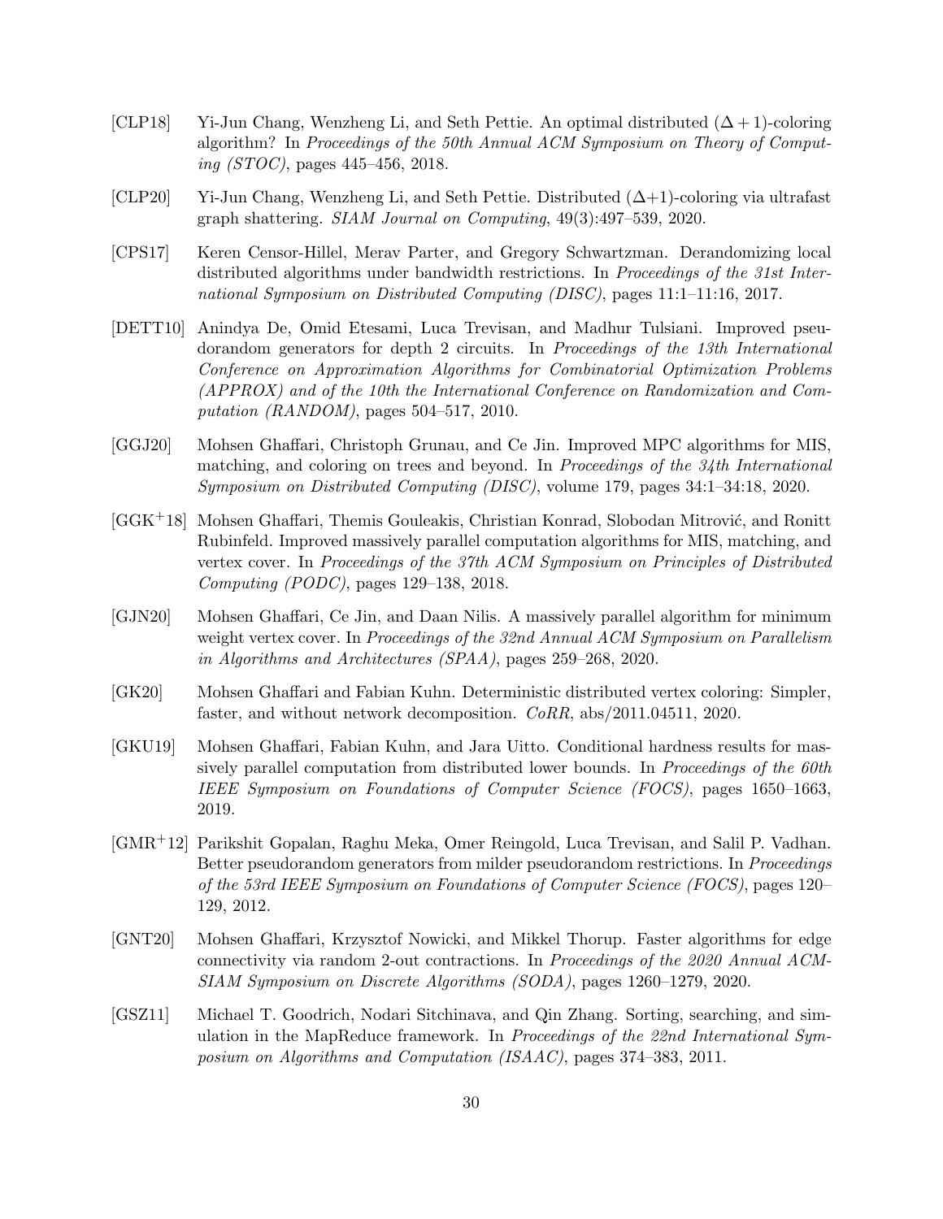[CLP18] Yi-Jun Chang, Wenzheng Li, and Seth Pettie. An optimal distributed $(\Delta + 1)$-coloring algorithm? In *Proceedings of the 50th Annual ACM Symposium on Theory of Computing (STOC)*, pages 445–456, 2018.

[CLP20] Yi-Jun Chang, Wenzheng Li, and Seth Pettie. Distributed $(\Delta+1)$-coloring via ultrafast graph shattering. *SIAM Journal on Computing*, 49(3):497–539, 2020.

[CPS17] Keren Censor-Hillel, Merav Parter, and Gregory Schwartzman. Derandomizing local distributed algorithms under bandwidth restrictions. In *Proceedings of the 31st International Symposium on Distributed Computing (DISC)*, pages 11:1–11:16, 2017.

[DETT10] Anindya De, Omid Etesami, Luca Trevisan, and Madhur Tulsiani. Improved pseudorandom generators for depth 2 circuits. In *Proceedings of the 13th International Conference on Approximation Algorithms for Combinatorial Optimization Problems (APPROX) and of the 10th the International Conference on Randomization and Computation (RANDOM)*, pages 504–517, 2010.

[GGJ20] Mohsen Ghaffari, Christoph Grunau, and Ce Jin. Improved MPC algorithms for MIS, matching, and coloring on trees and beyond. In *Proceedings of the 34th International Symposium on Distributed Computing (DISC)*, volume 179, pages 34:1–34:18, 2020.

[GGK+18] Mohsen Ghaffari, Themis Gouleakis, Christian Konrad, Slobodan Mitrović, and Ronitt Rubinfeld. Improved massively parallel computation algorithms for MIS, matching, and vertex cover. In *Proceedings of the 37th ACM Symposium on Principles of Distributed Computing (PODC)*, pages 129–138, 2018.

[GJN20] Mohsen Ghaffari, Ce Jin, and Daan Nilis. A massively parallel algorithm for minimum weight vertex cover. In *Proceedings of the 32nd Annual ACM Symposium on Parallelism in Algorithms and Architectures (SPAA)*, pages 259–268, 2020.

[GK20] Mohsen Ghaffari and Fabian Kuhn. Deterministic distributed vertex coloring: Simpler, faster, and without network decomposition. *CoRR*, abs/2011.04511, 2020.

[GKU19] Mohsen Ghaffari, Fabian Kuhn, and Jara Uitto. Conditional hardness results for massively parallel computation from distributed lower bounds. In *Proceedings of the 60th IEEE Symposium on Foundations of Computer Science (FOCS)*, pages 1650–1663, 2019.

[GMR+12] Parikshit Gopalan, Raghu Meka, Omer Reingold, Luca Trevisan, and Salil P. Vadhan. Better pseudorandom generators from milder pseudorandom restrictions. In *Proceedings of the 53rd IEEE Symposium on Foundations of Computer Science (FOCS)*, pages 120–129, 2012.

[GNT20] Mohsen Ghaffari, Krzysztof Nowicki, and Mikkel Thorup. Faster algorithms for edge connectivity via random 2-out contractions. In *Proceedings of the 2020 Annual ACM-SIAM Symposium on Discrete Algorithms (SODA)*, pages 1260–1279, 2020.

[GSZ11] Michael T. Goodrich, Nodari Sitchinava, and Qin Zhang. Sorting, searching, and simulation in the MapReduce framework. In *Proceedings of the 22nd International Symposium on Algorithms and Computation (ISAAC)*, pages 374–383, 2011.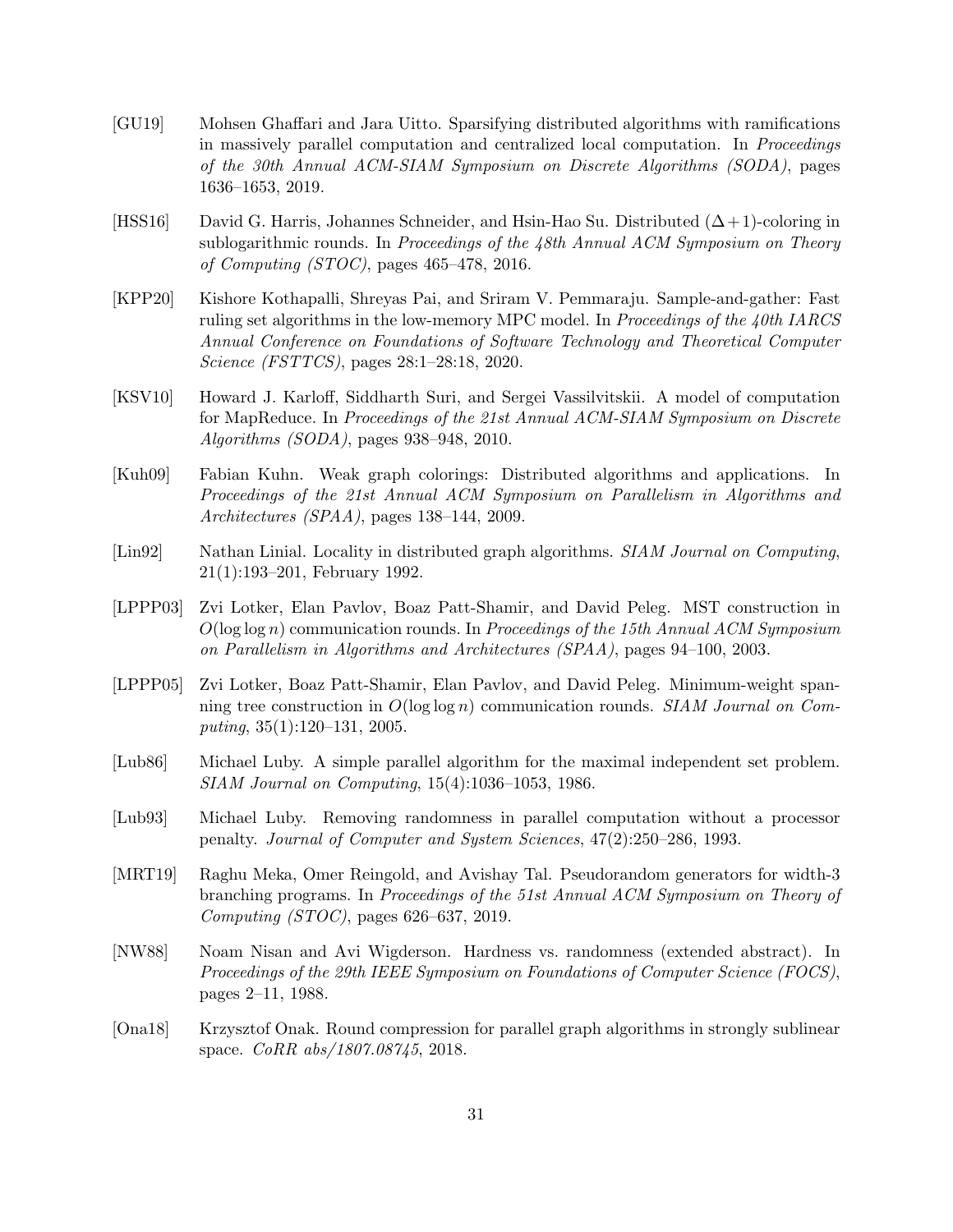[GU19] Mohsen Ghaffari and Jara Uitto. Sparsifying distributed algorithms with ramifications in massively parallel computation and centralized local computation. In *Proceedings of the 30th Annual ACM-SIAM Symposium on Discrete Algorithms (SODA)*, pages 1636–1653, 2019.

[HSS16] David G. Harris, Johannes Schneider, and Hsin-Hao Su. Distributed $(\Delta+1)$-coloring in sublogarithmic rounds. In *Proceedings of the 48th Annual ACM Symposium on Theory of Computing (STOC)*, pages 465–478, 2016.

[KPP20] Kishore Kothapalli, Shreyas Pai, and Sriram V. Pemmaraju. Sample-and-gather: Fast ruling set algorithms in the low-memory MPC model. In *Proceedings of the 40th IARCS Annual Conference on Foundations of Software Technology and Theoretical Computer Science (FSTTCS)*, pages 28:1–28:18, 2020.

[KSV10] Howard J. Karloff, Siddharth Suri, and Sergei Vassilvitskii. A model of computation for MapReduce. In *Proceedings of the 21st Annual ACM-SIAM Symposium on Discrete Algorithms (SODA)*, pages 938–948, 2010.

[Kuh09] Fabian Kuhn. Weak graph colorings: Distributed algorithms and applications. In *Proceedings of the 21st Annual ACM Symposium on Parallelism in Algorithms and Architectures (SPAA)*, pages 138–144, 2009.

[Lin92] Nathan Linial. Locality in distributed graph algorithms. *SIAM Journal on Computing*, 21(1):193–201, February 1992.

[LPPP03] Zvi Lotker, Elan Pavlov, Boaz Patt-Shamir, and David Peleg. MST construction in $O(\log\log n)$ communication rounds. In *Proceedings of the 15th Annual ACM Symposium on Parallelism in Algorithms and Architectures (SPAA)*, pages 94–100, 2003.

[LPPP05] Zvi Lotker, Boaz Patt-Shamir, Elan Pavlov, and David Peleg. Minimum-weight spanning tree construction in $O(\log\log n)$ communication rounds. *SIAM Journal on Computing*, 35(1):120–131, 2005.

[Lub86] Michael Luby. A simple parallel algorithm for the maximal independent set problem. *SIAM Journal on Computing*, 15(4):1036–1053, 1986.

[Lub93] Michael Luby. Removing randomness in parallel computation without a processor penalty. *Journal of Computer and System Sciences*, 47(2):250–286, 1993.

[MRT19] Raghu Meka, Omer Reingold, and Avishay Tal. Pseudorandom generators for width-3 branching programs. In *Proceedings of the 51st Annual ACM Symposium on Theory of Computing (STOC)*, pages 626–637, 2019.

[NW88] Noam Nisan and Avi Wigderson. Hardness vs. randomness (extended abstract). In *Proceedings of the 29th IEEE Symposium on Foundations of Computer Science (FOCS)*, pages 2–11, 1988.

[Ona18] Krzysztof Onak. Round compression for parallel graph algorithms in strongly sublinear space. *CoRR abs/1807.08745*, 2018.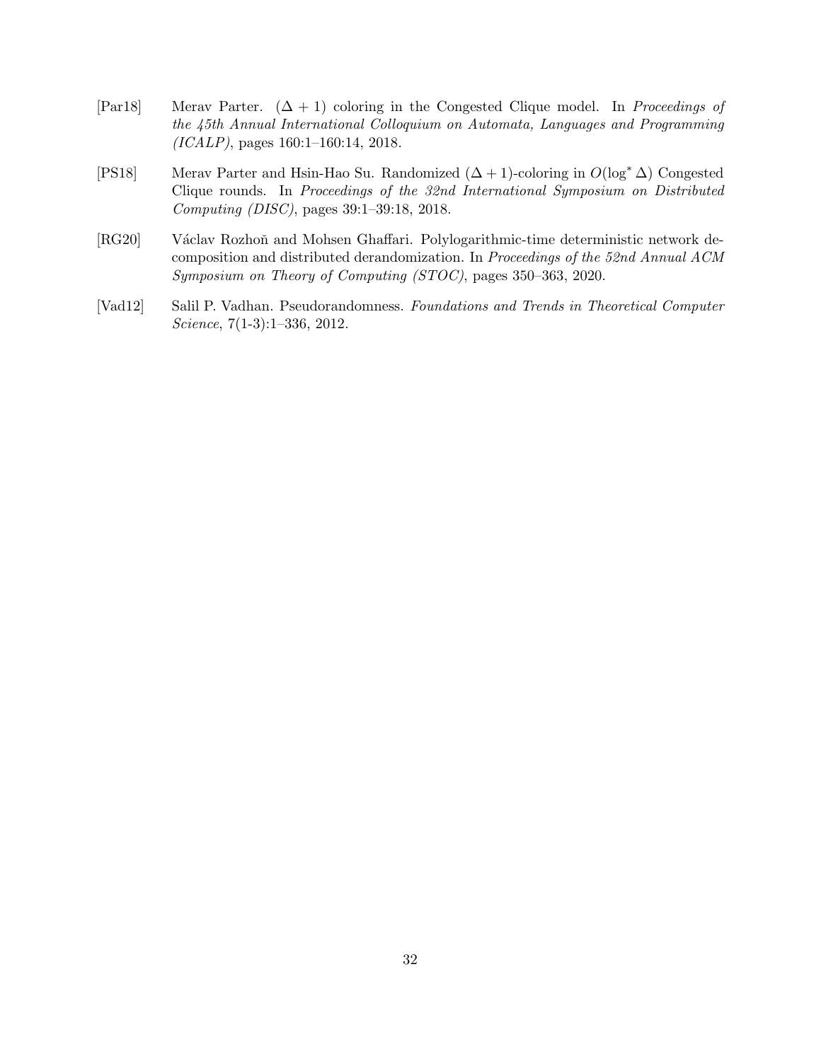[Par18] Merav Parter. $(\Delta + 1)$ coloring in the Congested Clique model. In *Proceedings of the 45th Annual International Colloquium on Automata, Languages and Programming (ICALP)*, pages 160:1–160:14, 2018.

[PS18] Merav Parter and Hsin-Hao Su. Randomized $(\Delta + 1)$-coloring in $O(\log^* \Delta)$ Congested Clique rounds. In *Proceedings of the 32nd International Symposium on Distributed Computing (DISC)*, pages 39:1–39:18, 2018.

[RG20] Václav Rozhoň and Mohsen Ghaffari. Polylogarithmic-time deterministic network decomposition and distributed derandomization. In *Proceedings of the 52nd Annual ACM Symposium on Theory of Computing (STOC)*, pages 350–363, 2020.

[Vad12] Salil P. Vadhan. Pseudorandomness. *Foundations and Trends in Theoretical Computer Science*, 7(1-3):1–336, 2012.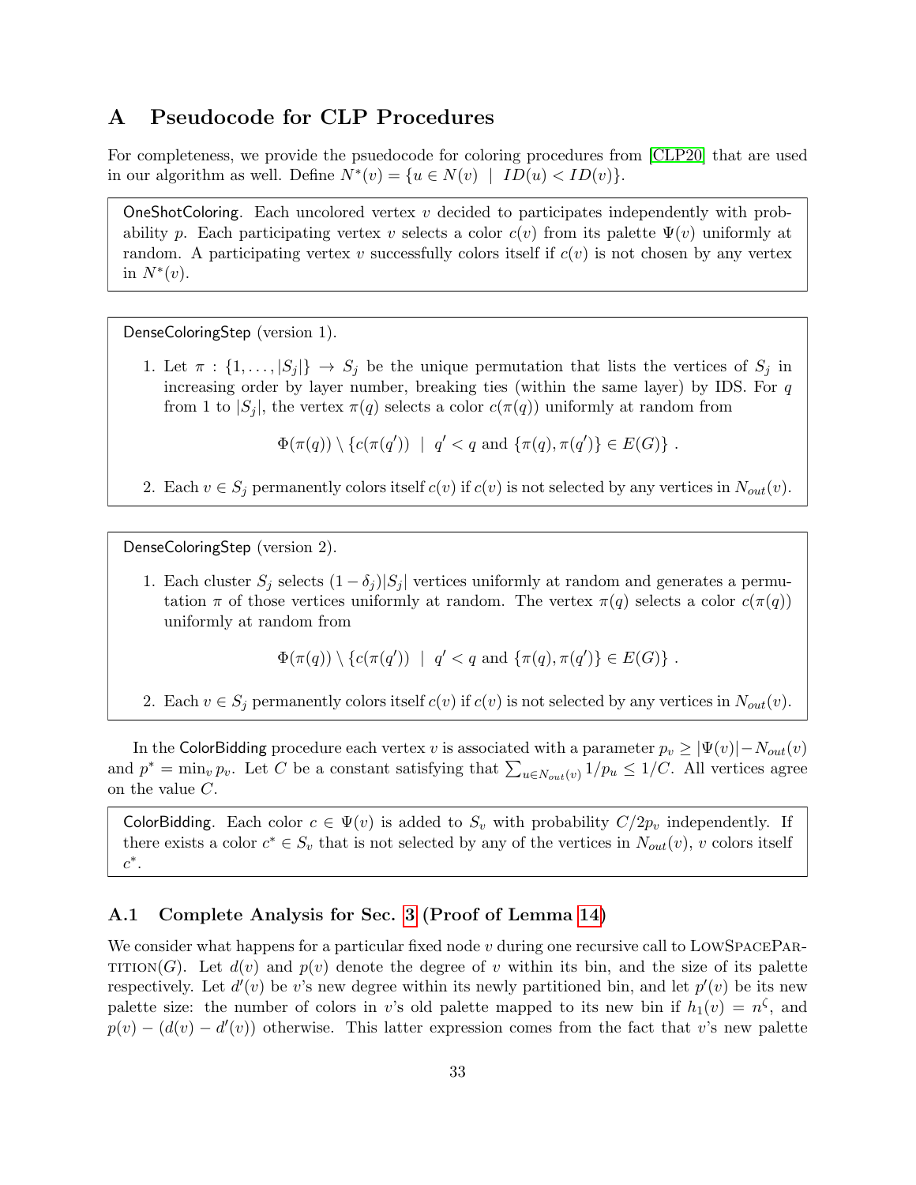# A Pseudocode for CLP Procedures

For completeness, we provide the psuedocode for coloring procedures from [CLP20] that are used in our algorithm as well. Define $N^*(v) = \{u \in N(v) \mid ID(u) < ID(v)\}$.

> OneShotColoring. Each uncolored vertex $v$ decided to participates independently with probability $p$. Each participating vertex $v$ selects a color $c(v)$ from its palette $\Psi(v)$ uniformly at random. A participating vertex $v$ successfully colors itself if $c(v)$ is not chosen by any vertex in $N^*(v)$.

> DenseColoringStep (version 1).
>
> 1. Let $\pi : \{1, \ldots, |S_j|\} \to S_j$ be the unique permutation that lists the vertices of $S_j$ in increasing order by layer number, breaking ties (within the same layer) by IDS. For $q$ from 1 to $|S_j|$, the vertex $\pi(q)$ selects a color $c(\pi(q))$ uniformly at random from
>
> $$\Phi(\pi(q)) \setminus \{c(\pi(q')) \mid q' < q \text{ and } \{\pi(q), \pi(q')\} \in E(G)\} .$$
>
> 2. Each $v \in S_j$ permanently colors itself $c(v)$ if $c(v)$ is not selected by any vertices in $N_{out}(v)$.

> DenseColoringStep (version 2).
>
> 1. Each cluster $S_j$ selects $(1 - \delta_j)|S_j|$ vertices uniformly at random and generates a permutation $\pi$ of those vertices uniformly at random. The vertex $\pi(q)$ selects a color $c(\pi(q))$ uniformly at random from
>
> $$\Phi(\pi(q)) \setminus \{c(\pi(q')) \mid q' < q \text{ and } \{\pi(q), \pi(q')\} \in E(G)\} .$$
>
> 2. Each $v \in S_j$ permanently colors itself $c(v)$ if $c(v)$ is not selected by any vertices in $N_{out}(v)$.

In the ColorBidding procedure each vertex $v$ is associated with a parameter $p_v \geq |\Psi(v)| - N_{out}(v)$ and $p^* = \min_v p_v$. Let $C$ be a constant satisfying that $\sum_{u \in N_{out}(v)} 1/p_u \leq 1/C$. All vertices agree on the value $C$.

> ColorBidding. Each color $c \in \Psi(v)$ is added to $S_v$ with probability $C/2p_v$ independently. If there exists a color $c^* \in S_v$ that is not selected by any of the vertices in $N_{out}(v)$, $v$ colors itself $c^*$.

## A.1 Complete Analysis for Sec. 3 (Proof of Lemma 14)

We consider what happens for a particular fixed node $v$ during one recursive call to LowSpacePartition($G$). Let $d(v)$ and $p(v)$ denote the degree of $v$ within its bin, and the size of its palette respectively. Let $d'(v)$ be $v$'s new degree within its newly partitioned bin, and let $p'(v)$ be its new palette size: the number of colors in $v$'s old palette mapped to its new bin if $h_1(v) = n^\zeta$, and $p(v) - (d(v) - d'(v))$ otherwise. This latter expression comes from the fact that $v$'s new palette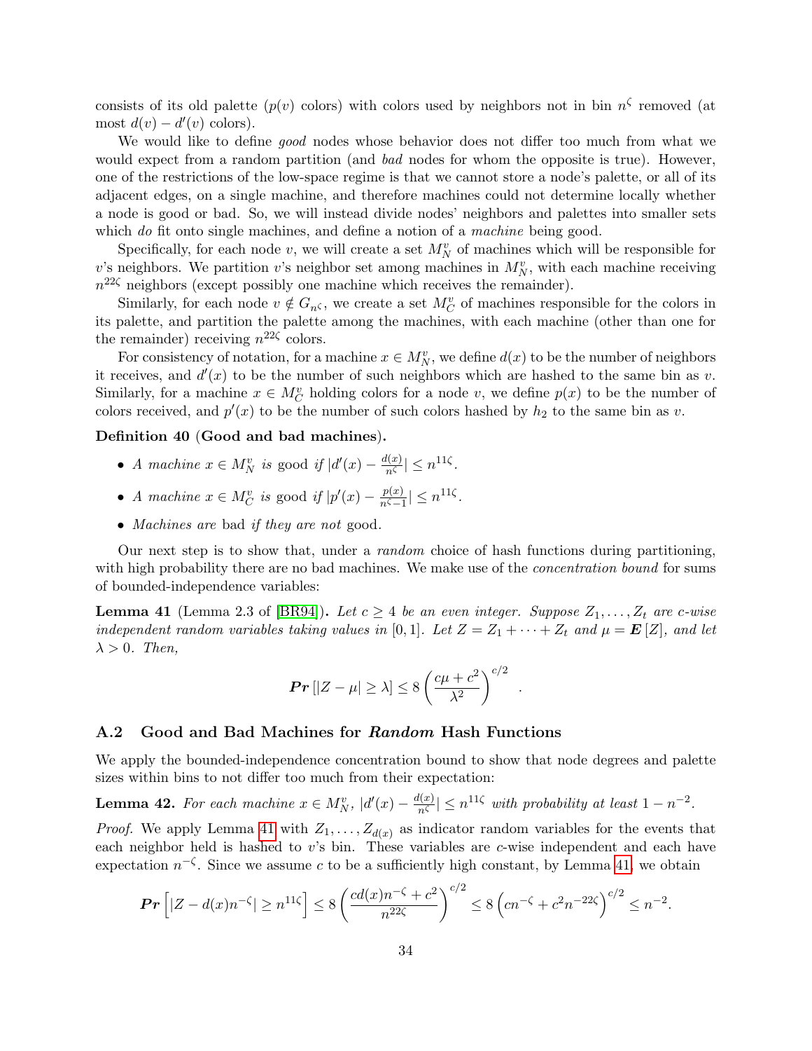consists of its old palette ($p(v)$ colors) with colors used by neighbors not in bin $n^\zeta$ removed (at most $d(v) - d'(v)$ colors).

We would like to define *good* nodes whose behavior does not differ too much from what we would expect from a random partition (and *bad* nodes for whom the opposite is true). However, one of the restrictions of the low-space regime is that we cannot store a node's palette, or all of its adjacent edges, on a single machine, and therefore machines could not determine locally whether a node is good or bad. So, we will instead divide nodes' neighbors and palettes into smaller sets which *do* fit onto single machines, and define a notion of a *machine* being good.

Specifically, for each node $v$, we will create a set $M_N^v$ of machines which will be responsible for $v$'s neighbors. We partition $v$'s neighbor set among machines in $M_N^v$, with each machine receiving $n^{22\zeta}$ neighbors (except possibly one machine which receives the remainder).

Similarly, for each node $v \notin G_{n^\zeta}$, we create a set $M_C^v$ of machines responsible for the colors in its palette, and partition the palette among the machines, with each machine (other than one for the remainder) receiving $n^{22\zeta}$ colors.

For consistency of notation, for a machine $x \in M_N^v$, we define $d(x)$ to be the number of neighbors it receives, and $d'(x)$ to be the number of such neighbors which are hashed to the same bin as $v$. Similarly, for a machine $x \in M_C^v$ holding colors for a node $v$, we define $p(x)$ to be the number of colors received, and $p'(x)$ to be the number of such colors hashed by $h_2$ to the same bin as $v$.

**Definition 40 (Good and bad machines).**

- *A machine $x \in M_N^v$ is* good *if $|d'(x) - \frac{d(x)}{n^\zeta}| \le n^{11\zeta}$.*
- *A machine $x \in M_C^v$ is* good *if $|p'(x) - \frac{p(x)}{n^\zeta - 1}| \le n^{11\zeta}$.*
- *Machines are* bad *if they are not* good.

Our next step is to show that, under a *random* choice of hash functions during partitioning, with high probability there are no bad machines. We make use of the *concentration bound* for sums of bounded-independence variables:

**Lemma 41** (Lemma 2.3 of [BR94])**.** *Let $c \ge 4$ be an even integer. Suppose $Z_1, \dots, Z_t$ are $c$-wise independent random variables taking values in $[0, 1]$. Let $Z = Z_1 + \dots + Z_t$ and $\mu = \mathbf{E}[Z]$, and let $\lambda > 0$. Then,*

$$\mathbf{Pr}[|Z - \mu| \ge \lambda] \le 8 \left( \frac{c\mu + c^2}{\lambda^2} \right)^{c/2} .$$

## A.2 Good and Bad Machines for *Random* Hash Functions

We apply the bounded-independence concentration bound to show that node degrees and palette sizes within bins to not differ too much from their expectation:

**Lemma 42.** *For each machine $x \in M_N^v$, $|d'(x) - \frac{d(x)}{n^\zeta}| \le n^{11\zeta}$ with probability at least $1 - n^{-2}$.*

*Proof.* We apply Lemma 41 with $Z_1, \dots, Z_{d(x)}$ as indicator random variables for the events that each neighbor held is hashed to $v$'s bin. These variables are $c$-wise independent and each have expectation $n^{-\zeta}$. Since we assume $c$ to be a sufficiently high constant, by Lemma 41, we obtain

$$\mathbf{Pr}\left[|Z - d(x)n^{-\zeta}| \ge n^{11\zeta}\right] \le 8 \left( \frac{cd(x)n^{-\zeta} + c^2}{n^{22\zeta}} \right)^{c/2} \le 8 \left( cn^{-\zeta} + c^2 n^{-22\zeta} \right)^{c/2} \le n^{-2}.$$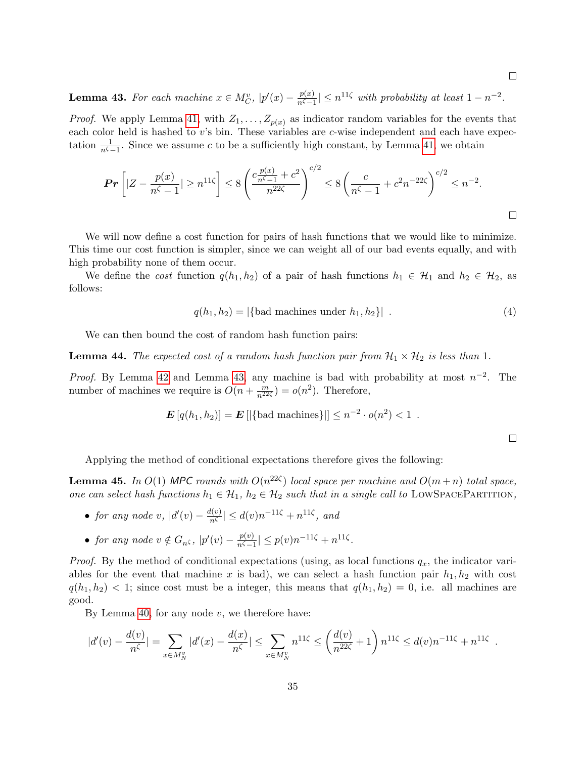□

**Lemma 43.** *For each machine $x \in M_C^v$, $|p'(x) - \frac{p(x)}{n^\zeta - 1}| \le n^{11\zeta}$ with probability at least $1 - n^{-2}$.*

*Proof.* We apply Lemma 41, with $Z_1, \dots, Z_{p(x)}$ as indicator random variables for the events that each color held is hashed to $v$'s bin. These variables are $c$-wise independent and each have expectation $\frac{1}{n^\zeta - 1}$. Since we assume $c$ to be a sufficiently high constant, by Lemma 41 we obtain

$$\boldsymbol{Pr}\left[|Z - \frac{p(x)}{n^\zeta - 1}| \ge n^{11\zeta}\right] \le 8\left(\frac{c\frac{p(x)}{n^\zeta - 1} + c^2}{n^{22\zeta}}\right)^{c/2} \le 8\left(\frac{c}{n^\zeta - 1} + c^2 n^{-22\zeta}\right)^{c/2} \le n^{-2}.$$

□

We will now define a cost function for pairs of hash functions that we would like to minimize. This time our cost function is simpler, since we can weight all of our bad events equally, and with high probability none of them occur.

We define the *cost* function $q(h_1, h_2)$ of a pair of hash functions $h_1 \in \mathcal{H}_1$ and $h_2 \in \mathcal{H}_2$, as follows:

$$q(h_1, h_2) = |\{\text{bad machines under } h_1, h_2\}| \ . \tag{4}$$

We can then bound the cost of random hash function pairs:

**Lemma 44.** *The expected cost of a random hash function pair from $\mathcal{H}_1 \times \mathcal{H}_2$ is less than 1.*

*Proof.* By Lemma 42 and Lemma 43, any machine is bad with probability at most $n^{-2}$. The number of machines we require is $O(n + \frac{m}{n^{22\zeta}}) = o(n^2)$. Therefore,

$$\boldsymbol{E}\left[q(h_1, h_2)\right] = \boldsymbol{E}\left[|\{\text{bad machines}\}|\right] \le n^{-2} \cdot o(n^2) < 1 \ .$$

□

Applying the method of conditional expectations therefore gives the following:

**Lemma 45.** *In $O(1)$ MPC rounds with $O(n^{22\zeta})$ local space per machine and $O(m+n)$ total space, one can select hash functions $h_1 \in \mathcal{H}_1$, $h_2 \in \mathcal{H}_2$ such that in a single call to* LowSpacePartition*,*

- *for any node $v$, $|d'(v) - \frac{d(v)}{n^\zeta}| \le d(v) n^{-11\zeta} + n^{11\zeta}$, and*
- *for any node $v \notin G_{n^\zeta}$, $|p'(v) - \frac{p(v)}{n^\zeta - 1}| \le p(v) n^{-11\zeta} + n^{11\zeta}$.*

*Proof.* By the method of conditional expectations (using, as local functions $q_x$, the indicator variables for the event that machine $x$ is bad), we can select a hash function pair $h_1, h_2$ with cost $q(h_1, h_2) < 1$; since cost must be a integer, this means that $q(h_1, h_2) = 0$, i.e. all machines are good.

By Lemma 40, for any node $v$, we therefore have:

$$|d'(v) - \frac{d(v)}{n^\zeta}| = \sum_{x \in M_N^v} |d'(x) - \frac{d(x)}{n^\zeta}| \le \sum_{x \in M_N^v} n^{11\zeta} \le \left(\frac{d(v)}{n^{22\zeta}} + 1\right) n^{11\zeta} \le d(v) n^{-11\zeta} + n^{11\zeta} \ .$$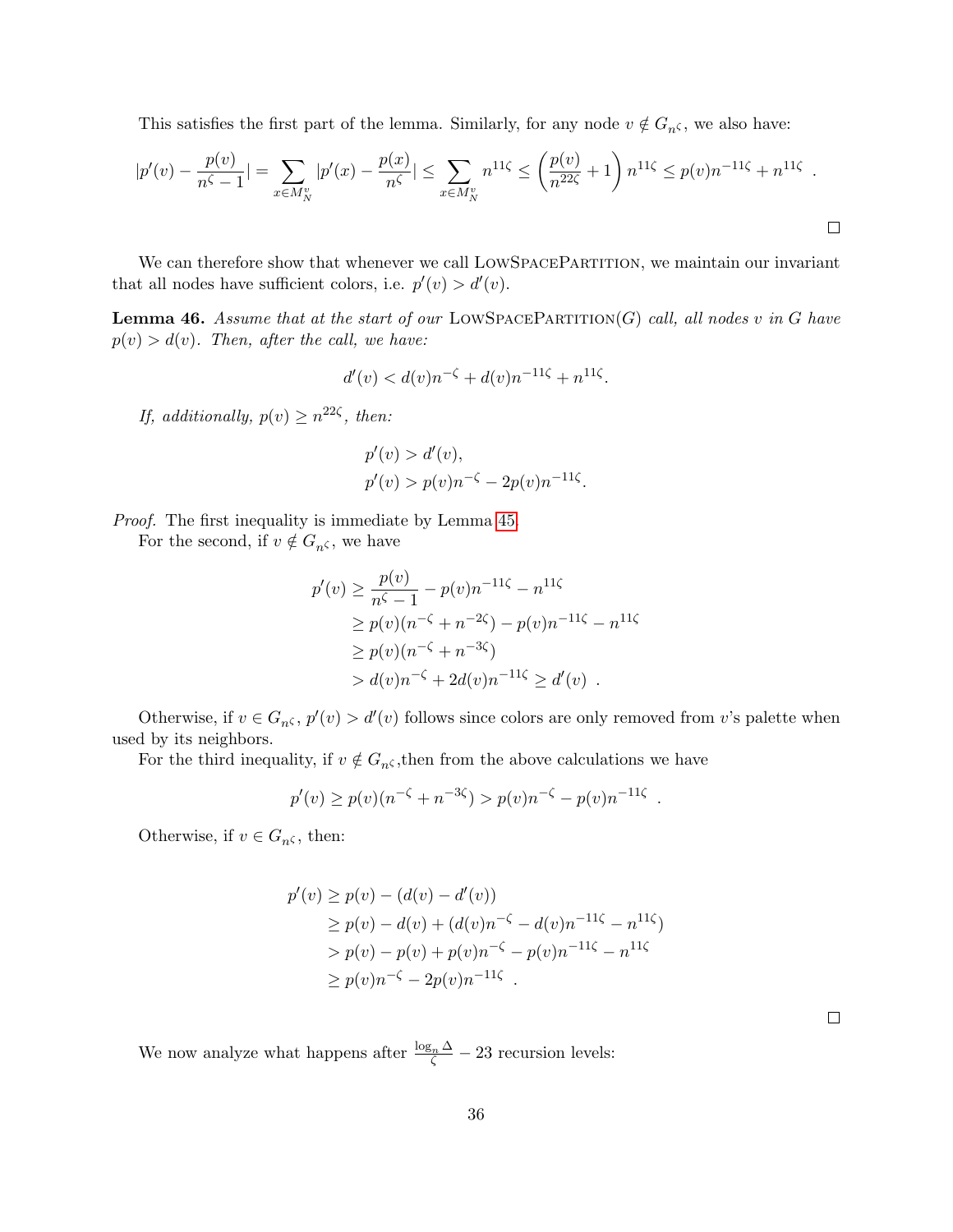This satisfies the first part of the lemma. Similarly, for any node $v \notin G_{n^\zeta}$, we also have:

$$|p'(v) - \frac{p(v)}{n^\zeta - 1}| = \sum_{x \in M_N^v} |p'(x) - \frac{p(x)}{n^\zeta}| \le \sum_{x \in M_N^v} n^{11\zeta} \le \left(\frac{p(v)}{n^{22\zeta}} + 1\right) n^{11\zeta} \le p(v) n^{-11\zeta} + n^{11\zeta} \ .$$

□

We can therefore show that whenever we call LowSpacePartition, we maintain our invariant that all nodes have sufficient colors, i.e. $p'(v) > d'(v)$.

**Lemma 46.** *Assume that at the start of our* LowSpacePartition$(G)$ *call, all nodes $v$ in $G$ have $p(v) > d(v)$. Then, after the call, we have:*

$$d'(v) < d(v) n^{-\zeta} + d(v) n^{-11\zeta} + n^{11\zeta}.$$

*If, additionally, $p(v) \ge n^{22\zeta}$, then:*

$$p'(v) > d'(v),$$
$$p'(v) > p(v) n^{-\zeta} - 2p(v) n^{-11\zeta}.$$

*Proof.* The first inequality is immediate by Lemma 45.

For the second, if $v \notin G_{n^\zeta}$, we have

$$\begin{aligned}
p'(v) &\ge \frac{p(v)}{n^\zeta - 1} - p(v) n^{-11\zeta} - n^{11\zeta} \\
&\ge p(v)(n^{-\zeta} + n^{-2\zeta}) - p(v) n^{-11\zeta} - n^{11\zeta} \\
&\ge p(v)(n^{-\zeta} + n^{-3\zeta}) \\
&> d(v) n^{-\zeta} + 2d(v) n^{-11\zeta} \ge d'(v) \ .
\end{aligned}$$

Otherwise, if $v \in G_{n^\zeta}$, $p'(v) > d'(v)$ follows since colors are only removed from $v$'s palette when used by its neighbors.

For the third inequality, if $v \notin G_{n^\zeta}$,then from the above calculations we have

$$p'(v) \ge p(v)(n^{-\zeta} + n^{-3\zeta}) > p(v) n^{-\zeta} - p(v) n^{-11\zeta} \ .$$

Otherwise, if $v \in G_{n^\zeta}$, then:

$$\begin{aligned}
p'(v) &\ge p(v) - (d(v) - d'(v)) \\
&\ge p(v) - d(v) + (d(v) n^{-\zeta} - d(v) n^{-11\zeta} - n^{11\zeta}) \\
&> p(v) - p(v) + p(v) n^{-\zeta} - p(v) n^{-11\zeta} - n^{11\zeta} \\
&\ge p(v) n^{-\zeta} - 2p(v) n^{-11\zeta} \ .
\end{aligned}$$

□

We now analyze what happens after $\frac{\log_n \Delta}{\zeta} - 23$ recursion levels: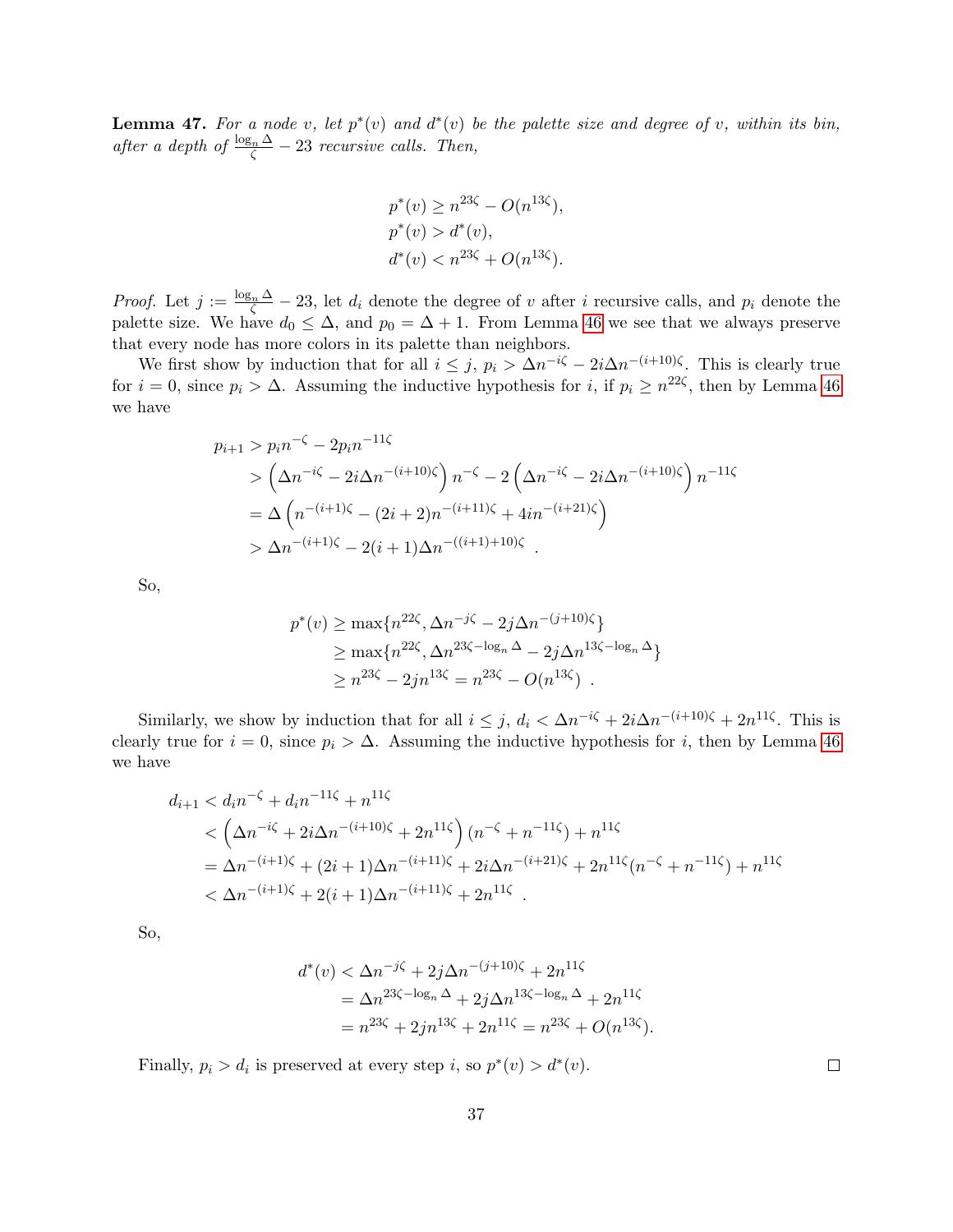**Lemma 47.** *For a node $v$, let $p^*(v)$ and $d^*(v)$ be the palette size and degree of $v$, within its bin, after a depth of $\frac{\log_n \Delta}{\zeta} - 23$ recursive calls. Then,*

$$
\begin{aligned}
&p^*(v) \geq n^{23\zeta} - O(n^{13\zeta}),\\
&p^*(v) > d^*(v),\\
&d^*(v) < n^{23\zeta} + O(n^{13\zeta}).
\end{aligned}
$$

*Proof.* Let $j := \frac{\log_n \Delta}{\zeta} - 23$, let $d_i$ denote the degree of $v$ after $i$ recursive calls, and $p_i$ denote the palette size. We have $d_0 \leq \Delta$, and $p_0 = \Delta + 1$. From Lemma 46 we see that we always preserve that every node has more colors in its palette than neighbors.

We first show by induction that for all $i \leq j$, $p_i > \Delta n^{-i\zeta} - 2i\Delta n^{-(i+10)\zeta}$. This is clearly true for $i = 0$, since $p_i > \Delta$. Assuming the inductive hypothesis for $i$, if $p_i \geq n^{22\zeta}$, then by Lemma 46 we have

$$
\begin{aligned}
p_{i+1} &> p_i n^{-\zeta} - 2p_i n^{-11\zeta}\\
&> \left(\Delta n^{-i\zeta} - 2i\Delta n^{-(i+10)\zeta}\right) n^{-\zeta} - 2\left(\Delta n^{-i\zeta} - 2i\Delta n^{-(i+10)\zeta}\right) n^{-11\zeta}\\
&= \Delta\left(n^{-(i+1)\zeta} - (2i+2)n^{-(i+11)\zeta} + 4in^{-(i+21)\zeta}\right)\\
&> \Delta n^{-(i+1)\zeta} - 2(i+1)\Delta n^{-((i+1)+10)\zeta} \ .
\end{aligned}
$$

So,

$$
\begin{aligned}
p^*(v) &\geq \max\{n^{22\zeta}, \Delta n^{-j\zeta} - 2j\Delta n^{-(j+10)\zeta}\}\\
&\geq \max\{n^{22\zeta}, \Delta n^{23\zeta - \log_n \Delta} - 2j\Delta n^{13\zeta - \log_n \Delta}\}\\
&\geq n^{23\zeta} - 2jn^{13\zeta} = n^{23\zeta} - O(n^{13\zeta}) \ .
\end{aligned}
$$

Similarly, we show by induction that for all $i \leq j$, $d_i < \Delta n^{-i\zeta} + 2i\Delta n^{-(i+10)\zeta} + 2n^{11\zeta}$. This is clearly true for $i = 0$, since $p_i > \Delta$. Assuming the inductive hypothesis for $i$, then by Lemma 46 we have

$$
\begin{aligned}
d_{i+1} &< d_i n^{-\zeta} + d_i n^{-11\zeta} + n^{11\zeta}\\
&< \left(\Delta n^{-i\zeta} + 2i\Delta n^{-(i+10)\zeta} + 2n^{11\zeta}\right)(n^{-\zeta} + n^{-11\zeta}) + n^{11\zeta}\\
&= \Delta n^{-(i+1)\zeta} + (2i+1)\Delta n^{-(i+11)\zeta} + 2i\Delta n^{-(i+21)\zeta} + 2n^{11\zeta}(n^{-\zeta} + n^{-11\zeta}) + n^{11\zeta}\\
&< \Delta n^{-(i+1)\zeta} + 2(i+1)\Delta n^{-(i+11)\zeta} + 2n^{11\zeta} \ .
\end{aligned}
$$

So,

$$
\begin{aligned}
d^*(v) &< \Delta n^{-j\zeta} + 2j\Delta n^{-(j+10)\zeta} + 2n^{11\zeta}\\
&= \Delta n^{23\zeta - \log_n \Delta} + 2j\Delta n^{13\zeta - \log_n \Delta} + 2n^{11\zeta}\\
&= n^{23\zeta} + 2jn^{13\zeta} + 2n^{11\zeta} = n^{23\zeta} + O(n^{13\zeta}).
\end{aligned}
$$

Finally, $p_i > d_i$ is preserved at every step $i$, so $p^*(v) > d^*(v)$. □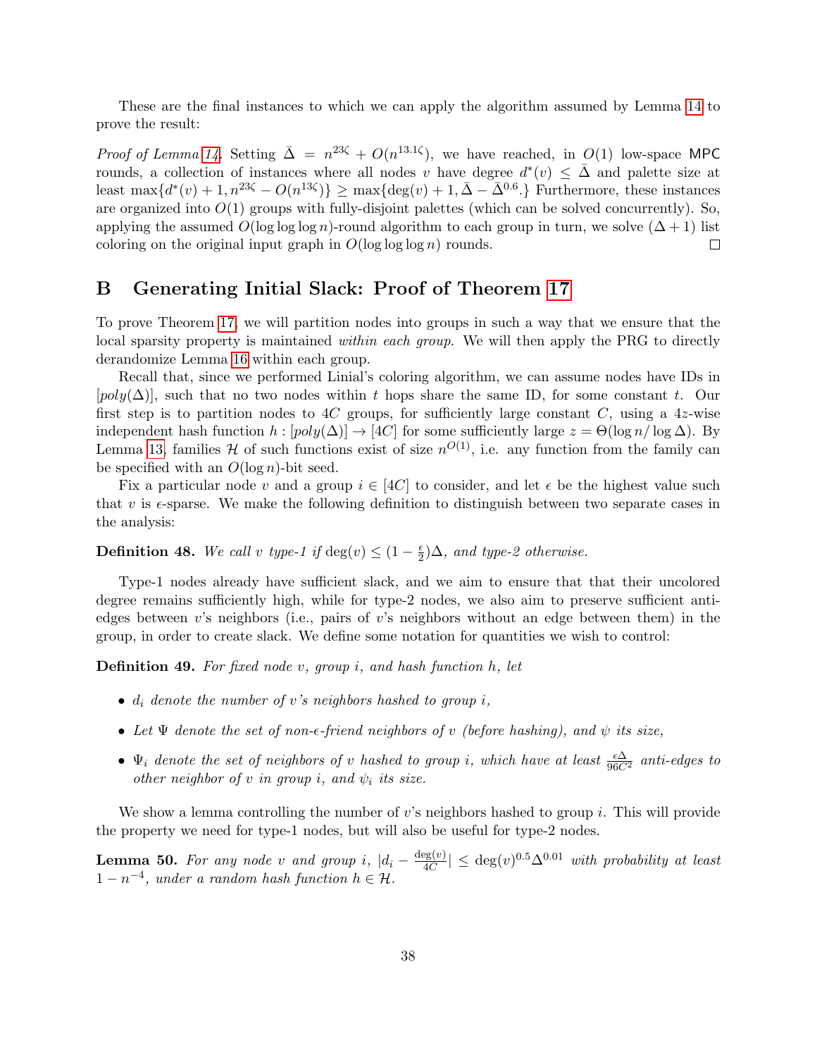These are the final instances to which we can apply the algorithm assumed by Lemma 14 to prove the result:

*Proof of Lemma 14.* Setting $\bar{\Delta} = n^{23\zeta} + O(n^{13.1\zeta})$, we have reached, in $O(1)$ low-space MPC rounds, a collection of instances where all nodes $v$ have degree $d^*(v) \leq \bar{\Delta}$ and palette size at least $\max\{d^*(v)+1, n^{23\zeta} - O(n^{13\zeta})\} \geq \max\{\deg(v)+1, \bar{\Delta} - \bar{\Delta}^{0.6}.\}$ Furthermore, these instances are organized into $O(1)$ groups with fully-disjoint palettes (which can be solved concurrently). So, applying the assumed $O(\log\log\log n)$-round algorithm to each group in turn, we solve $(\Delta+1)$ list coloring on the original input graph in $O(\log\log\log n)$ rounds. □

## B Generating Initial Slack: Proof of Theorem 17

To prove Theorem 17, we will partition nodes into groups in such a way that we ensure that the local sparsity property is maintained *within each group*. We will then apply the PRG to directly derandomize Lemma 16 within each group.

Recall that, since we performed Linial's coloring algorithm, we can assume nodes have IDs in $[poly(\Delta)]$, such that no two nodes within $t$ hops share the same ID, for some constant $t$. Our first step is to partition nodes to $4C$ groups, for sufficiently large constant $C$, using a $4z$-wise independent hash function $h : [poly(\Delta)] \to [4C]$ for some sufficiently large $z = \Theta(\log n/\log\Delta)$. By Lemma 13, families $\mathcal{H}$ of such functions exist of size $n^{O(1)}$, i.e. any function from the family can be specified with an $O(\log n)$-bit seed.

Fix a particular node $v$ and a group $i \in [4C]$ to consider, and let $\epsilon$ be the highest value such that $v$ is $\epsilon$-sparse. We make the following definition to distinguish between two separate cases in the analysis:

**Definition 48.** *We call $v$ type-1 if $\deg(v) \leq (1-\frac{\epsilon}{2})\Delta$, and type-2 otherwise.*

Type-1 nodes already have sufficient slack, and we aim to ensure that that their uncolored degree remains sufficiently high, while for type-2 nodes, we also aim to preserve sufficient anti-edges between $v$'s neighbors (i.e., pairs of $v$'s neighbors without an edge between them) in the group, in order to create slack. We define some notation for quantities we wish to control:

**Definition 49.** *For fixed node $v$, group $i$, and hash function $h$, let*

- *$d_i$ denote the number of $v$'s neighbors hashed to group $i$,*
- *Let $\Psi$ denote the set of non-$\epsilon$-friend neighbors of $v$ (before hashing), and $\psi$ its size,*
- *$\Psi_i$ denote the set of neighbors of $v$ hashed to group $i$, which have at least $\frac{\epsilon\Delta}{96C^2}$ anti-edges to other neighbor of $v$ in group $i$, and $\psi_i$ its size.*

We show a lemma controlling the number of $v$'s neighbors hashed to group $i$. This will provide the property we need for type-1 nodes, but will also be useful for type-2 nodes.

**Lemma 50.** *For any node $v$ and group $i$, $|d_i - \frac{\deg(v)}{4C}| \leq \deg(v)^{0.5}\Delta^{0.01}$ with probability at least $1-n^{-4}$, under a random hash function $h \in \mathcal{H}$.*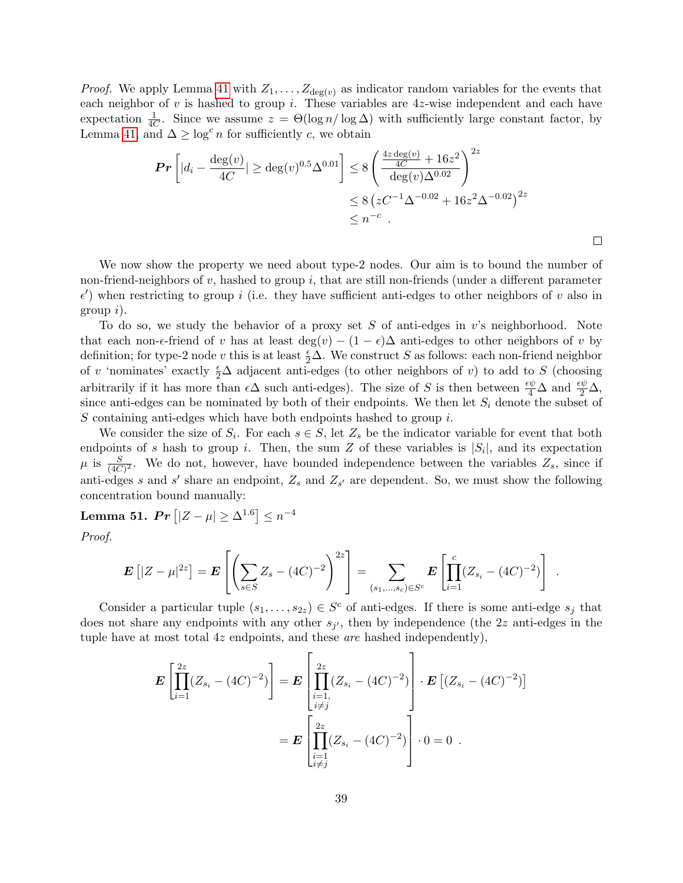*Proof.* We apply Lemma 41 with $Z_1, \ldots, Z_{\deg(v)}$ as indicator random variables for the events that each neighbor of $v$ is hashed to group $i$. These variables are $4z$-wise independent and each have expectation $\frac{1}{4C}$. Since we assume $z = \Theta(\log n / \log \Delta)$ with sufficiently large constant factor, by Lemma 41, and $\Delta \geq \log^c n$ for sufficiently $c$, we obtain

$$\boldsymbol{Pr}\left[|d_i - \frac{\deg(v)}{4C}| \geq \deg(v)^{0.5}\Delta^{0.01}\right] \leq 8\left(\frac{\frac{4z\deg(v)}{4C} + 16z^2}{\deg(v)\Delta^{0.02}}\right)^{2z}$$
$$\leq 8\left(zC^{-1}\Delta^{-0.02} + 16z^2\Delta^{-0.02}\right)^{2z}$$
$$\leq n^{-c} \ .$$

□

We now show the property we need about type-2 nodes. Our aim is to bound the number of non-friend-neighbors of $v$, hashed to group $i$, that are still non-friends (under a different parameter $\epsilon'$) when restricting to group $i$ (i.e. they have sufficient anti-edges to other neighbors of $v$ also in group $i$).

To do so, we study the behavior of a proxy set $S$ of anti-edges in $v$'s neighborhood. Note that each non-$\epsilon$-friend of $v$ has at least $\deg(v) - (1-\epsilon)\Delta$ anti-edges to other neighbors of $v$ by definition; for type-2 node $v$ this is at least $\frac{\epsilon}{2}\Delta$. We construct $S$ as follows: each non-friend neighbor of $v$ 'nominates' exactly $\frac{\epsilon}{2}\Delta$ adjacent anti-edges (to other neighbors of $v$) to add to $S$ (choosing arbitrarily if it has more than $\epsilon\Delta$ such anti-edges). The size of $S$ is then between $\frac{\epsilon\psi}{4}\Delta$ and $\frac{\epsilon\psi}{2}\Delta$, since anti-edges can be nominated by both of their endpoints. We then let $S_i$ denote the subset of $S$ containing anti-edges which have both endpoints hashed to group $i$.

We consider the size of $S_i$. For each $s \in S$, let $Z_s$ be the indicator variable for event that both endpoints of $s$ hash to group $i$. Then, the sum $Z$ of these variables is $|S_i|$, and its expectation $\mu$ is $\frac{S}{(4C)^2}$. We do not, however, have bounded independence between the variables $Z_s$, since if anti-edges $s$ and $s'$ share an endpoint, $Z_s$ and $Z_{s'}$ are dependent. So, we must show the following concentration bound manually:

**Lemma 51.** $\boldsymbol{Pr}\left[|Z-\mu| \geq \Delta^{1.6}\right] \leq n^{-4}$

*Proof.*

$$\boldsymbol{E}\left[|Z-\mu|^{2z}\right] = \boldsymbol{E}\left[\left(\sum_{s\in S} Z_s - (4C)^{-2}\right)^{2z}\right] = \sum_{(s_1,\ldots,s_c)\in S^c} \boldsymbol{E}\left[\prod_{i=1}^{c}(Z_{s_i} - (4C)^{-2})\right] \ .$$

Consider a particular tuple $(s_1, \ldots, s_{2z}) \in S^c$ of anti-edges. If there is some anti-edge $s_j$ that does not share any endpoints with any other $s_{j'}$, then by independence (the $2z$ anti-edges in the tuple have at most total $4z$ endpoints, and these *are* hashed independently),

$$\boldsymbol{E}\left[\prod_{i=1}^{2z}(Z_{s_i} - (4C)^{-2})\right] = \boldsymbol{E}\left[\prod_{\substack{i=1,\\ i\neq j}}^{2z}(Z_{s_i} - (4C)^{-2})\right] \cdot \boldsymbol{E}\left[(Z_{s_i} - (4C)^{-2})\right]$$
$$= \boldsymbol{E}\left[\prod_{\substack{i=1\\ i\neq j}}^{2z}(Z_{s_i} - (4C)^{-2})\right] \cdot 0 = 0 \ .$$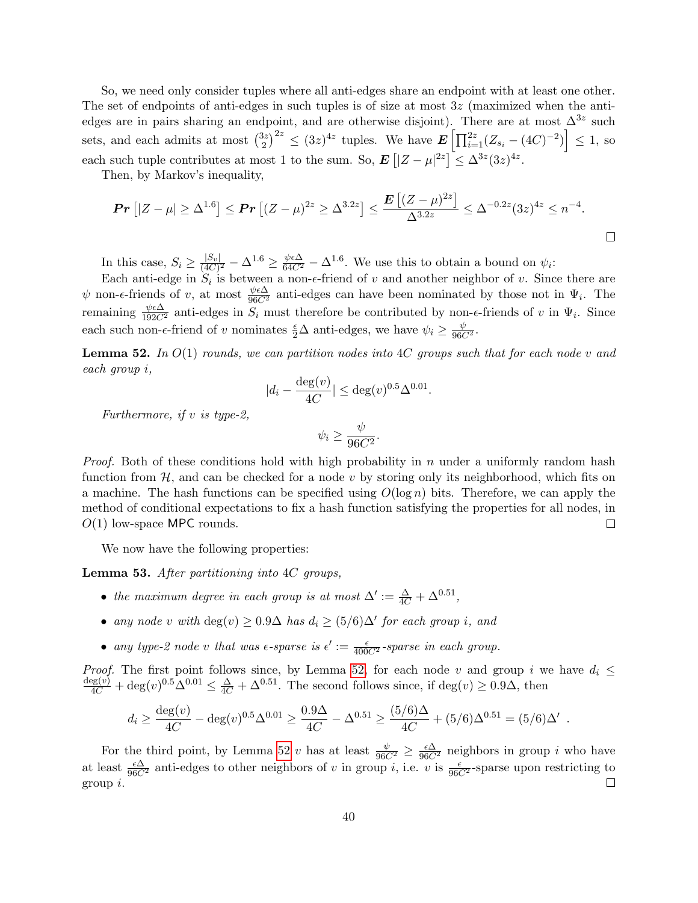So, we need only consider tuples where all anti-edges share an endpoint with at least one other. The set of endpoints of anti-edges in such tuples is of size at most $3z$ (maximized when the anti-edges are in pairs sharing an endpoint, and are otherwise disjoint). There are at most $\Delta^{3z}$ such sets, and each admits at most $\binom{3z}{2}^{2z} \leq (3z)^{4z}$ tuples. We have $\boldsymbol{E}\left[\prod_{i=1}^{2z}(Z_{s_i} - (4C)^{-2})\right] \leq 1$, so each such tuple contributes at most 1 to the sum. So, $\boldsymbol{E}\left[|Z-\mu|^{2z}\right] \leq \Delta^{3z}(3z)^{4z}$.

Then, by Markov's inequality,

$$\boldsymbol{Pr}\left[|Z-\mu| \geq \Delta^{1.6}\right] \leq \boldsymbol{Pr}\left[(Z-\mu)^{2z} \geq \Delta^{3.2z}\right] \leq \frac{\boldsymbol{E}\left[(Z-\mu)^{2z}\right]}{\Delta^{3.2z}} \leq \Delta^{-0.2z}(3z)^{4z} \leq n^{-4}.$$

□

In this case, $S_i \geq \frac{|S_v|}{(4C)^2} - \Delta^{1.6} \geq \frac{\psi\epsilon\Delta}{64C^2} - \Delta^{1.6}$. We use this to obtain a bound on $\psi_i$:

Each anti-edge in $S_i$ is between a non-$\epsilon$-friend of $v$ and another neighbor of $v$. Since there are $\psi$ non-$\epsilon$-friends of $v$, at most $\frac{\psi\epsilon\Delta}{96C^2}$ anti-edges can have been nominated by those not in $\Psi_i$. The remaining $\frac{\psi\epsilon\Delta}{192C^2}$ anti-edges in $S_i$ must therefore be contributed by non-$\epsilon$-friends of $v$ in $\Psi_i$. Since each such non-$\epsilon$-friend of $v$ nominates $\frac{\epsilon}{2}\Delta$ anti-edges, we have $\psi_i \geq \frac{\psi}{96C^2}$.

**Lemma 52.** *In $O(1)$ rounds, we can partition nodes into $4C$ groups such that for each node $v$ and each group $i$,*

$$|d_i - \frac{\deg(v)}{4C}| \leq \deg(v)^{0.5}\Delta^{0.01}.$$

*Furthermore, if $v$ is type-2,*

$$\psi_i \geq \frac{\psi}{96C^2}.$$

*Proof.* Both of these conditions hold with high probability in $n$ under a uniformly random hash function from $\mathcal{H}$, and can be checked for a node $v$ by storing only its neighborhood, which fits on a machine. The hash functions can be specified using $O(\log n)$ bits. Therefore, we can apply the method of conditional expectations to fix a hash function satisfying the properties for all nodes, in $O(1)$ low-space MPC rounds. □

We now have the following properties:

**Lemma 53.** *After partitioning into $4C$ groups,*

- *the maximum degree in each group is at most $\Delta' := \frac{\Delta}{4C} + \Delta^{0.51}$,*
- *any node $v$ with $\deg(v) \geq 0.9\Delta$ has $d_i \geq (5/6)\Delta'$ for each group $i$, and*
- *any type-2 node $v$ that was $\epsilon$-sparse is $\epsilon' := \frac{\epsilon}{400C^2}$-sparse in each group.*

*Proof.* The first point follows since, by Lemma 52, for each node $v$ and group $i$ we have $d_i \leq \frac{\deg(v)}{4C} + \deg(v)^{0.5}\Delta^{0.01} \leq \frac{\Delta}{4C} + \Delta^{0.51}$. The second follows since, if $\deg(v) \geq 0.9\Delta$, then

$$d_i \geq \frac{\deg(v)}{4C} - \deg(v)^{0.5}\Delta^{0.01} \geq \frac{0.9\Delta}{4C} - \Delta^{0.51} \geq \frac{(5/6)\Delta}{4C} + (5/6)\Delta^{0.51} = (5/6)\Delta' \ .$$

For the third point, by Lemma 52 $v$ has at least $\frac{\psi}{96C^2} \geq \frac{\epsilon\Delta}{96C^2}$ neighbors in group $i$ who have at least $\frac{\epsilon\Delta}{96C^2}$ anti-edges to other neighbors of $v$ in group $i$, i.e. $v$ is $\frac{\epsilon}{96C^2}$-sparse upon restricting to group $i$. □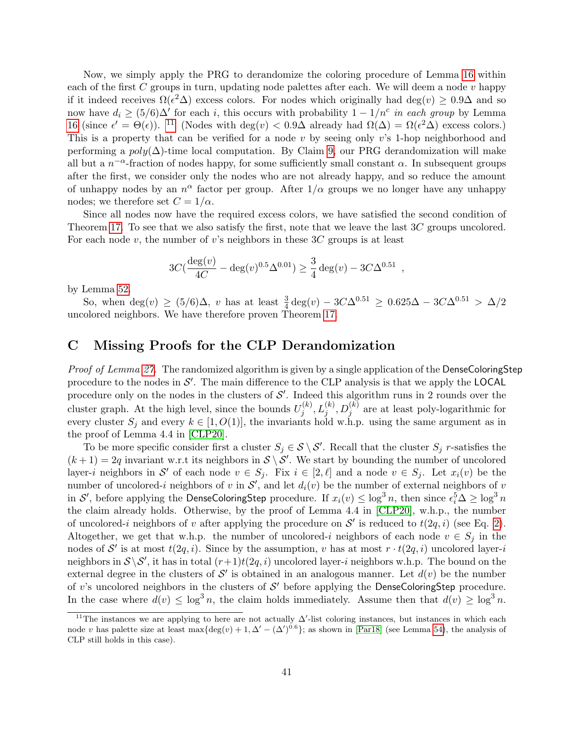Now, we simply apply the PRG to derandomize the coloring procedure of Lemma 16 within each of the first $C$ groups in turn, updating node palettes after each. We will deem a node $v$ happy if it indeed receives $\Omega(\epsilon^2\Delta)$ excess colors. For nodes which originally had $\deg(v) \geq 0.9\Delta$ and so now have $d_i \geq (5/6)\Delta'$ for each $i$, this occurs with probability $1 - 1/n^c$ *in each group* by Lemma 16 (since $\epsilon' = \Theta(\epsilon)$).[11] (Nodes with $\deg(v) < 0.9\Delta$ already had $\Omega(\Delta) = \Omega(\epsilon^2\Delta)$ excess colors.) This is a property that can be verified for a node $v$ by seeing only $v$'s 1-hop neighborhood and performing a $poly(\Delta)$-time local computation. By Claim 9, our PRG derandomization will make all but a $n^{-\alpha}$-fraction of nodes happy, for some sufficiently small constant $\alpha$. In subsequent groups after the first, we consider only the nodes who are not already happy, and so reduce the amount of unhappy nodes by an $n^\alpha$ factor per group. After $1/\alpha$ groups we no longer have any unhappy nodes; we therefore set $C = 1/\alpha$.

Since all nodes now have the required excess colors, we have satisfied the second condition of Theorem 17. To see that we also satisfy the first, note that we leave the last $3C$ groups uncolored. For each node $v$, the number of $v$'s neighbors in these $3C$ groups is at least

$$3C\left(\frac{\deg(v)}{4C} - \deg(v)^{0.5}\Delta^{0.01}\right) \geq \frac{3}{4}\deg(v) - 3C\Delta^{0.51} \ ,$$

by Lemma 52.

So, when $\deg(v) \geq (5/6)\Delta$, $v$ has at least $\frac{3}{4}\deg(v) - 3C\Delta^{0.51} \geq 0.625\Delta - 3C\Delta^{0.51} > \Delta/2$ uncolored neighbors. We have therefore proven Theorem 17.

# C Missing Proofs for the CLP Derandomization

*Proof of Lemma 27.* The randomized algorithm is given by a single application of the DenseColoringStep procedure to the nodes in $\mathcal{S}'$. The main difference to the CLP analysis is that we apply the LOCAL procedure only on the nodes in the clusters of $\mathcal{S}'$. Indeed this algorithm runs in 2 rounds over the cluster graph. At the high level, since the bounds $U_j^{(k)}, L_j^{(k)}, D_j^{(k)}$ are at least poly-logarithmic for every cluster $S_j$ and every $k \in [1, O(1)]$, the invariants hold w.h.p. using the same argument as in the proof of Lemma 4.4 in [CLP20].

To be more specific consider first a cluster $S_j \in \mathcal{S} \setminus \mathcal{S}'$. Recall that the cluster $S_j$ $r$-satisfies the $(k+1) = 2q$ invariant w.r.t its neighbors in $\mathcal{S} \setminus \mathcal{S}'$. We start by bounding the number of uncolored layer-$i$ neighbors in $\mathcal{S}'$ of each node $v \in S_j$. Fix $i \in [2, \ell]$ and a node $v \in S_j$. Let $x_i(v)$ be the number of uncolored-$i$ neighbors of $v$ in $\mathcal{S}'$, and let $d_i(v)$ be the number of external neighbors of $v$ in $\mathcal{S}'$, before applying the DenseColoringStep procedure. If $x_i(v) \leq \log^3 n$, then since $\epsilon_i^5\Delta \geq \log^3 n$ the claim already holds. Otherwise, by the proof of Lemma 4.4 in [CLP20], w.h.p., the number of uncolored-$i$ neighbors of $v$ after applying the procedure on $\mathcal{S}'$ is reduced to $t(2q, i)$ (see Eq. 2). Altogether, we get that w.h.p. the number of uncolored-$i$ neighbors of each node $v \in S_j$ in the nodes of $\mathcal{S}'$ is at most $t(2q, i)$. Since by the assumption, $v$ has at most $r \cdot t(2q, i)$ uncolored layer-$i$ neighbors in $\mathcal{S} \setminus \mathcal{S}'$, it has in total $(r+1)t(2q, i)$ uncolored layer-$i$ neighbors w.h.p. The bound on the external degree in the clusters of $\mathcal{S}'$ is obtained in an analogous manner. Let $d(v)$ be the number of $v$'s uncolored neighbors in the clusters of $\mathcal{S}'$ before applying the DenseColoringStep procedure. In the case where $d(v) \leq \log^3 n$, the claim holds immediately. Assume then that $d(v) \geq \log^3 n$.

[11] The instances we are applying to here are not actually $\Delta'$-list coloring instances, but instances in which each node $v$ has palette size at least $\max\{\deg(v) + 1, \Delta' - (\Delta')^{0.6}\}$; as shown in [Par18] (see Lemma 54), the analysis of CLP still holds in this case).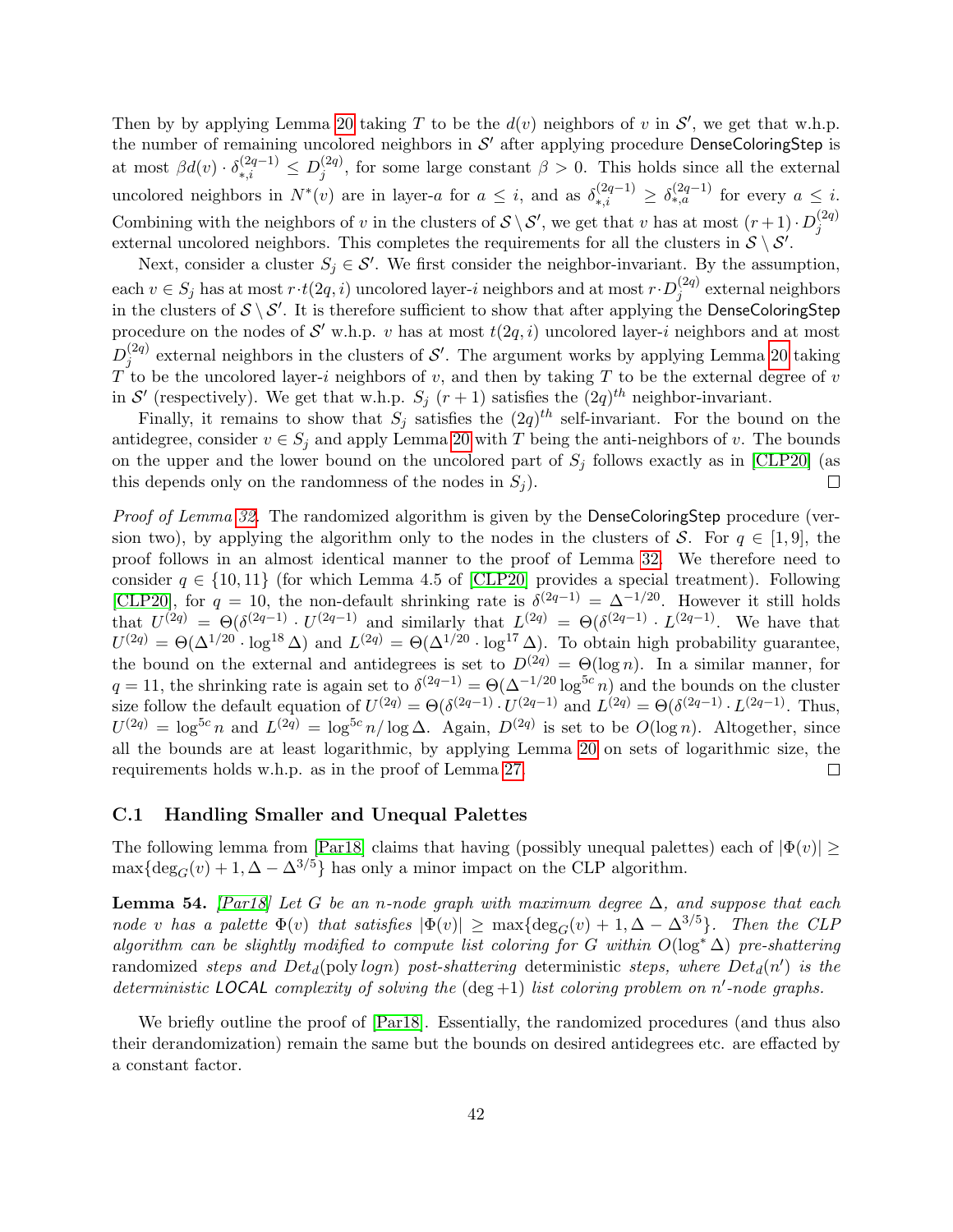Then by by applying Lemma 20 taking $T$ to be the $d(v)$ neighbors of $v$ in $\mathcal{S}'$, we get that w.h.p. the number of remaining uncolored neighbors in $\mathcal{S}'$ after applying procedure DenseColoringStep is at most $\beta d(v) \cdot \delta_{*,i}^{(2q-1)} \leq D_j^{(2q)}$, for some large constant $\beta > 0$. This holds since all the external uncolored neighbors in $N^*(v)$ are in layer-$a$ for $a \leq i$, and as $\delta_{*,i}^{(2q-1)} \geq \delta_{*,a}^{(2q-1)}$ for every $a \leq i$. Combining with the neighbors of $v$ in the clusters of $\mathcal{S} \setminus \mathcal{S}'$, we get that $v$ has at most $(r+1) \cdot D_j^{(2q)}$ external uncolored neighbors. This completes the requirements for all the clusters in $\mathcal{S} \setminus \mathcal{S}'$.

Next, consider a cluster $S_j \in \mathcal{S}'$. We first consider the neighbor-invariant. By the assumption, each $v \in S_j$ has at most $r \cdot t(2q, i)$ uncolored layer-$i$ neighbors and at most $r \cdot D_j^{(2q)}$ external neighbors in the clusters of $\mathcal{S} \setminus \mathcal{S}'$. It is therefore sufficient to show that after applying the DenseColoringStep procedure on the nodes of $\mathcal{S}'$ w.h.p. $v$ has at most $t(2q, i)$ uncolored layer-$i$ neighbors and at most $D_j^{(2q)}$ external neighbors in the clusters of $\mathcal{S}'$. The argument works by applying Lemma 20 taking $T$ to be the uncolored layer-$i$ neighbors of $v$, and then by taking $T$ to be the external degree of $v$ in $\mathcal{S}'$ (respectively). We get that w.h.p. $S_j$ $(r+1)$ satisfies the $(2q)^{th}$ neighbor-invariant.

Finally, it remains to show that $S_j$ satisfies the $(2q)^{th}$ self-invariant. For the bound on the antidegree, consider $v \in S_j$ and apply Lemma 20 with $T$ being the anti-neighbors of $v$. The bounds on the upper and the lower bound on the uncolored part of $S_j$ follows exactly as in [CLP20] (as this depends only on the randomness of the nodes in $S_j$). ☐

*Proof of Lemma 32.* The randomized algorithm is given by the DenseColoringStep procedure (version two), by applying the algorithm only to the nodes in the clusters of $\mathcal{S}$. For $q \in [1, 9]$, the proof follows in an almost identical manner to the proof of Lemma 32. We therefore need to consider $q \in \{10, 11\}$ (for which Lemma 4.5 of [CLP20] provides a special treatment). Following [CLP20], for $q = 10$, the non-default shrinking rate is $\delta^{(2q-1)} = \Delta^{-1/20}$. However it still holds that $U^{(2q)} = \Theta(\delta^{(2q-1)} \cdot U^{(2q-1)})$ and similarly that $L^{(2q)} = \Theta(\delta^{(2q-1)} \cdot L^{(2q-1)})$. We have that $U^{(2q)} = \Theta(\Delta^{1/20} \cdot \log^{18} \Delta)$ and $L^{(2q)} = \Theta(\Delta^{1/20} \cdot \log^{17} \Delta)$. To obtain high probability guarantee, the bound on the external and antidegrees is set to $D^{(2q)} = \Theta(\log n)$. In a similar manner, for $q = 11$, the shrinking rate is again set to $\delta^{(2q-1)} = \Theta(\Delta^{-1/20} \log^{5c} n)$ and the bounds on the cluster size follow the default equation of $U^{(2q)} = \Theta(\delta^{(2q-1)} \cdot U^{(2q-1)}$ and $L^{(2q)} = \Theta(\delta^{(2q-1)} \cdot L^{(2q-1)}$. Thus, $U^{(2q)} = \log^{5c} n$ and $L^{(2q)} = \log^{5c} n / \log \Delta$. Again, $D^{(2q)}$ is set to be $O(\log n)$. Altogether, since all the bounds are at least logarithmic, by applying Lemma 20 on sets of logarithmic size, the requirements holds w.h.p. as in the proof of Lemma 27. ☐

### C.1 Handling Smaller and Unequal Palettes

The following lemma from [Par18] claims that having (possibly unequal palettes) each of $|\Phi(v)| \geq \max\{\deg_G(v) + 1, \Delta - \Delta^{3/5}\}$ has only a minor impact on the CLP algorithm.

**Lemma 54.** *[Par18] Let $G$ be an $n$-node graph with maximum degree $\Delta$, and suppose that each node $v$ has a palette $\Phi(v)$ that satisfies $|\Phi(v)| \geq \max\{\deg_G(v) + 1, \Delta - \Delta^{3/5}\}$. Then the CLP algorithm can be slightly modified to compute list coloring for $G$ within $O(\log^* \Delta)$ pre-shattering* randomized *steps and $Det_d(\text{poly} \log n)$ post-shattering* deterministic *steps, where $Det_d(n')$ is the deterministic LOCAL complexity of solving the $(\deg +1)$ list coloring problem on $n'$-node graphs.*

We briefly outline the proof of [Par18]. Essentially, the randomized procedures (and thus also their derandomization) remain the same but the bounds on desired antidegrees etc. are effacted by a constant factor.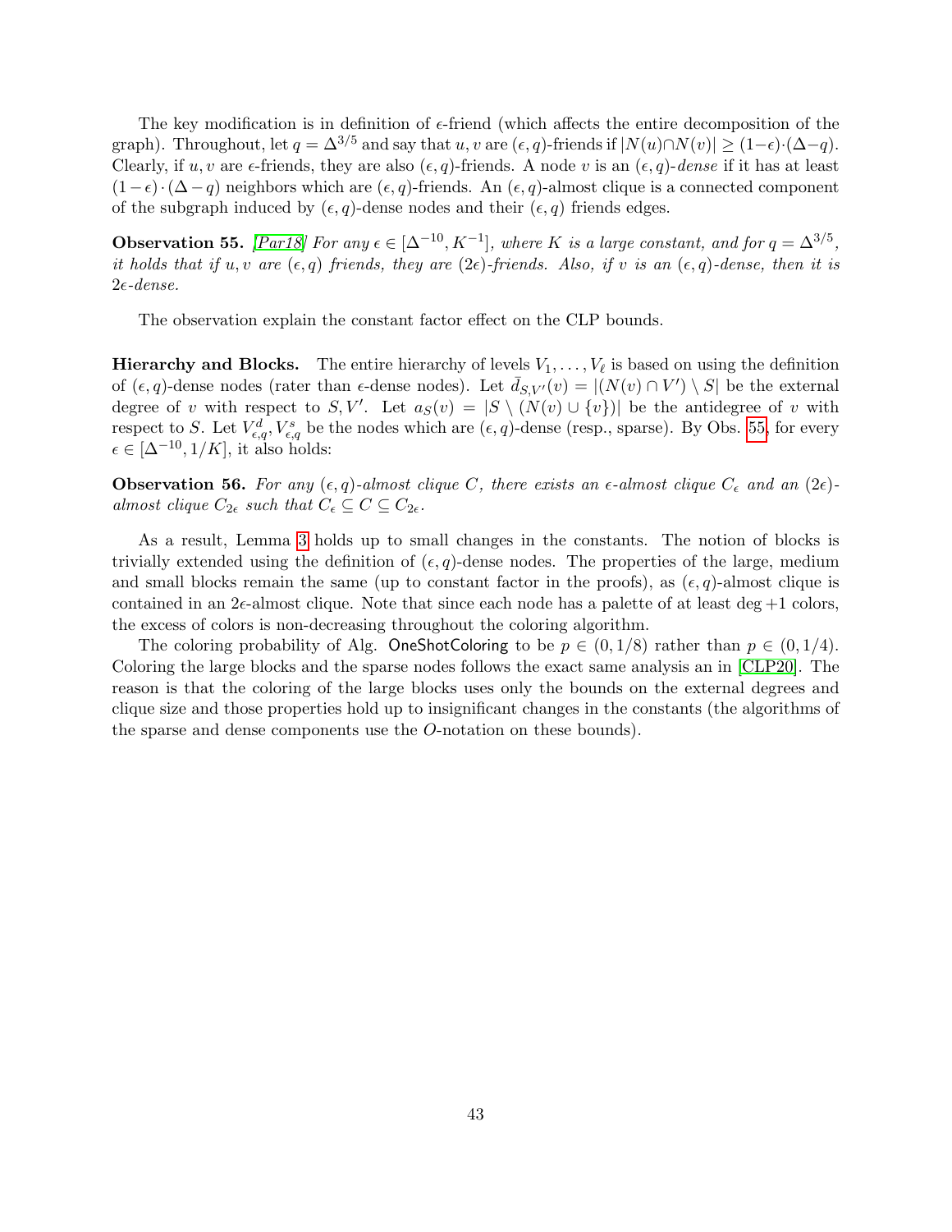The key modification is in definition of $\epsilon$-friend (which affects the entire decomposition of the graph). Throughout, let $q = \Delta^{3/5}$ and say that $u, v$ are $(\epsilon, q)$-friends if $|N(u) \cap N(v)| \geq (1-\epsilon) \cdot (\Delta - q)$. Clearly, if $u, v$ are $\epsilon$-friends, they are also $(\epsilon, q)$-friends. A node $v$ is an $(\epsilon, q)$-*dense* if it has at least $(1-\epsilon) \cdot (\Delta - q)$ neighbors which are $(\epsilon, q)$-friends. An $(\epsilon, q)$-almost clique is a connected component of the subgraph induced by $(\epsilon, q)$-dense nodes and their $(\epsilon, q)$ friends edges.

**Observation 55.** *[Par18] For any $\epsilon \in [\Delta^{-10}, K^{-1}]$, where $K$ is a large constant, and for $q = \Delta^{3/5}$, it holds that if $u, v$ are $(\epsilon, q)$ friends, they are $(2\epsilon)$-friends. Also, if $v$ is an $(\epsilon, q)$-dense, then it is $2\epsilon$-dense.*

The observation explain the constant factor effect on the CLP bounds.

**Hierarchy and Blocks.** The entire hierarchy of levels $V_1, \ldots, V_\ell$ is based on using the definition of $(\epsilon, q)$-dense nodes (rater than $\epsilon$-dense nodes). Let $\bar{d}_{S,V'}(v) = |(N(v) \cap V') \setminus S|$ be the external degree of $v$ with respect to $S, V'$. Let $a_S(v) = |S \setminus (N(v) \cup \{v\})|$ be the antidegree of $v$ with respect to $S$. Let $V^d_{\epsilon,q}, V^s_{\epsilon,q}$ be the nodes which are $(\epsilon, q)$-dense (resp., sparse). By Obs. 55, for every $\epsilon \in [\Delta^{-10}, 1/K]$, it also holds:

**Observation 56.** *For any $(\epsilon, q)$-almost clique $C$, there exists an $\epsilon$-almost clique $C_\epsilon$ and an $(2\epsilon)$-almost clique $C_{2\epsilon}$ such that $C_\epsilon \subseteq C \subseteq C_{2\epsilon}$.*

As a result, Lemma 3 holds up to small changes in the constants. The notion of blocks is trivially extended using the definition of $(\epsilon, q)$-dense nodes. The properties of the large, medium and small blocks remain the same (up to constant factor in the proofs), as $(\epsilon, q)$-almost clique is contained in an $2\epsilon$-almost clique. Note that since each node has a palette of at least deg $+1$ colors, the excess of colors is non-decreasing throughout the coloring algorithm.

The coloring probability of Alg. OneShotColoring to be $p \in (0, 1/8)$ rather than $p \in (0, 1/4)$. Coloring the large blocks and the sparse nodes follows the exact same analysis an in [CLP20]. The reason is that the coloring of the large blocks uses only the bounds on the external degrees and clique size and those properties hold up to insignificant changes in the constants (the algorithms of the sparse and dense components use the $O$-notation on these bounds).